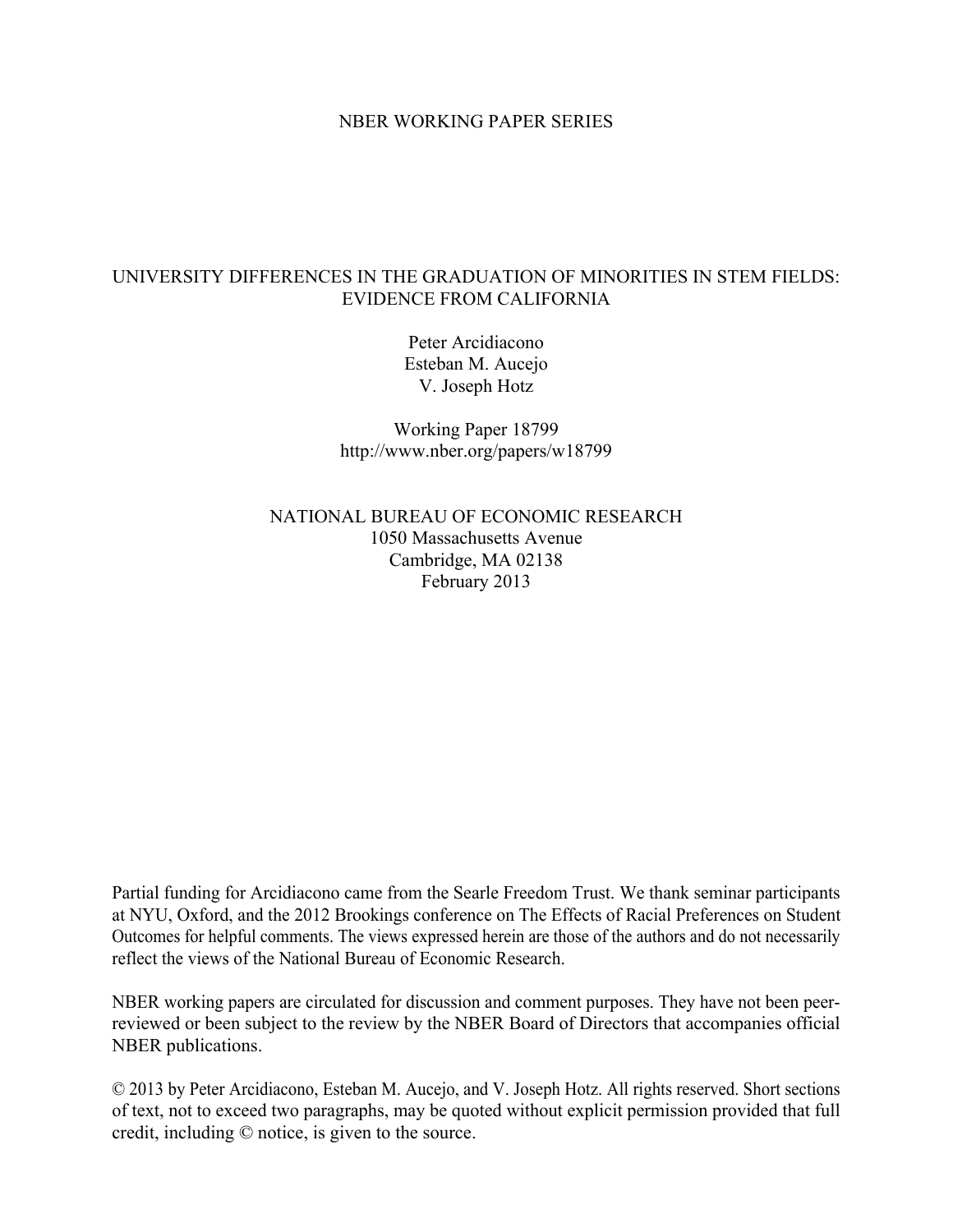NBER WORKING PAPER SERIES

# UNIVERSITY DIFFERENCES IN THE GRADUATION OF MINORITIES IN STEM FIELDS: EVIDENCE FROM CALIFORNIA

Peter Arcidiacono
Esteban M. Aucejo
V. Joseph Hotz

Working Paper 18799
http://www.nber.org/papers/w18799

NATIONAL BUREAU OF ECONOMIC RESEARCH
1050 Massachusetts Avenue
Cambridge, MA 02138
February 2013

Partial funding for Arcidiacono came from the Searle Freedom Trust. We thank seminar participants at NYU, Oxford, and the 2012 Brookings conference on The Effects of Racial Preferences on Student Outcomes for helpful comments. The views expressed herein are those of the authors and do not necessarily reflect the views of the National Bureau of Economic Research.

NBER working papers are circulated for discussion and comment purposes. They have not been peer-reviewed or been subject to the review by the NBER Board of Directors that accompanies official NBER publications.

© 2013 by Peter Arcidiacono, Esteban M. Aucejo, and V. Joseph Hotz. All rights reserved. Short sections of text, not to exceed two paragraphs, may be quoted without explicit permission provided that full credit, including © notice, is given to the source.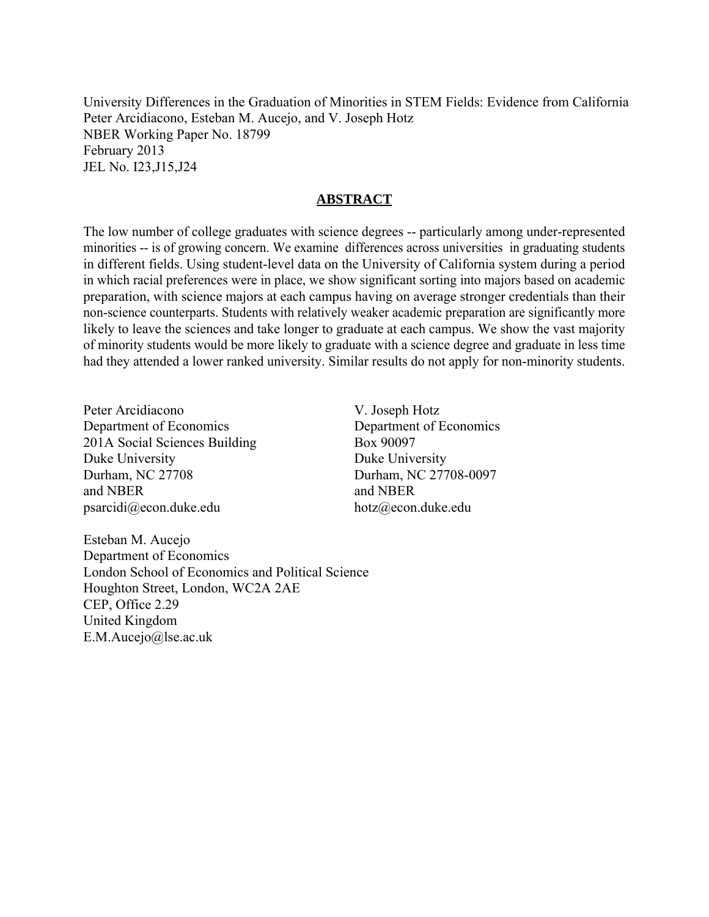University Differences in the Graduation of Minorities in STEM Fields: Evidence from California
Peter Arcidiacono, Esteban M. Aucejo, and V. Joseph Hotz
NBER Working Paper No. 18799
February 2013
JEL No. I23,J15,J24

## ABSTRACT

The low number of college graduates with science degrees -- particularly among under-represented minorities -- is of growing concern. We examine differences across universities in graduating students in different fields. Using student-level data on the University of California system during a period in which racial preferences were in place, we show significant sorting into majors based on academic preparation, with science majors at each campus having on average stronger credentials than their non-science counterparts. Students with relatively weaker academic preparation are significantly more likely to leave the sciences and take longer to graduate at each campus. We show the vast majority of minority students would be more likely to graduate with a science degree and graduate in less time had they attended a lower ranked university. Similar results do not apply for non-minority students.

Peter Arcidiacono
Department of Economics
201A Social Sciences Building
Duke University
Durham, NC 27708
and NBER
psarcidi@econ.duke.edu

V. Joseph Hotz
Department of Economics
Box 90097
Duke University
Durham, NC 27708-0097
and NBER
hotz@econ.duke.edu

Esteban M. Aucejo
Department of Economics
London School of Economics and Political Science
Houghton Street, London, WC2A 2AE
CEP, Office 2.29
United Kingdom
E.M.Aucejo@lse.ac.uk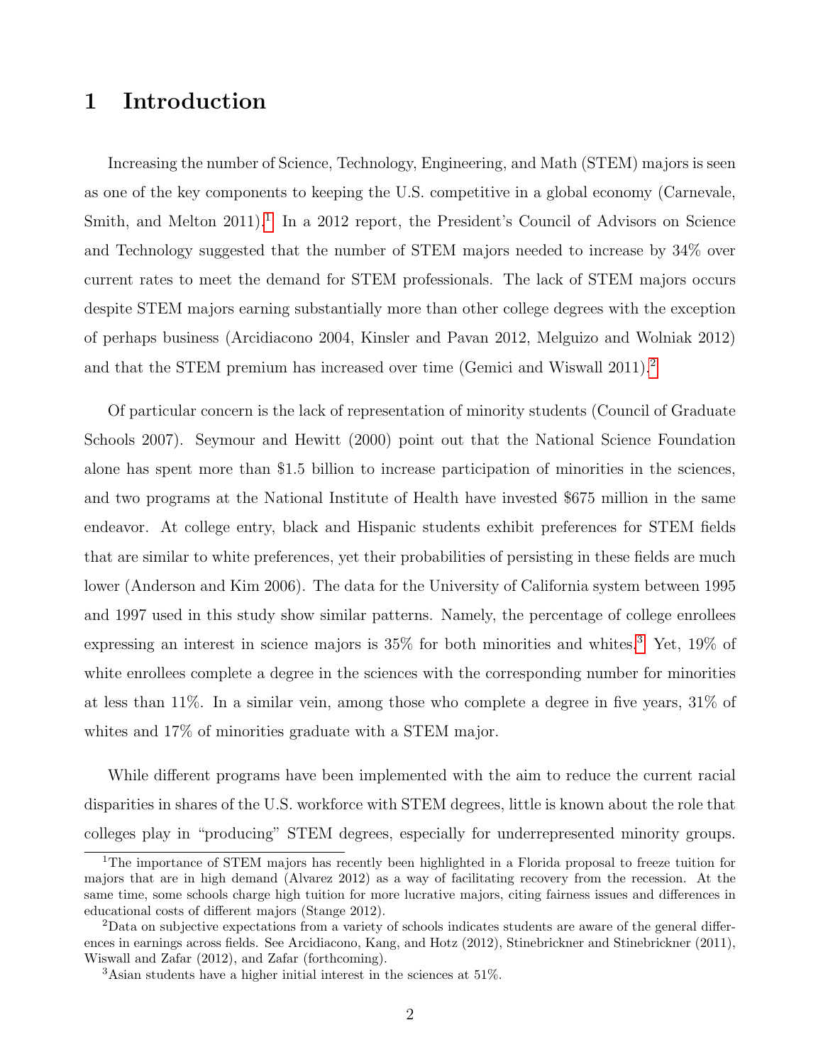# 1 Introduction

Increasing the number of Science, Technology, Engineering, and Math (STEM) majors is seen as one of the key components to keeping the U.S. competitive in a global economy (Carnevale, Smith, and Melton 2011).[1] In a 2012 report, the President's Council of Advisors on Science and Technology suggested that the number of STEM majors needed to increase by 34% over current rates to meet the demand for STEM professionals. The lack of STEM majors occurs despite STEM majors earning substantially more than other college degrees with the exception of perhaps business (Arcidiacono 2004, Kinsler and Pavan 2012, Melguizo and Wolniak 2012) and that the STEM premium has increased over time (Gemici and Wiswall 2011).[2]

Of particular concern is the lack of representation of minority students (Council of Graduate Schools 2007). Seymour and Hewitt (2000) point out that the National Science Foundation alone has spent more than $1.5 billion to increase participation of minorities in the sciences, and two programs at the National Institute of Health have invested $675 million in the same endeavor. At college entry, black and Hispanic students exhibit preferences for STEM fields that are similar to white preferences, yet their probabilities of persisting in these fields are much lower (Anderson and Kim 2006). The data for the University of California system between 1995 and 1997 used in this study show similar patterns. Namely, the percentage of college enrollees expressing an interest in science majors is 35% for both minorities and whites.[3] Yet, 19% of white enrollees complete a degree in the sciences with the corresponding number for minorities at less than 11%. In a similar vein, among those who complete a degree in five years, 31% of whites and 17% of minorities graduate with a STEM major.

While different programs have been implemented with the aim to reduce the current racial disparities in shares of the U.S. workforce with STEM degrees, little is known about the role that colleges play in "producing" STEM degrees, especially for underrepresented minority groups.

---

[1] The importance of STEM majors has recently been highlighted in a Florida proposal to freeze tuition for majors that are in high demand (Alvarez 2012) as a way of facilitating recovery from the recession. At the same time, some schools charge high tuition for more lucrative majors, citing fairness issues and differences in educational costs of different majors (Stange 2012).

[2] Data on subjective expectations from a variety of schools indicates students are aware of the general differences in earnings across fields. See Arcidiacono, Kang, and Hotz (2012), Stinebrickner and Stinebrickner (2011), Wiswall and Zafar (2012), and Zafar (forthcoming).

[3] Asian students have a higher initial interest in the sciences at 51%.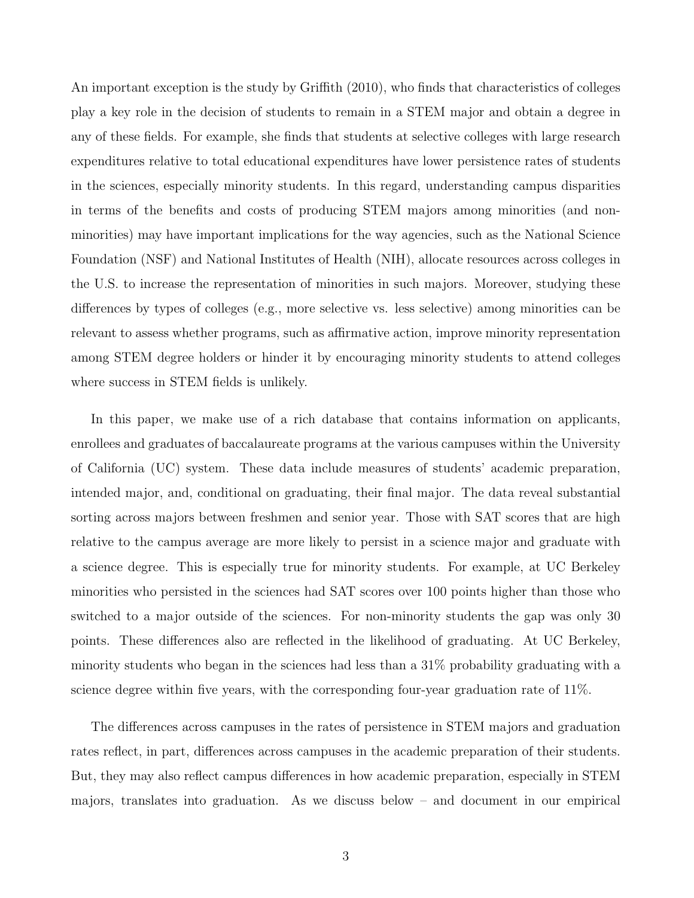An important exception is the study by Griffith (2010), who finds that characteristics of colleges play a key role in the decision of students to remain in a STEM major and obtain a degree in any of these fields. For example, she finds that students at selective colleges with large research expenditures relative to total educational expenditures have lower persistence rates of students in the sciences, especially minority students. In this regard, understanding campus disparities in terms of the benefits and costs of producing STEM majors among minorities (and non-minorities) may have important implications for the way agencies, such as the National Science Foundation (NSF) and National Institutes of Health (NIH), allocate resources across colleges in the U.S. to increase the representation of minorities in such majors. Moreover, studying these differences by types of colleges (e.g., more selective vs. less selective) among minorities can be relevant to assess whether programs, such as affirmative action, improve minority representation among STEM degree holders or hinder it by encouraging minority students to attend colleges where success in STEM fields is unlikely.

In this paper, we make use of a rich database that contains information on applicants, enrollees and graduates of baccalaureate programs at the various campuses within the University of California (UC) system. These data include measures of students' academic preparation, intended major, and, conditional on graduating, their final major. The data reveal substantial sorting across majors between freshmen and senior year. Those with SAT scores that are high relative to the campus average are more likely to persist in a science major and graduate with a science degree. This is especially true for minority students. For example, at UC Berkeley minorities who persisted in the sciences had SAT scores over 100 points higher than those who switched to a major outside of the sciences. For non-minority students the gap was only 30 points. These differences also are reflected in the likelihood of graduating. At UC Berkeley, minority students who began in the sciences had less than a 31% probability graduating with a science degree within five years, with the corresponding four-year graduation rate of 11%.

The differences across campuses in the rates of persistence in STEM majors and graduation rates reflect, in part, differences across campuses in the academic preparation of their students. But, they may also reflect campus differences in how academic preparation, especially in STEM majors, translates into graduation. As we discuss below – and document in our empirical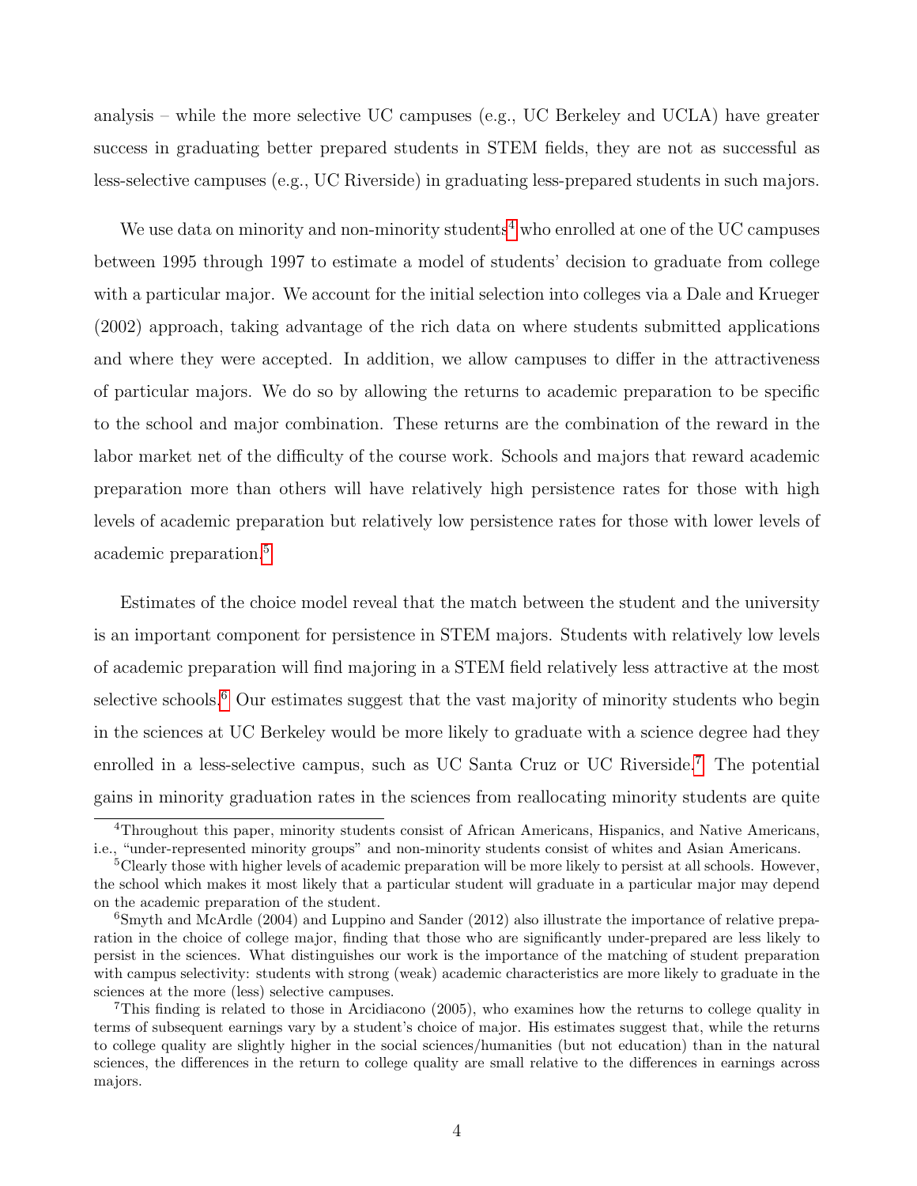analysis – while the more selective UC campuses (e.g., UC Berkeley and UCLA) have greater success in graduating better prepared students in STEM fields, they are not as successful as less-selective campuses (e.g., UC Riverside) in graduating less-prepared students in such majors.

We use data on minority and non-minority students[4] who enrolled at one of the UC campuses between 1995 through 1997 to estimate a model of students' decision to graduate from college with a particular major. We account for the initial selection into colleges via a Dale and Krueger (2002) approach, taking advantage of the rich data on where students submitted applications and where they were accepted. In addition, we allow campuses to differ in the attractiveness of particular majors. We do so by allowing the returns to academic preparation to be specific to the school and major combination. These returns are the combination of the reward in the labor market net of the difficulty of the course work. Schools and majors that reward academic preparation more than others will have relatively high persistence rates for those with high levels of academic preparation but relatively low persistence rates for those with lower levels of academic preparation.[5]

Estimates of the choice model reveal that the match between the student and the university is an important component for persistence in STEM majors. Students with relatively low levels of academic preparation will find majoring in a STEM field relatively less attractive at the most selective schools.[6] Our estimates suggest that the vast majority of minority students who begin in the sciences at UC Berkeley would be more likely to graduate with a science degree had they enrolled in a less-selective campus, such as UC Santa Cruz or UC Riverside.[7] The potential gains in minority graduation rates in the sciences from reallocating minority students are quite

[4] Throughout this paper, minority students consist of African Americans, Hispanics, and Native Americans, i.e., "under-represented minority groups" and non-minority students consist of whites and Asian Americans.

[5] Clearly those with higher levels of academic preparation will be more likely to persist at all schools. However, the school which makes it most likely that a particular student will graduate in a particular major may depend on the academic preparation of the student.

[6] Smyth and McArdle (2004) and Luppino and Sander (2012) also illustrate the importance of relative preparation in the choice of college major, finding that those who are significantly under-prepared are less likely to persist in the sciences. What distinguishes our work is the importance of the matching of student preparation with campus selectivity: students with strong (weak) academic characteristics are more likely to graduate in the sciences at the more (less) selective campuses.

[7] This finding is related to those in Arcidiacono (2005), who examines how the returns to college quality in terms of subsequent earnings vary by a student's choice of major. His estimates suggest that, while the returns to college quality are slightly higher in the social sciences/humanities (but not education) than in the natural sciences, the differences in the return to college quality are small relative to the differences in earnings across majors.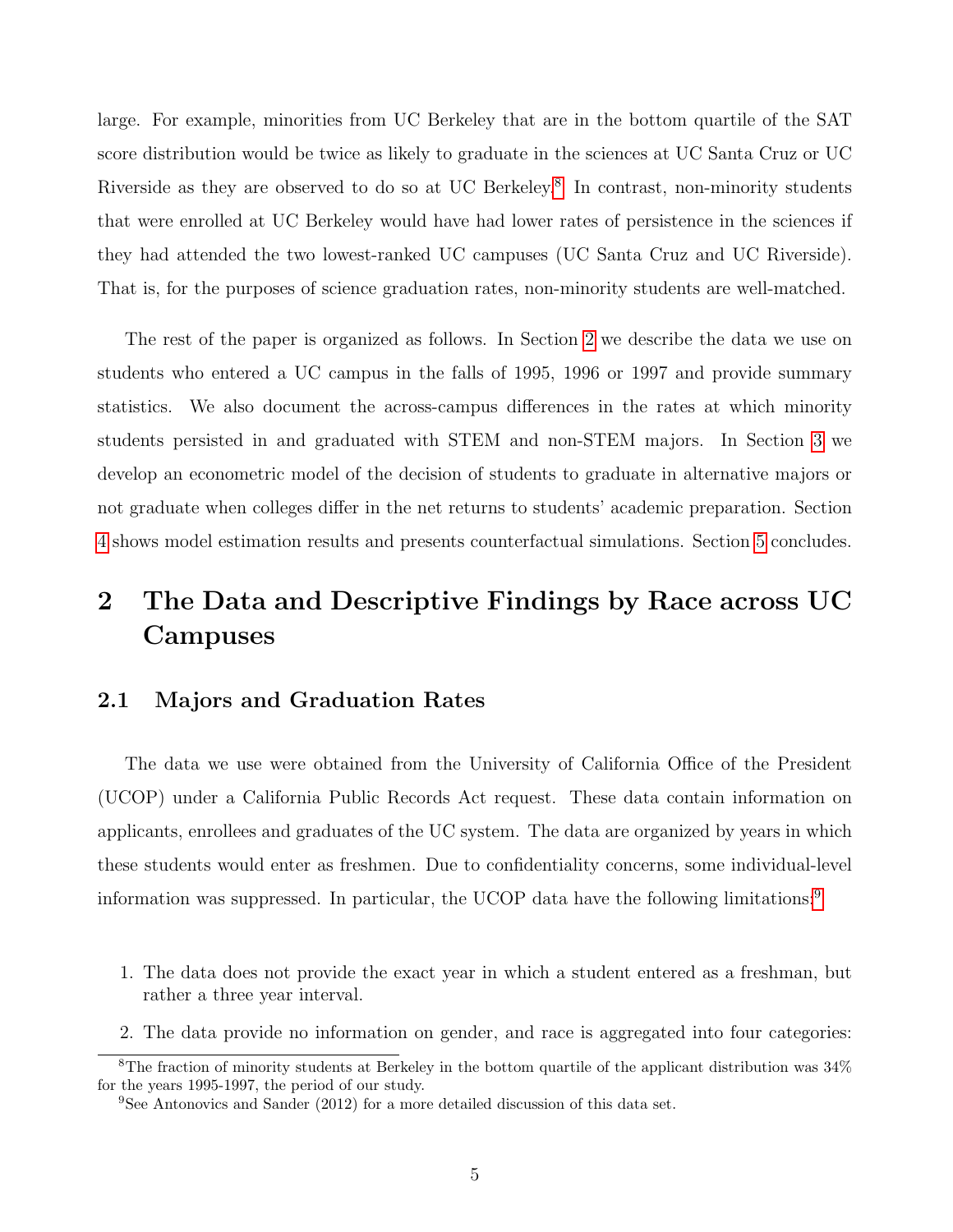large. For example, minorities from UC Berkeley that are in the bottom quartile of the SAT score distribution would be twice as likely to graduate in the sciences at UC Santa Cruz or UC Riverside as they are observed to do so at UC Berkeley.[8] In contrast, non-minority students that were enrolled at UC Berkeley would have had lower rates of persistence in the sciences if they had attended the two lowest-ranked UC campuses (UC Santa Cruz and UC Riverside). That is, for the purposes of science graduation rates, non-minority students are well-matched.

The rest of the paper is organized as follows. In Section 2 we describe the data we use on students who entered a UC campus in the falls of 1995, 1996 or 1997 and provide summary statistics. We also document the across-campus differences in the rates at which minority students persisted in and graduated with STEM and non-STEM majors. In Section 3 we develop an econometric model of the decision of students to graduate in alternative majors or not graduate when colleges differ in the net returns to students' academic preparation. Section 4 shows model estimation results and presents counterfactual simulations. Section 5 concludes.

# 2 The Data and Descriptive Findings by Race across UC Campuses

## 2.1 Majors and Graduation Rates

The data we use were obtained from the University of California Office of the President (UCOP) under a California Public Records Act request. These data contain information on applicants, enrollees and graduates of the UC system. The data are organized by years in which these students would enter as freshmen. Due to confidentiality concerns, some individual-level information was suppressed. In particular, the UCOP data have the following limitations:[9]

1. The data does not provide the exact year in which a student entered as a freshman, but rather a three year interval.
2. The data provide no information on gender, and race is aggregated into four categories:

[8] The fraction of minority students at Berkeley in the bottom quartile of the applicant distribution was 34% for the years 1995-1997, the period of our study.

[9] See Antonovics and Sander (2012) for a more detailed discussion of this data set.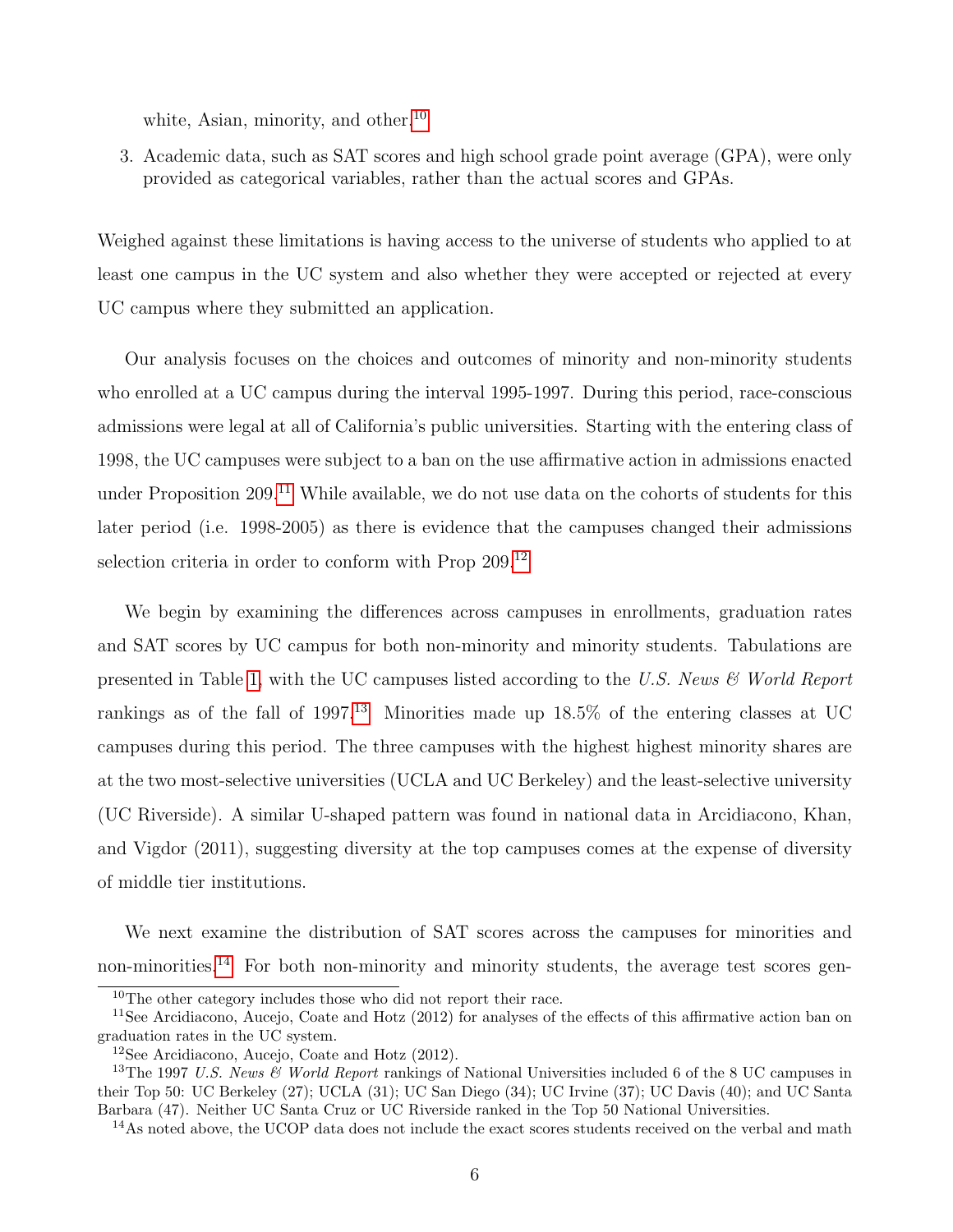white, Asian, minority, and other.[10]

3. Academic data, such as SAT scores and high school grade point average (GPA), were only provided as categorical variables, rather than the actual scores and GPAs.

Weighed against these limitations is having access to the universe of students who applied to at least one campus in the UC system and also whether they were accepted or rejected at every UC campus where they submitted an application.

Our analysis focuses on the choices and outcomes of minority and non-minority students who enrolled at a UC campus during the interval 1995-1997. During this period, race-conscious admissions were legal at all of California's public universities. Starting with the entering class of 1998, the UC campuses were subject to a ban on the use affirmative action in admissions enacted under Proposition 209.[11] While available, we do not use data on the cohorts of students for this later period (i.e. 1998-2005) as there is evidence that the campuses changed their admissions selection criteria in order to conform with Prop 209.[12]

We begin by examining the differences across campuses in enrollments, graduation rates and SAT scores by UC campus for both non-minority and minority students. Tabulations are presented in Table 1, with the UC campuses listed according to the *U.S. News & World Report* rankings as of the fall of 1997.[13] Minorities made up 18.5% of the entering classes at UC campuses during this period. The three campuses with the highest highest minority shares are at the two most-selective universities (UCLA and UC Berkeley) and the least-selective university (UC Riverside). A similar U-shaped pattern was found in national data in Arcidiacono, Khan, and Vigdor (2011), suggesting diversity at the top campuses comes at the expense of diversity of middle tier institutions.

We next examine the distribution of SAT scores across the campuses for minorities and non-minorities.[14] For both non-minority and minority students, the average test scores gen-

[10] The other category includes those who did not report their race.

[11] See Arcidiacono, Aucejo, Coate and Hotz (2012) for analyses of the effects of this affirmative action ban on graduation rates in the UC system.

[12] See Arcidiacono, Aucejo, Coate and Hotz (2012).

[13] The 1997 *U.S. News & World Report* rankings of National Universities included 6 of the 8 UC campuses in their Top 50: UC Berkeley (27); UCLA (31); UC San Diego (34); UC Irvine (37); UC Davis (40); and UC Santa Barbara (47). Neither UC Santa Cruz or UC Riverside ranked in the Top 50 National Universities.

[14] As noted above, the UCOP data does not include the exact scores students received on the verbal and math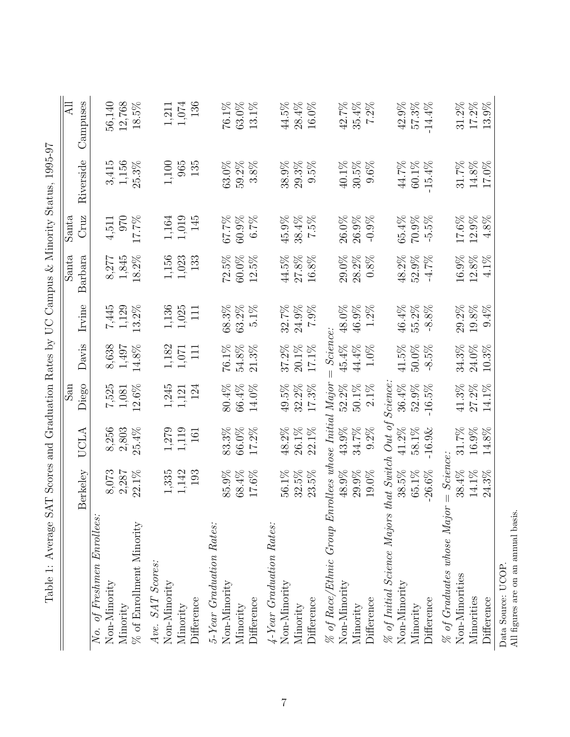Table 1: Average SAT Scores and Graduation Rates by UC Campus & Minority Status, 1995-97

| | Berkeley | UCLA | San Diego | Davis | Irvine | Santa Barbara | Santa Cruz | Riverside | All Campuses |
|---|---|---|---|---|---|---|---|---|---|
| *No. of Freshmen Enrollees:* | | | | | | | | | |
| Non-Minority | 8,073 | 8,256 | 7,525 | 8,638 | 7,445 | 8,277 | 4,511 | 3,415 | 56,140 |
| Minority | 2,287 | 2,803 | 1,081 | 1,497 | 1,129 | 1,845 | 970 | 1,156 | 12,768 |
| % of Enrollment Minority | 22.1% | 25.4% | 12.6% | 14.8% | 13.2% | 18.2% | 17.7% | 25.3% | 18.5% |
| *Ave. SAT Scores:* | | | | | | | | | |
| Non-Minority | 1,335 | 1,279 | 1,245 | 1,182 | 1,136 | 1,156 | 1,164 | 1,100 | 1,211 |
| Minority | 1,142 | 1,119 | 1,121 | 1,071 | 1,025 | 1,023 | 1,019 | 965 | 1,074 |
| Difference | 193 | 161 | 124 | 111 | 111 | 133 | 145 | 135 | 136 |
| *5-Year Graduation Rates:* | | | | | | | | | |
| Non-Minority | 85.9% | 83.3% | 80.4% | 76.1% | 68.3% | 72.5% | 67.7% | 63.0% | 76.1% |
| Minority | 68.4% | 66.0% | 66.4% | 54.8% | 63.2% | 60.0% | 60.9% | 59.2% | 63.0% |
| Difference | 17.6% | 17.2% | 14.0% | 21.3% | 5.1% | 12.5% | 6.7% | 3.8% | 13.1% |
| *4-Year Graduation Rates:* | | | | | | | | | |
| Non-Minority | 56.1% | 48.2% | 49.5% | 37.2% | 32.7% | 44.5% | 45.9% | 38.9% | 44.5% |
| Minority | 32.5% | 26.1% | 32.2% | 20.1% | 24.9% | 27.8% | 38.4% | 29.3% | 28.4% |
| Difference | 23.5% | 22.1% | 17.3% | 17.1% | 7.9% | 16.8% | 7.5% | 9.5% | 16.0% |
| *% of Race/Ethnic Group Enrollees whose Initial Major = Science:* | | | | | | | | | |
| Non-Minority | 48.9% | 43.9% | 52.2% | 45.4% | 48.0% | 29.0% | 26.0% | 40.1% | 42.7% |
| Minority | 29.9% | 34.7% | 50.1% | 44.4% | 46.9% | 28.2% | 26.9% | 30.5% | 35.4% |
| Difference | 19.0% | 9.2% | 2.1% | 1.0% | 1.2% | 0.8% | -0.9% | 9.6% | 7.2% |
| *% of Initial Science Majors that Switch Out of Science:* | | | | | | | | | |
| Non-Minority | 38.5% | 41.2% | 36.4% | 41.5% | 46.4% | 48.2% | 65.4% | 44.7% | 42.9% |
| Minority | 65.1% | 58.1% | 52.9% | 50.0% | 55.2% | 52.9% | 70.9% | 60.1% | 57.3% |
| Difference | -26.6% | -16.9& | -16.5% | -8.5% | -8.8% | -4.7% | -5.5% | -15.4% | -14.4% |
| *% of Graduates whose Major = Science:* | | | | | | | | | |
| Non-Minorities | 38.4% | 31.7% | 41.3% | 34.3% | 29.2% | 16.9% | 17.6% | 31.7% | 31.2% |
| Minorities | 14.1% | 16.9% | 27.2% | 24.0% | 19.8% | 12.8% | 12.9% | 14.8% | 17.2% |
| Difference | 24.3% | 14.8% | 14.1% | 10.3% | 9.4% | 4.1% | 4.8% | 17.0% | 13.9% |

Data Source: UCOP.
All figures are on an annual basis.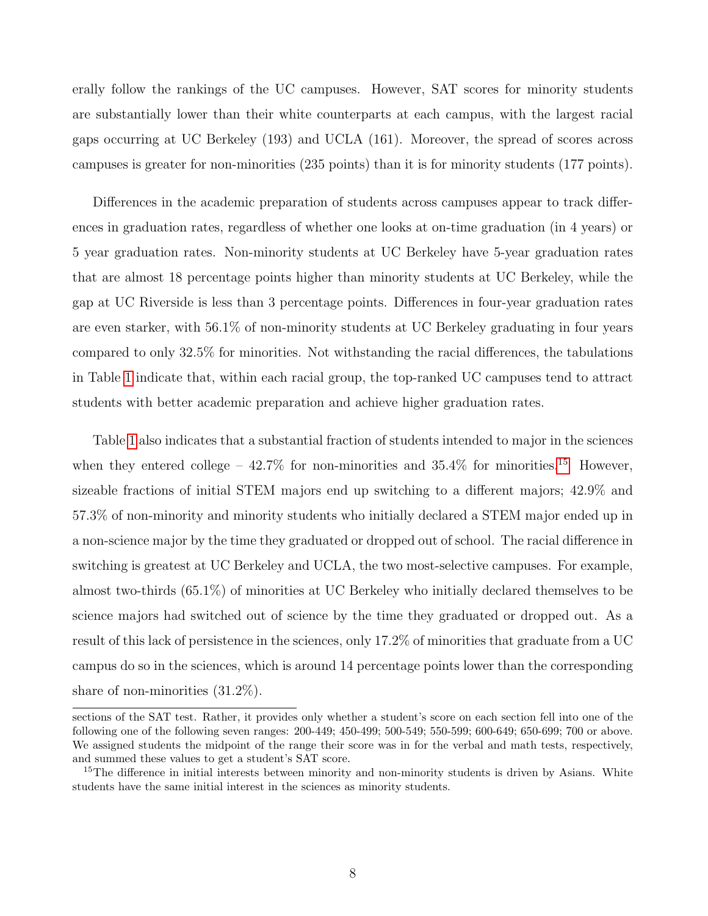erally follow the rankings of the UC campuses. However, SAT scores for minority students are substantially lower than their white counterparts at each campus, with the largest racial gaps occurring at UC Berkeley (193) and UCLA (161). Moreover, the spread of scores across campuses is greater for non-minorities (235 points) than it is for minority students (177 points).

Differences in the academic preparation of students across campuses appear to track differences in graduation rates, regardless of whether one looks at on-time graduation (in 4 years) or 5 year graduation rates. Non-minority students at UC Berkeley have 5-year graduation rates that are almost 18 percentage points higher than minority students at UC Berkeley, while the gap at UC Riverside is less than 3 percentage points. Differences in four-year graduation rates are even starker, with 56.1% of non-minority students at UC Berkeley graduating in four years compared to only 32.5% for minorities. Not withstanding the racial differences, the tabulations in Table 1 indicate that, within each racial group, the top-ranked UC campuses tend to attract students with better academic preparation and achieve higher graduation rates.

Table 1 also indicates that a substantial fraction of students intended to major in the sciences when they entered college – 42.7% for non-minorities and 35.4% for minorities.[15] However, sizeable fractions of initial STEM majors end up switching to a different majors; 42.9% and 57.3% of non-minority and minority students who initially declared a STEM major ended up in a non-science major by the time they graduated or dropped out of school. The racial difference in switching is greatest at UC Berkeley and UCLA, the two most-selective campuses. For example, almost two-thirds (65.1%) of minorities at UC Berkeley who initially declared themselves to be science majors had switched out of science by the time they graduated or dropped out. As a result of this lack of persistence in the sciences, only 17.2% of minorities that graduate from a UC campus do so in the sciences, which is around 14 percentage points lower than the corresponding share of non-minorities (31.2%).

---

sections of the SAT test. Rather, it provides only whether a student's score on each section fell into one of the following one of the following seven ranges: 200-449; 450-499; 500-549; 550-599; 600-649; 650-699; 700 or above. We assigned students the midpoint of the range their score was in for the verbal and math tests, respectively, and summed these values to get a student's SAT score.

[15] The difference in initial interests between minority and non-minority students is driven by Asians. White students have the same initial interest in the sciences as minority students.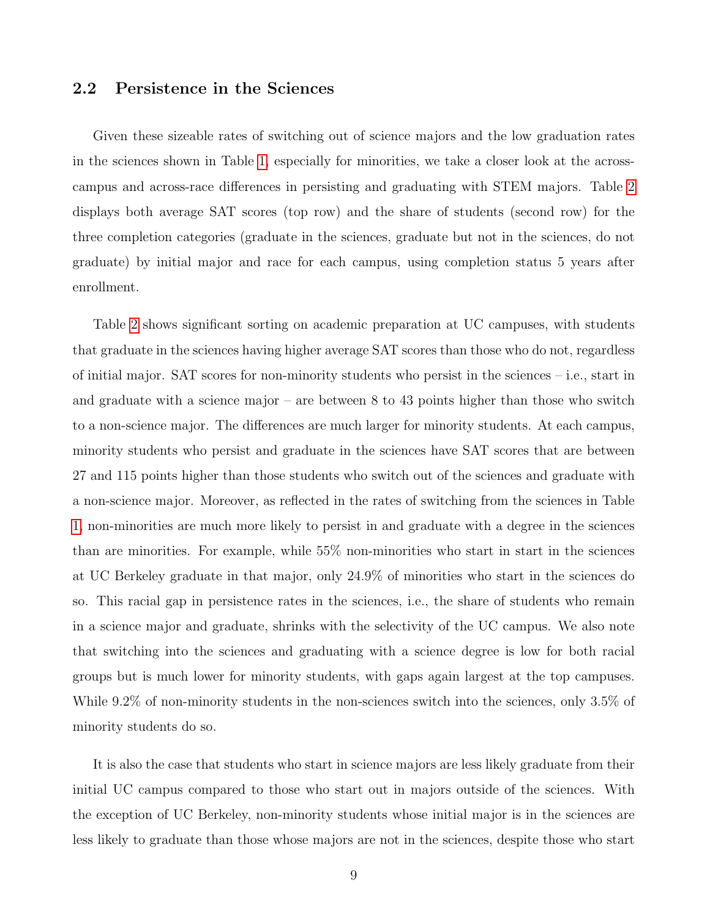## 2.2 Persistence in the Sciences

Given these sizeable rates of switching out of science majors and the low graduation rates in the sciences shown in Table 1, especially for minorities, we take a closer look at the across-campus and across-race differences in persisting and graduating with STEM majors. Table 2 displays both average SAT scores (top row) and the share of students (second row) for the three completion categories (graduate in the sciences, graduate but not in the sciences, do not graduate) by initial major and race for each campus, using completion status 5 years after enrollment.

Table 2 shows significant sorting on academic preparation at UC campuses, with students that graduate in the sciences having higher average SAT scores than those who do not, regardless of initial major. SAT scores for non-minority students who persist in the sciences – i.e., start in and graduate with a science major – are between 8 to 43 points higher than those who switch to a non-science major. The differences are much larger for minority students. At each campus, minority students who persist and graduate in the sciences have SAT scores that are between 27 and 115 points higher than those students who switch out of the sciences and graduate with a non-science major. Moreover, as reflected in the rates of switching from the sciences in Table 1, non-minorities are much more likely to persist in and graduate with a degree in the sciences than are minorities. For example, while 55% non-minorities who start in start in the sciences at UC Berkeley graduate in that major, only 24.9% of minorities who start in the sciences do so. This racial gap in persistence rates in the sciences, i.e., the share of students who remain in a science major and graduate, shrinks with the selectivity of the UC campus. We also note that switching into the sciences and graduating with a science degree is low for both racial groups but is much lower for minority students, with gaps again largest at the top campuses. While 9.2% of non-minority students in the non-sciences switch into the sciences, only 3.5% of minority students do so.

It is also the case that students who start in science majors are less likely graduate from their initial UC campus compared to those who start out in majors outside of the sciences. With the exception of UC Berkeley, non-minority students whose initial major is in the sciences are less likely to graduate than those whose majors are not in the sciences, despite those who start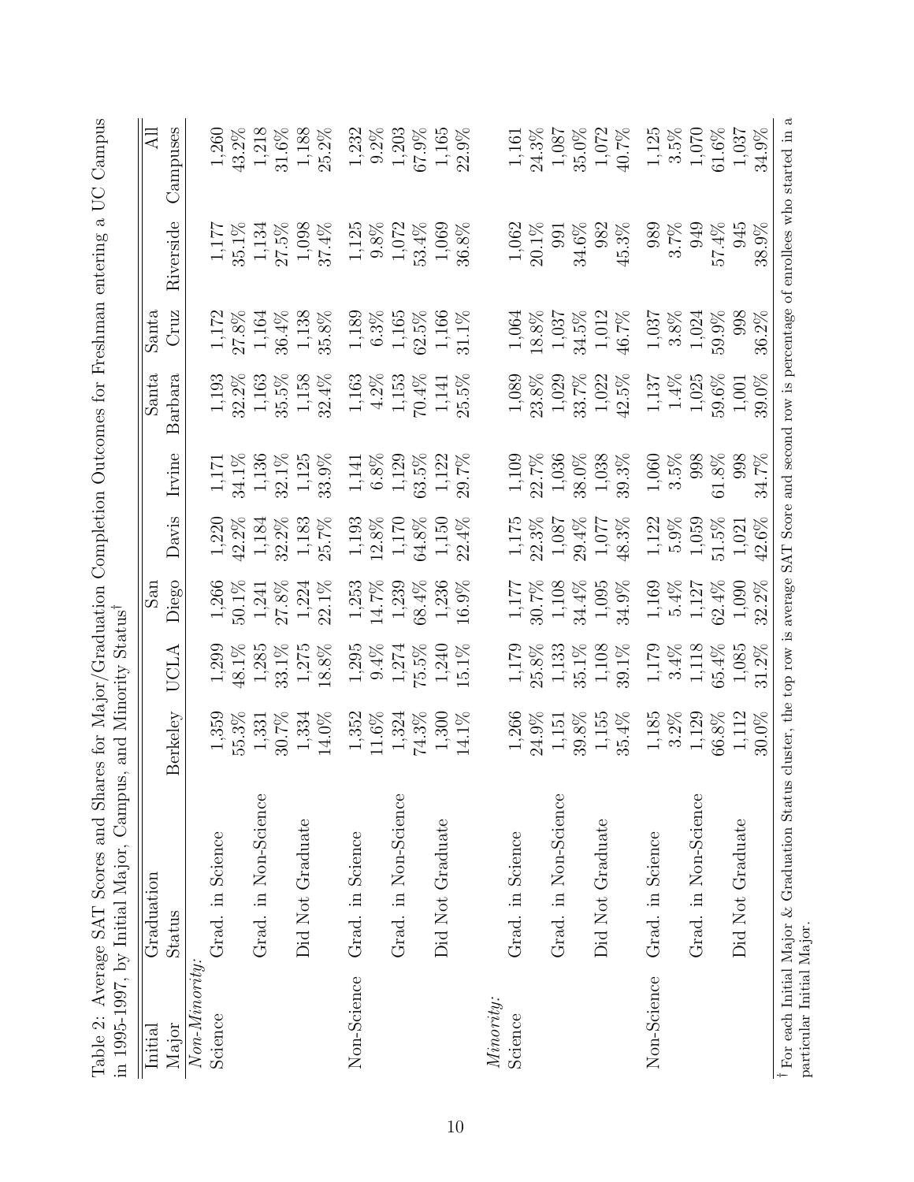Table 2: Average SAT Scores and Shares for Major/Graduation Completion Outcomes for Freshman entering a UC Campus in 1995-1997, by Initial Major, Campus, and Minority Status†

| Initial Major | Graduation Status | Berkeley | UCLA | San Diego | Davis | Irvine | Santa Barbara | Santa Cruz | Riverside | All Campuses |
|---|---|---|---|---|---|---|---|---|---|---|
| *Non-Minority:* | | | | | | | | | | |
| Science | Grad. in Science | 1,359 | 1,299 | 1,266 | 1,220 | 1,171 | 1,193 | 1,172 | 1,177 | 1,260 |
| | | 55.3% | 48.1% | 50.1% | 42.2% | 34.1% | 32.2% | 27.8% | 35.1% | 43.2% |
| | Grad. in Non-Science | 1,331 | 1,285 | 1,241 | 1,184 | 1,136 | 1,163 | 1,164 | 1,134 | 1,218 |
| | | 30.7% | 33.1% | 27.8% | 32.2% | 32.1% | 35.5% | 36.4% | 27.5% | 31.6% |
| | Did Not Graduate | 1,334 | 1,275 | 1,224 | 1,183 | 1,125 | 1,158 | 1,138 | 1,098 | 1,188 |
| | | 14.0% | 18.8% | 22.1% | 25.7% | 33.9% | 32.4% | 35.8% | 37.4% | 25.2% |
| Non-Science | Grad. in Science | 1,352 | 1,295 | 1,253 | 1,193 | 1,141 | 1,163 | 1,189 | 1,125 | 1,232 |
| | | 11.6% | 9.4% | 14.7% | 12.8% | 6.8% | 4.2% | 6.3% | 9.8% | 9.2% |
| | Grad. in Non-Science | 1,324 | 1,274 | 1,239 | 1,170 | 1,129 | 1,153 | 1,165 | 1,072 | 1,203 |
| | | 74.3% | 75.5% | 68.4% | 64.8% | 63.5% | 70.4% | 62.5% | 53.4% | 67.9% |
| | Did Not Graduate | 1,300 | 1,240 | 1,236 | 1,150 | 1,122 | 1,141 | 1,166 | 1,069 | 1,165 |
| | | 14.1% | 15.1% | 16.9% | 22.4% | 29.7% | 25.5% | 31.1% | 36.8% | 22.9% |
| *Minority:* | | | | | | | | | | |
| Science | Grad. in Science | 1,266 | 1,179 | 1,177 | 1,175 | 1,109 | 1,089 | 1,064 | 1,062 | 1,161 |
| | | 24.9% | 25.8% | 30.7% | 22.3% | 22.7% | 23.8% | 18.8% | 20.1% | 24.3% |
| | Grad. in Non-Science | 1,151 | 1,133 | 1,108 | 1,087 | 1,036 | 1,029 | 1,037 | 991 | 1,087 |
| | | 39.8% | 35.1% | 34.4% | 29.4% | 38.0% | 33.7% | 34.5% | 34.6% | 35.0% |
| | Did Not Graduate | 1,155 | 1,108 | 1,095 | 1,077 | 1,038 | 1,022 | 1,012 | 982 | 1,072 |
| | | 35.4% | 39.1% | 34.9% | 48.3% | 39.3% | 42.5% | 46.7% | 45.3% | 40.7% |
| Non-Science | Grad. in Science | 1,185 | 1,179 | 1,169 | 1,122 | 1,060 | 1,137 | 1,037 | 989 | 1,125 |
| | | 3.2% | 3.4% | 5.4% | 5.9% | 3.5% | 1.4% | 3.8% | 3.7% | 3.5% |
| | Grad. in Non-Science | 1,129 | 1,118 | 1,127 | 1,059 | 998 | 1,025 | 1,024 | 949 | 1,070 |
| | | 66.8% | 65.4% | 62.4% | 51.5% | 61.8% | 59.6% | 59.9% | 57.4% | 61.6% |
| | Did Not Graduate | 1,112 | 1,085 | 1,090 | 1,021 | 998 | 1,001 | 998 | 945 | 1,037 |
| | | 30.0% | 31.2% | 32.2% | 42.6% | 34.7% | 39.0% | 36.2% | 38.9% | 34.9% |

† For each Initial Major & Graduation Status cluster, the top row is average SAT Score and second row is percentage of enrollees who started in a particular Initial Major.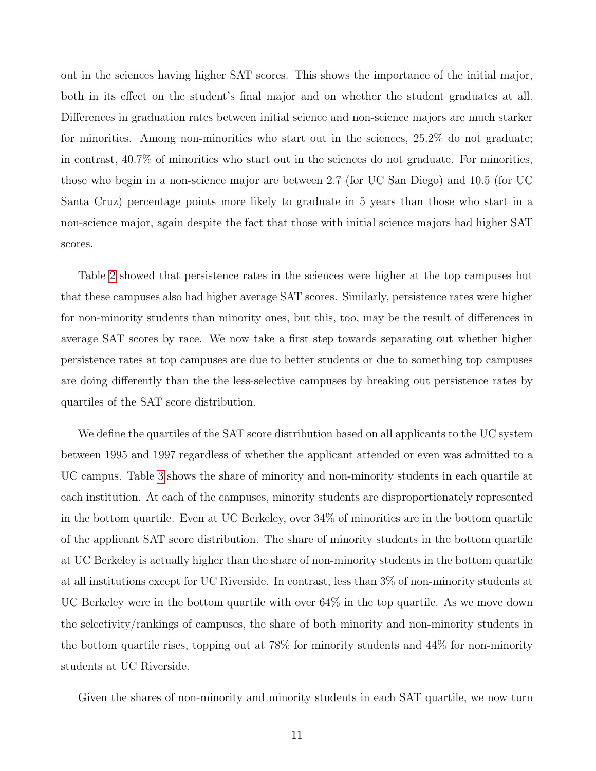out in the sciences having higher SAT scores. This shows the importance of the initial major, both in its effect on the student's final major and on whether the student graduates at all. Differences in graduation rates between initial science and non-science majors are much starker for minorities. Among non-minorities who start out in the sciences, 25.2% do not graduate; in contrast, 40.7% of minorities who start out in the sciences do not graduate. For minorities, those who begin in a non-science major are between 2.7 (for UC San Diego) and 10.5 (for UC Santa Cruz) percentage points more likely to graduate in 5 years than those who start in a non-science major, again despite the fact that those with initial science majors had higher SAT scores.

Table 2 showed that persistence rates in the sciences were higher at the top campuses but that these campuses also had higher average SAT scores. Similarly, persistence rates were higher for non-minority students than minority ones, but this, too, may be the result of differences in average SAT scores by race. We now take a first step towards separating out whether higher persistence rates at top campuses are due to better students or due to something top campuses are doing differently than the the less-selective campuses by breaking out persistence rates by quartiles of the SAT score distribution.

We define the quartiles of the SAT score distribution based on all applicants to the UC system between 1995 and 1997 regardless of whether the applicant attended or even was admitted to a UC campus. Table 3 shows the share of minority and non-minority students in each quartile at each institution. At each of the campuses, minority students are disproportionately represented in the bottom quartile. Even at UC Berkeley, over 34% of minorities are in the bottom quartile of the applicant SAT score distribution. The share of minority students in the bottom quartile at UC Berkeley is actually higher than the share of non-minority students in the bottom quartile at all institutions except for UC Riverside. In contrast, less than 3% of non-minority students at UC Berkeley were in the bottom quartile with over 64% in the top quartile. As we move down the selectivity/rankings of campuses, the share of both minority and non-minority students in the bottom quartile rises, topping out at 78% for minority students and 44% for non-minority students at UC Riverside.

Given the shares of non-minority and minority students in each SAT quartile, we now turn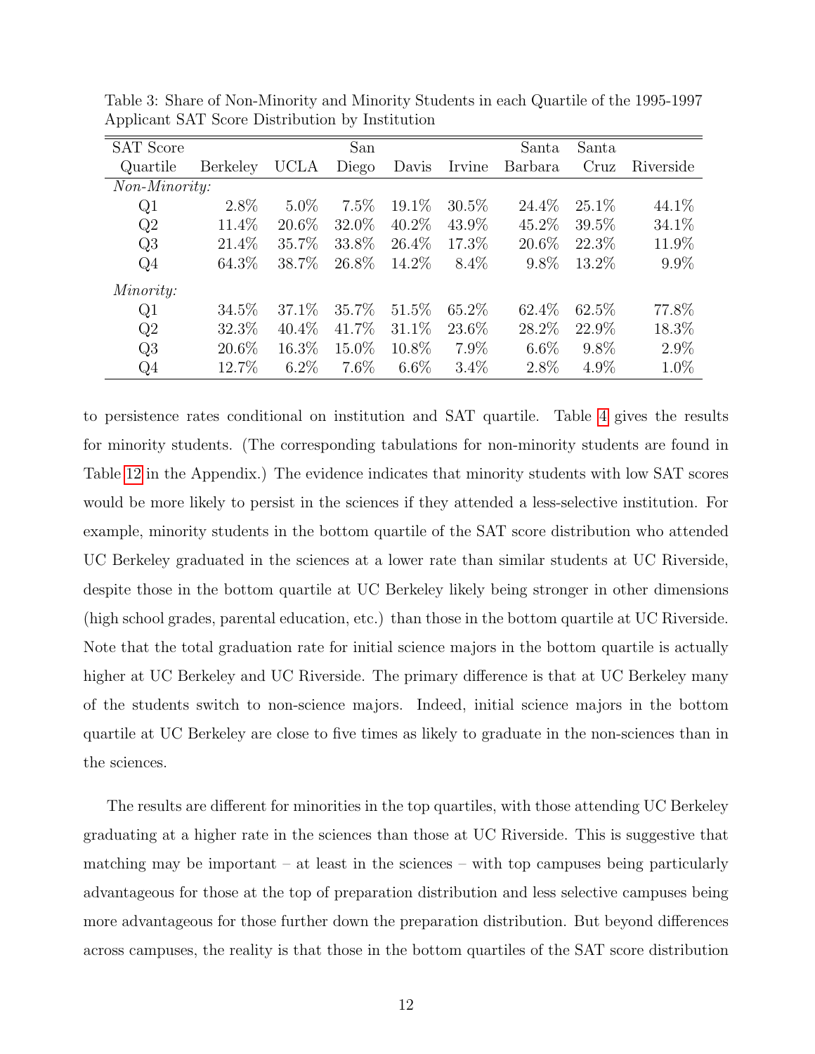Table 3: Share of Non-Minority and Minority Students in each Quartile of the 1995-1997 Applicant SAT Score Distribution by Institution

| SAT Score Quartile | Berkeley | UCLA | San Diego | Davis | Irvine | Santa Barbara | Santa Cruz | Riverside |
|---|---|---|---|---|---|---|---|---|
| *Non-Minority:* | | | | | | | | |
| Q1 | 2.8% | 5.0% | 7.5% | 19.1% | 30.5% | 24.4% | 25.1% | 44.1% |
| Q2 | 11.4% | 20.6% | 32.0% | 40.2% | 43.9% | 45.2% | 39.5% | 34.1% |
| Q3 | 21.4% | 35.7% | 33.8% | 26.4% | 17.3% | 20.6% | 22.3% | 11.9% |
| Q4 | 64.3% | 38.7% | 26.8% | 14.2% | 8.4% | 9.8% | 13.2% | 9.9% |
| *Minority:* | | | | | | | | |
| Q1 | 34.5% | 37.1% | 35.7% | 51.5% | 65.2% | 62.4% | 62.5% | 77.8% |
| Q2 | 32.3% | 40.4% | 41.7% | 31.1% | 23.6% | 28.2% | 22.9% | 18.3% |
| Q3 | 20.6% | 16.3% | 15.0% | 10.8% | 7.9% | 6.6% | 9.8% | 2.9% |
| Q4 | 12.7% | 6.2% | 7.6% | 6.6% | 3.4% | 2.8% | 4.9% | 1.0% |

to persistence rates conditional on institution and SAT quartile. Table 4 gives the results for minority students. (The corresponding tabulations for non-minority students are found in Table 12 in the Appendix.) The evidence indicates that minority students with low SAT scores would be more likely to persist in the sciences if they attended a less-selective institution. For example, minority students in the bottom quartile of the SAT score distribution who attended UC Berkeley graduated in the sciences at a lower rate than similar students at UC Riverside, despite those in the bottom quartile at UC Berkeley likely being stronger in other dimensions (high school grades, parental education, etc.) than those in the bottom quartile at UC Riverside. Note that the total graduation rate for initial science majors in the bottom quartile is actually higher at UC Berkeley and UC Riverside. The primary difference is that at UC Berkeley many of the students switch to non-science majors. Indeed, initial science majors in the bottom quartile at UC Berkeley are close to five times as likely to graduate in the non-sciences than in the sciences.

The results are different for minorities in the top quartiles, with those attending UC Berkeley graduating at a higher rate in the sciences than those at UC Riverside. This is suggestive that matching may be important – at least in the sciences – with top campuses being particularly advantageous for those at the top of preparation distribution and less selective campuses being more advantageous for those further down the preparation distribution. But beyond differences across campuses, the reality is that those in the bottom quartiles of the SAT score distribution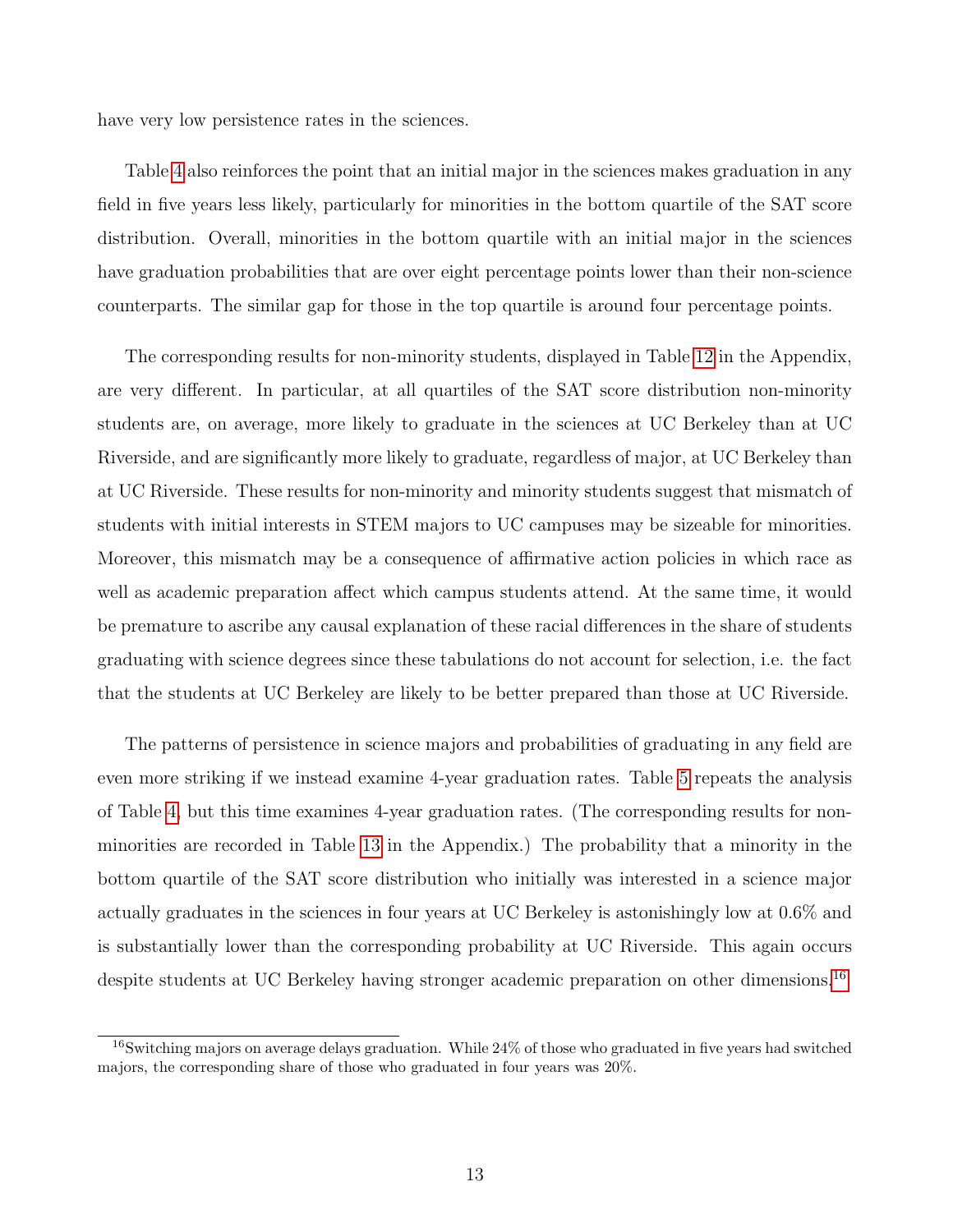have very low persistence rates in the sciences.

Table 4 also reinforces the point that an initial major in the sciences makes graduation in any field in five years less likely, particularly for minorities in the bottom quartile of the SAT score distribution. Overall, minorities in the bottom quartile with an initial major in the sciences have graduation probabilities that are over eight percentage points lower than their non-science counterparts. The similar gap for those in the top quartile is around four percentage points.

The corresponding results for non-minority students, displayed in Table 12 in the Appendix, are very different. In particular, at all quartiles of the SAT score distribution non-minority students are, on average, more likely to graduate in the sciences at UC Berkeley than at UC Riverside, and are significantly more likely to graduate, regardless of major, at UC Berkeley than at UC Riverside. These results for non-minority and minority students suggest that mismatch of students with initial interests in STEM majors to UC campuses may be sizeable for minorities. Moreover, this mismatch may be a consequence of affirmative action policies in which race as well as academic preparation affect which campus students attend. At the same time, it would be premature to ascribe any causal explanation of these racial differences in the share of students graduating with science degrees since these tabulations do not account for selection, i.e. the fact that the students at UC Berkeley are likely to be better prepared than those at UC Riverside.

The patterns of persistence in science majors and probabilities of graduating in any field are even more striking if we instead examine 4-year graduation rates. Table 5 repeats the analysis of Table 4, but this time examines 4-year graduation rates. (The corresponding results for non-minorities are recorded in Table 13 in the Appendix.) The probability that a minority in the bottom quartile of the SAT score distribution who initially was interested in a science major actually graduates in the sciences in four years at UC Berkeley is astonishingly low at 0.6% and is substantially lower than the corresponding probability at UC Riverside. This again occurs despite students at UC Berkeley having stronger academic preparation on other dimensions.[16]

[16] Switching majors on average delays graduation. While 24% of those who graduated in five years had switched majors, the corresponding share of those who graduated in four years was 20%.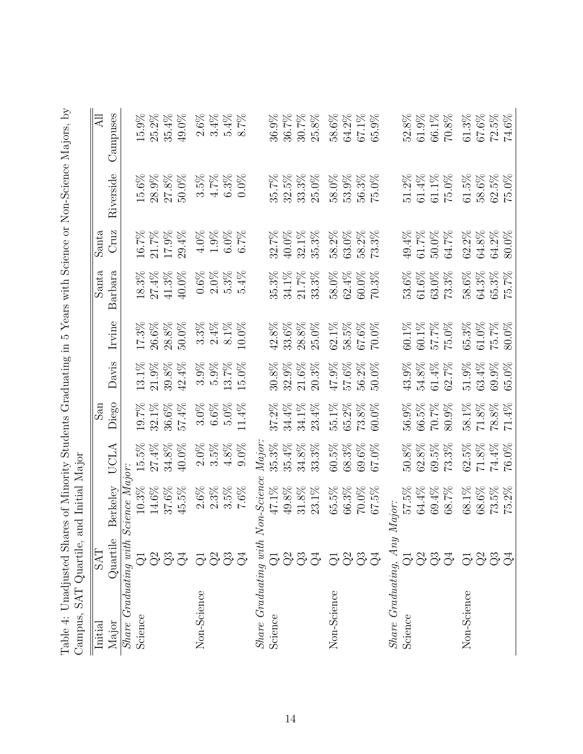Table 4: Unadjusted Shares of Minority Students Graduating in 5 Years with Science or Non-Science Majors, by Campus, SAT Quartile, and Initial Major

| Initial Major | SAT Quartile | Berkeley | UCLA | San Diego | Davis | Irvine | Santa Barbara | Santa Cruz | Riverside | All Campuses |
|---|---|---|---|---|---|---|---|---|---|---|
| *Share Graduating with Science Major:* | | | | | | | | | | |
| Science | Q1 | 10.3% | 15.5% | 19.7% | 13.1% | 17.3% | 18.3% | 16.7% | 15.6% | 15.9% |
| | Q2 | 14.6% | 27.4% | 32.1% | 21.9% | 26.6% | 27.4% | 21.7% | 28.9% | 25.2% |
| | Q3 | 37.6% | 34.8% | 36.6% | 39.8% | 28.8% | 41.3% | 17.9% | 27.8% | 35.4% |
| | Q4 | 45.5% | 40.0% | 57.4% | 42.4% | 50.0% | 40.0% | 29.4% | 50.0% | 49.0% |
| Non-Science | Q1 | 2.6% | 2.0% | 3.0% | 3.9% | 3.3% | 0.6% | 4.0% | 3.5% | 2.6% |
| | Q2 | 2.3% | 3.5% | 6.6% | 5.9% | 2.4% | 2.0% | 1.9% | 4.7% | 3.4% |
| | Q3 | 3.5% | 4.8% | 5.0% | 13.7% | 8.1% | 5.3% | 6.0% | 6.3% | 5.4% |
| | Q4 | 7.6% | 9.0% | 11.4% | 15.0% | 10.0% | 5.4% | 6.7% | 0.0% | 8.7% |
| *Share Graduating with Non-Science Major:* | | | | | | | | | | |
| Science | Q1 | 47.1% | 35.3% | 37.2% | 30.8% | 42.8% | 35.3% | 32.7% | 35.7% | 36.9% |
| | Q2 | 49.8% | 35.4% | 34.4% | 32.9% | 33.6% | 34.1% | 40.0% | 32.5% | 36.7% |
| | Q3 | 31.8% | 34.8% | 34.1% | 21.6% | 28.8% | 21.7% | 32.1% | 33.3% | 30.7% |
| | Q4 | 23.1% | 33.3% | 23.4% | 20.3% | 25.0% | 33.3% | 35.3% | 25.0% | 25.8% |
| Non-Science | Q1 | 65.5% | 60.5% | 55.1% | 47.9% | 62.1% | 58.0% | 58.2% | 58.0% | 58.6% |
| | Q2 | 66.3% | 68.3% | 65.2% | 57.6% | 58.5% | 62.4% | 63.0% | 53.9% | 64.2% |
| | Q3 | 70.0% | 69.6% | 73.8% | 56.2% | 67.6% | 60.0% | 58.2% | 56.3% | 67.1% |
| | Q4 | 67.5% | 67.0% | 60.0% | 50.0% | 70.0% | 70.3% | 73.3% | 75.0% | 65.9% |
| *Share Graduating, Any Major:* | | | | | | | | | | |
| Science | Q1 | 57.5% | 50.8% | 56.9% | 43.9% | 60.1% | 53.6% | 49.4% | 51.2% | 52.8% |
| | Q2 | 64.4% | 62.8% | 66.5% | 54.8% | 60.1% | 61.6% | 61.7% | 61.4% | 61.9% |
| | Q3 | 69.4% | 69.5% | 70.7% | 61.4% | 57.7% | 63.0% | 50.0% | 61.1% | 66.1% |
| | Q4 | 68.7% | 73.3% | 80.9% | 62.7% | 75.0% | 73.3% | 64.7% | 75.0% | 70.8% |
| Non-Science | Q1 | 68.1% | 62.5% | 58.1% | 51.9% | 65.3% | 58.6% | 62.2% | 61.5% | 61.3% |
| | Q2 | 68.6% | 71.8% | 71.8% | 63.4% | 61.0% | 64.3% | 64.8% | 58.6% | 67.6% |
| | Q3 | 73.5% | 74.4% | 78.8% | 69.9% | 75.7% | 65.3% | 64.2% | 62.5% | 72.5% |
| | Q4 | 75.2% | 76.0% | 71.4% | 65.0% | 80.0% | 75.7% | 80.0% | 75.0% | 74.6% |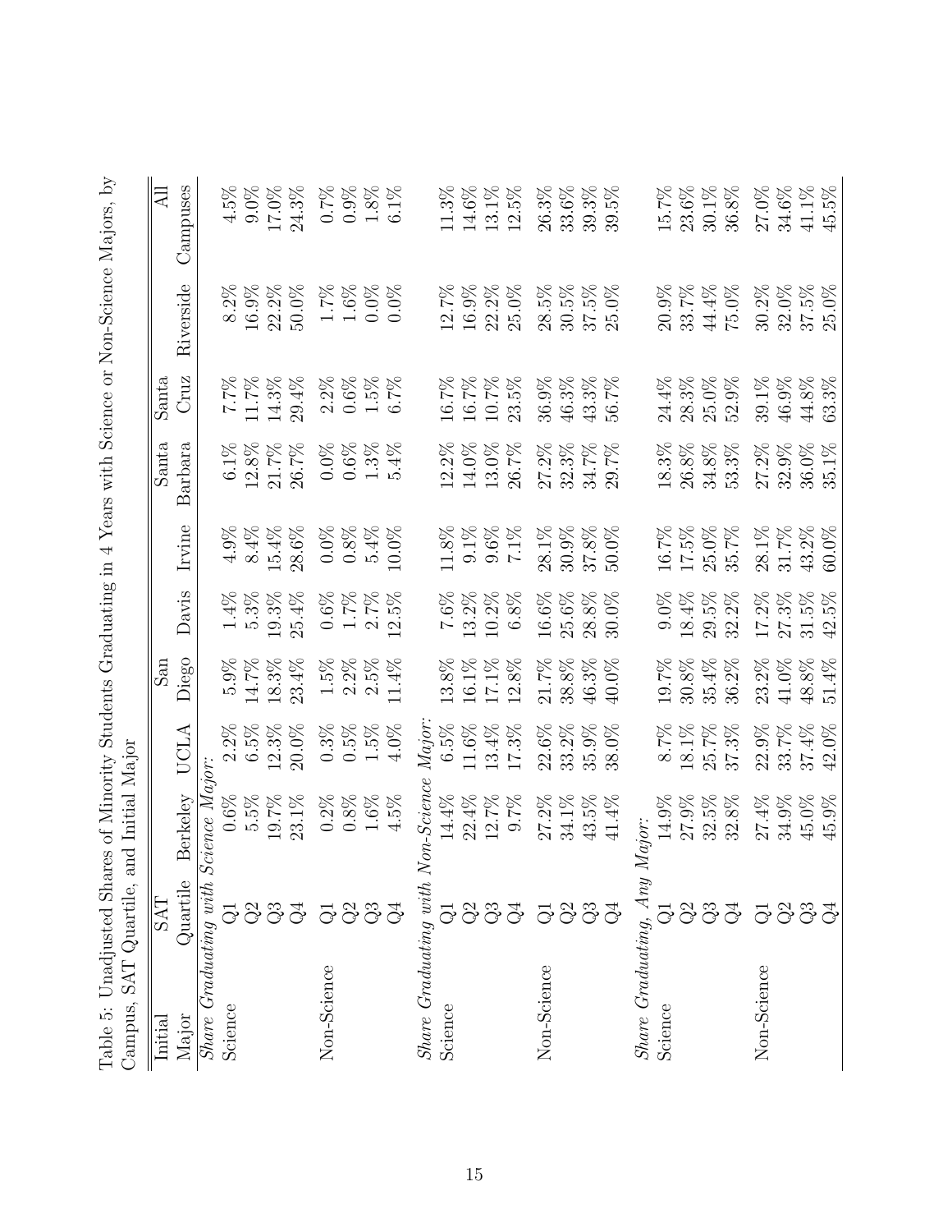Table 5: Unadjusted Shares of Minority Students Graduating in 4 Years with Science or Non-Science Majors, by Campus, SAT Quartile, and Initial Major

| Initial Major | SAT Quartile | Berkeley | UCLA | San Diego | Davis | Irvine | Santa Barbara | Santa Cruz | Riverside | All Campuses |
|---|---|---|---|---|---|---|---|---|---|---|
| *Share Graduating with Science Major:* | | | | | | | | | | |
| Science | Q1 | 0.6% | 2.2% | 5.9% | 1.4% | 4.9% | 6.1% | 7.7% | 8.2% | 4.5% |
| | Q2 | 5.5% | 6.5% | 14.7% | 5.3% | 8.4% | 12.8% | 11.7% | 16.9% | 9.0% |
| | Q3 | 19.7% | 12.3% | 18.3% | 19.3% | 15.4% | 21.7% | 14.3% | 22.2% | 17.0% |
| | Q4 | 23.1% | 20.0% | 23.4% | 25.4% | 28.6% | 26.7% | 29.4% | 50.0% | 24.3% |
| Non-Science | Q1 | 0.2% | 0.3% | 1.5% | 0.6% | 0.0% | 0.0% | 2.2% | 1.7% | 0.7% |
| | Q2 | 0.8% | 0.5% | 2.2% | 1.7% | 0.8% | 0.6% | 0.6% | 1.6% | 0.9% |
| | Q3 | 1.6% | 1.5% | 2.5% | 2.7% | 5.4% | 1.3% | 1.5% | 0.0% | 1.8% |
| | Q4 | 4.5% | 4.0% | 11.4% | 12.5% | 10.0% | 5.4% | 6.7% | 0.0% | 6.1% |
| *Share Graduating with Non-Science Major:* | | | | | | | | | | |
| Science | Q1 | 14.4% | 6.5% | 13.8% | 7.6% | 11.8% | 12.2% | 16.7% | 12.7% | 11.3% |
| | Q2 | 22.4% | 11.6% | 16.1% | 13.2% | 9.1% | 14.0% | 16.7% | 16.9% | 14.6% |
| | Q3 | 12.7% | 13.4% | 17.1% | 10.2% | 9.6% | 13.0% | 10.7% | 22.2% | 13.1% |
| | Q4 | 9.7% | 17.3% | 12.8% | 6.8% | 7.1% | 26.7% | 23.5% | 25.0% | 12.5% |
| Non-Science | Q1 | 27.2% | 22.6% | 21.7% | 16.6% | 28.1% | 27.2% | 36.9% | 28.5% | 26.3% |
| | Q2 | 34.1% | 33.2% | 38.8% | 25.6% | 30.9% | 32.3% | 46.3% | 30.5% | 33.6% |
| | Q3 | 43.5% | 35.9% | 46.3% | 28.8% | 37.8% | 34.7% | 43.3% | 37.5% | 39.3% |
| | Q4 | 41.4% | 38.0% | 40.0% | 30.0% | 50.0% | 29.7% | 56.7% | 25.0% | 39.5% |
| *Share Graduating, Any Major:* | | | | | | | | | | |
| Science | Q1 | 14.9% | 8.7% | 19.7% | 9.0% | 16.7% | 18.3% | 24.4% | 20.9% | 15.7% |
| | Q2 | 27.9% | 18.1% | 30.8% | 18.4% | 17.5% | 26.8% | 28.3% | 33.7% | 23.6% |
| | Q3 | 32.5% | 25.7% | 35.4% | 29.5% | 25.0% | 34.8% | 25.0% | 44.4% | 30.1% |
| | Q4 | 32.8% | 37.3% | 36.2% | 32.2% | 35.7% | 53.3% | 52.9% | 75.0% | 36.8% |
| Non-Science | Q1 | 27.4% | 22.9% | 23.2% | 17.2% | 28.1% | 27.2% | 39.1% | 30.2% | 27.0% |
| | Q2 | 34.9% | 33.7% | 41.0% | 27.3% | 31.7% | 32.9% | 46.9% | 32.0% | 34.6% |
| | Q3 | 45.0% | 37.4% | 48.8% | 31.5% | 43.2% | 36.0% | 44.8% | 37.5% | 41.1% |
| | Q4 | 45.9% | 42.0% | 51.4% | 42.5% | 60.0% | 35.1% | 63.3% | 25.0% | 45.5% |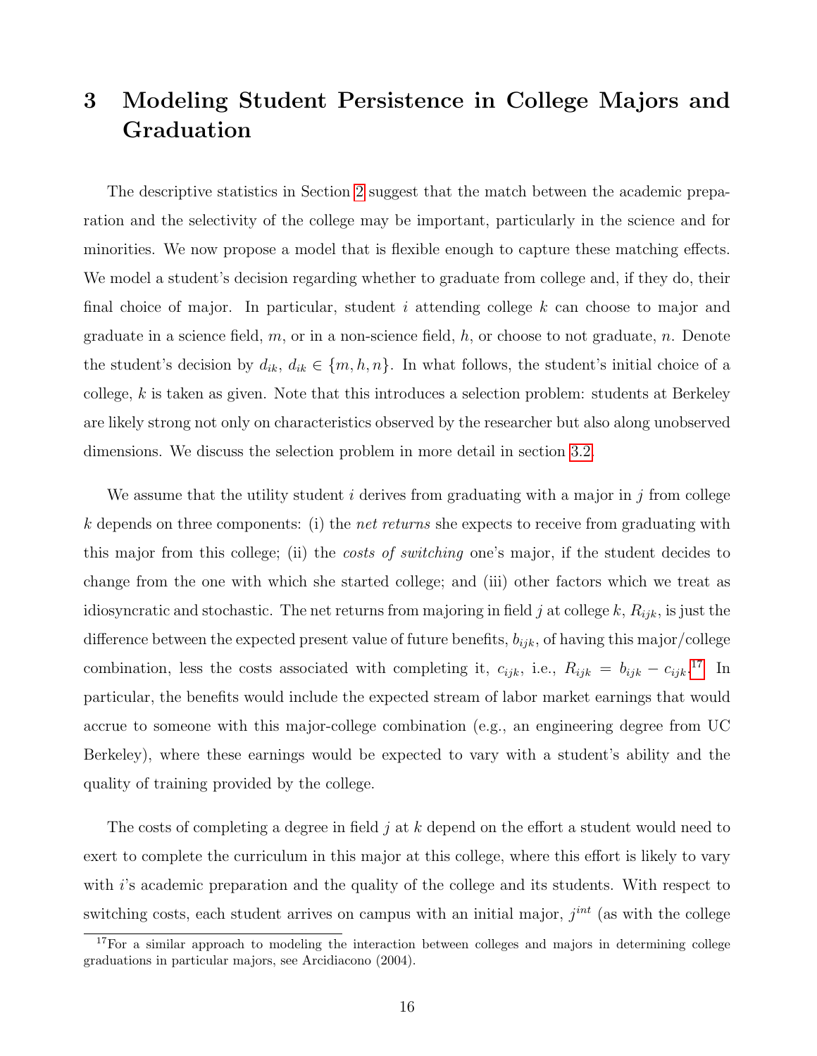# 3 Modeling Student Persistence in College Majors and Graduation

The descriptive statistics in Section 2 suggest that the match between the academic preparation and the selectivity of the college may be important, particularly in the science and for minorities. We now propose a model that is flexible enough to capture these matching effects. We model a student's decision regarding whether to graduate from college and, if they do, their final choice of major. In particular, student $i$ attending college $k$ can choose to major and graduate in a science field, $m$, or in a non-science field, $h$, or choose to not graduate, $n$. Denote the student's decision by $d_{ik}$, $d_{ik} \in \{m, h, n\}$. In what follows, the student's initial choice of a college, $k$ is taken as given. Note that this introduces a selection problem: students at Berkeley are likely strong not only on characteristics observed by the researcher but also along unobserved dimensions. We discuss the selection problem in more detail in section 3.2.

We assume that the utility student $i$ derives from graduating with a major in $j$ from college $k$ depends on three components: (i) the *net returns* she expects to receive from graduating with this major from this college; (ii) the *costs of switching* one's major, if the student decides to change from the one with which she started college; and (iii) other factors which we treat as idiosyncratic and stochastic. The net returns from majoring in field $j$ at college $k$, $R_{ijk}$, is just the difference between the expected present value of future benefits, $b_{ijk}$, of having this major/college combination, less the costs associated with completing it, $c_{ijk}$, i.e., $R_{ijk} = b_{ijk} - c_{ijk}$.[17] In particular, the benefits would include the expected stream of labor market earnings that would accrue to someone with this major-college combination (e.g., an engineering degree from UC Berkeley), where these earnings would be expected to vary with a student's ability and the quality of training provided by the college.

The costs of completing a degree in field $j$ at $k$ depend on the effort a student would need to exert to complete the curriculum in this major at this college, where this effort is likely to vary with $i$'s academic preparation and the quality of the college and its students. With respect to switching costs, each student arrives on campus with an initial major, $j^{int}$ (as with the college

[17] For a similar approach to modeling the interaction between colleges and majors in determining college graduations in particular majors, see Arcidiacono (2004).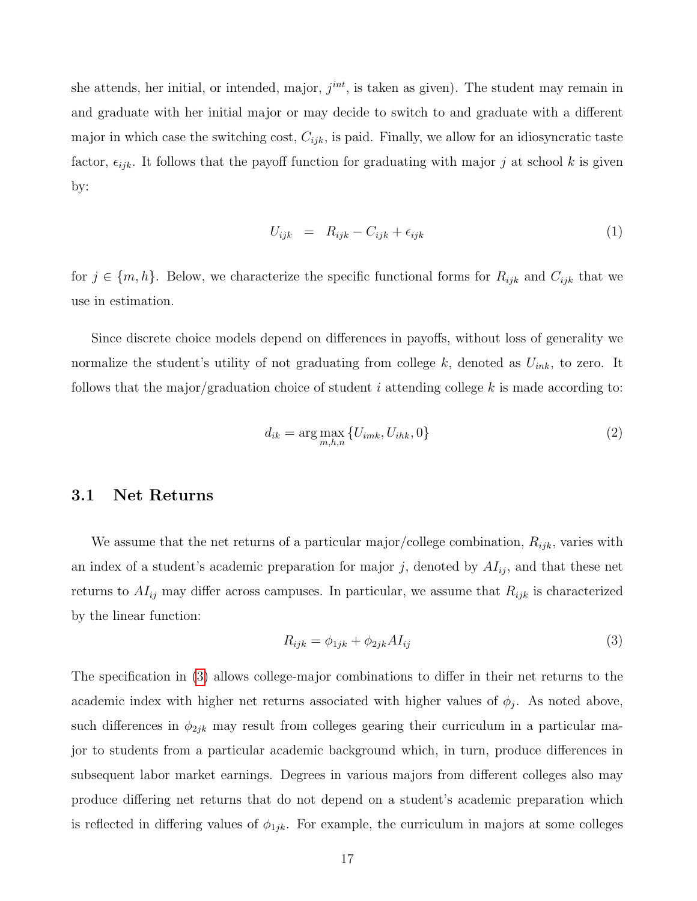she attends, her initial, or intended, major, $j^{int}$, is taken as given). The student may remain in and graduate with her initial major or may decide to switch to and graduate with a different major in which case the switching cost, $C_{ijk}$, is paid. Finally, we allow for an idiosyncratic taste factor, $\epsilon_{ijk}$. It follows that the payoff function for graduating with major $j$ at school $k$ is given by:

$$U_{ijk} = R_{ijk} - C_{ijk} + \epsilon_{ijk} \tag{1}$$

for $j \in \{m, h\}$. Below, we characterize the specific functional forms for $R_{ijk}$ and $C_{ijk}$ that we use in estimation.

Since discrete choice models depend on differences in payoffs, without loss of generality we normalize the student's utility of not graduating from college $k$, denoted as $U_{ink}$, to zero. It follows that the major/graduation choice of student $i$ attending college $k$ is made according to:

$$d_{ik} = \arg\max_{m,h,n} \{U_{imk}, U_{ihk}, 0\} \tag{2}$$

## 3.1 Net Returns

We assume that the net returns of a particular major/college combination, $R_{ijk}$, varies with an index of a student's academic preparation for major $j$, denoted by $AI_{ij}$, and that these net returns to $AI_{ij}$ may differ across campuses. In particular, we assume that $R_{ijk}$ is characterized by the linear function:

$$R_{ijk} = \phi_{1jk} + \phi_{2jk} AI_{ij} \tag{3}$$

The specification in (3) allows college-major combinations to differ in their net returns to the academic index with higher net returns associated with higher values of $\phi_j$. As noted above, such differences in $\phi_{2jk}$ may result from colleges gearing their curriculum in a particular major to students from a particular academic background which, in turn, produce differences in subsequent labor market earnings. Degrees in various majors from different colleges also may produce differing net returns that do not depend on a student's academic preparation which is reflected in differing values of $\phi_{1jk}$. For example, the curriculum in majors at some colleges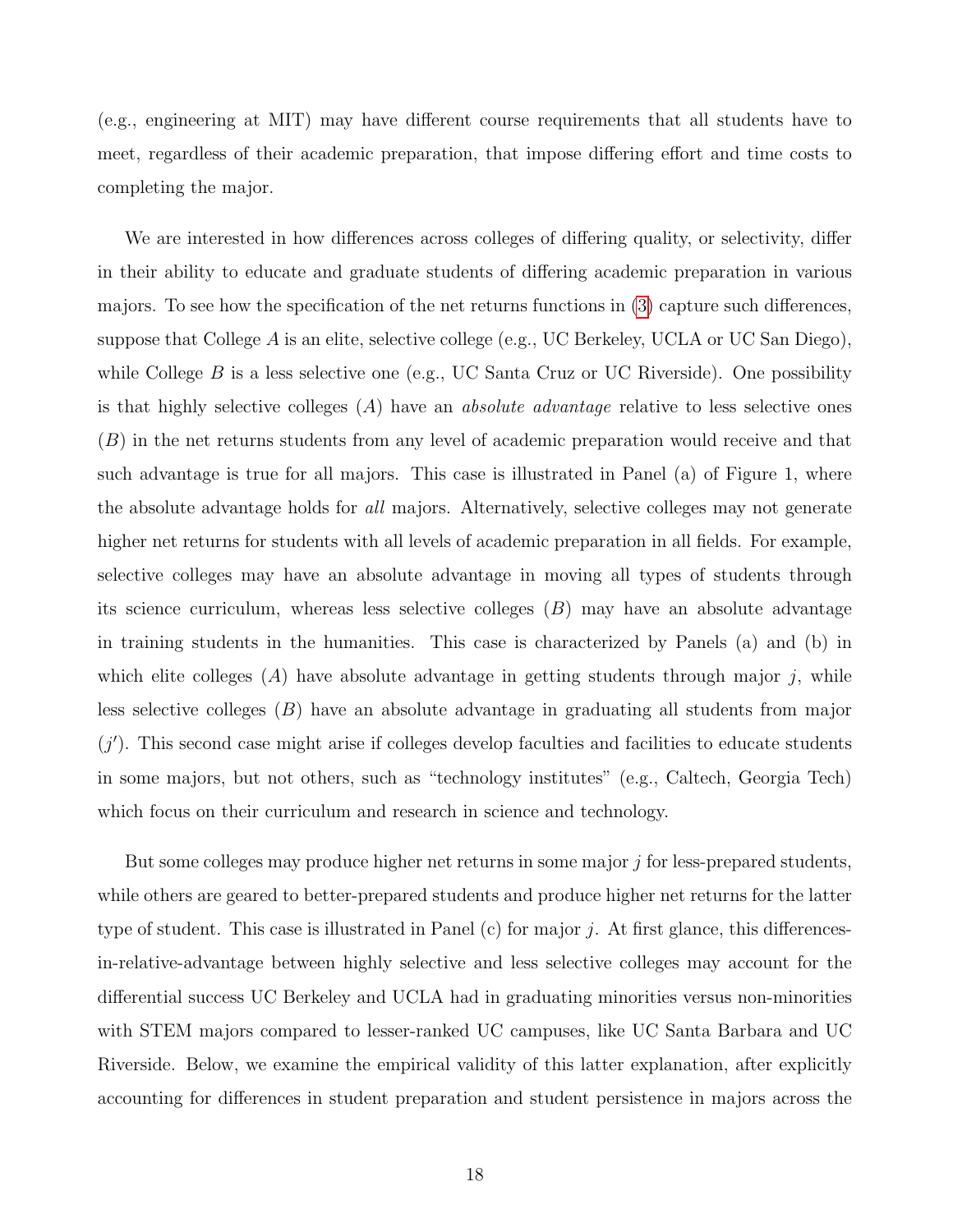(e.g., engineering at MIT) may have different course requirements that all students have to meet, regardless of their academic preparation, that impose differing effort and time costs to completing the major.

We are interested in how differences across colleges of differing quality, or selectivity, differ in their ability to educate and graduate students of differing academic preparation in various majors. To see how the specification of the net returns functions in (3) capture such differences, suppose that College $A$ is an elite, selective college (e.g., UC Berkeley, UCLA or UC San Diego), while College $B$ is a less selective one (e.g., UC Santa Cruz or UC Riverside). One possibility is that highly selective colleges ($A$) have an *absolute advantage* relative to less selective ones ($B$) in the net returns students from any level of academic preparation would receive and that such advantage is true for all majors. This case is illustrated in Panel (a) of Figure 1, where the absolute advantage holds for *all* majors. Alternatively, selective colleges may not generate higher net returns for students with all levels of academic preparation in all fields. For example, selective colleges may have an absolute advantage in moving all types of students through its science curriculum, whereas less selective colleges ($B$) may have an absolute advantage in training students in the humanities. This case is characterized by Panels (a) and (b) in which elite colleges ($A$) have absolute advantage in getting students through major $j$, while less selective colleges ($B$) have an absolute advantage in graduating all students from major ($j'$). This second case might arise if colleges develop faculties and facilities to educate students in some majors, but not others, such as "technology institutes" (e.g., Caltech, Georgia Tech) which focus on their curriculum and research in science and technology.

But some colleges may produce higher net returns in some major $j$ for less-prepared students, while others are geared to better-prepared students and produce higher net returns for the latter type of student. This case is illustrated in Panel (c) for major $j$. At first glance, this differences-in-relative-advantage between highly selective and less selective colleges may account for the differential success UC Berkeley and UCLA had in graduating minorities versus non-minorities with STEM majors compared to lesser-ranked UC campuses, like UC Santa Barbara and UC Riverside. Below, we examine the empirical validity of this latter explanation, after explicitly accounting for differences in student preparation and student persistence in majors across the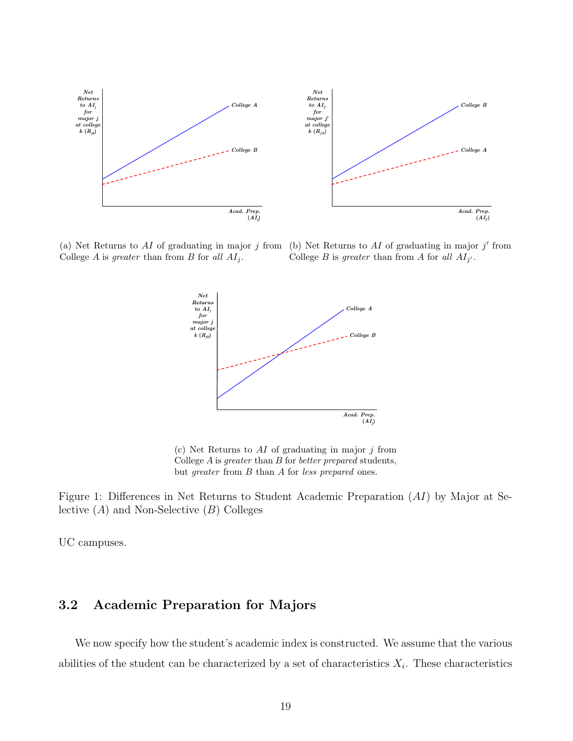(a) Net Returns to $AI$ of graduating in major $j$ from College $A$ is *greater* than from $B$ for *all* $AI_j$.

(b) Net Returns to $AI$ of graduating in major $j'$ from College $B$ is *greater* than from $A$ for *all* $AI_{j'}$.

(c) Net Returns to $AI$ of graduating in major $j$ from College $A$ is *greater* than $B$ for *better prepared* students, but *greater* from $B$ than $A$ for *less prepared* ones.

Figure 1: Differences in Net Returns to Student Academic Preparation ($AI$) by Major at Selective ($A$) and Non-Selective ($B$) Colleges

UC campuses.

## 3.2 Academic Preparation for Majors

We now specify how the student's academic index is constructed. We assume that the various abilities of the student can be characterized by a set of characteristics $X_i$. These characteristics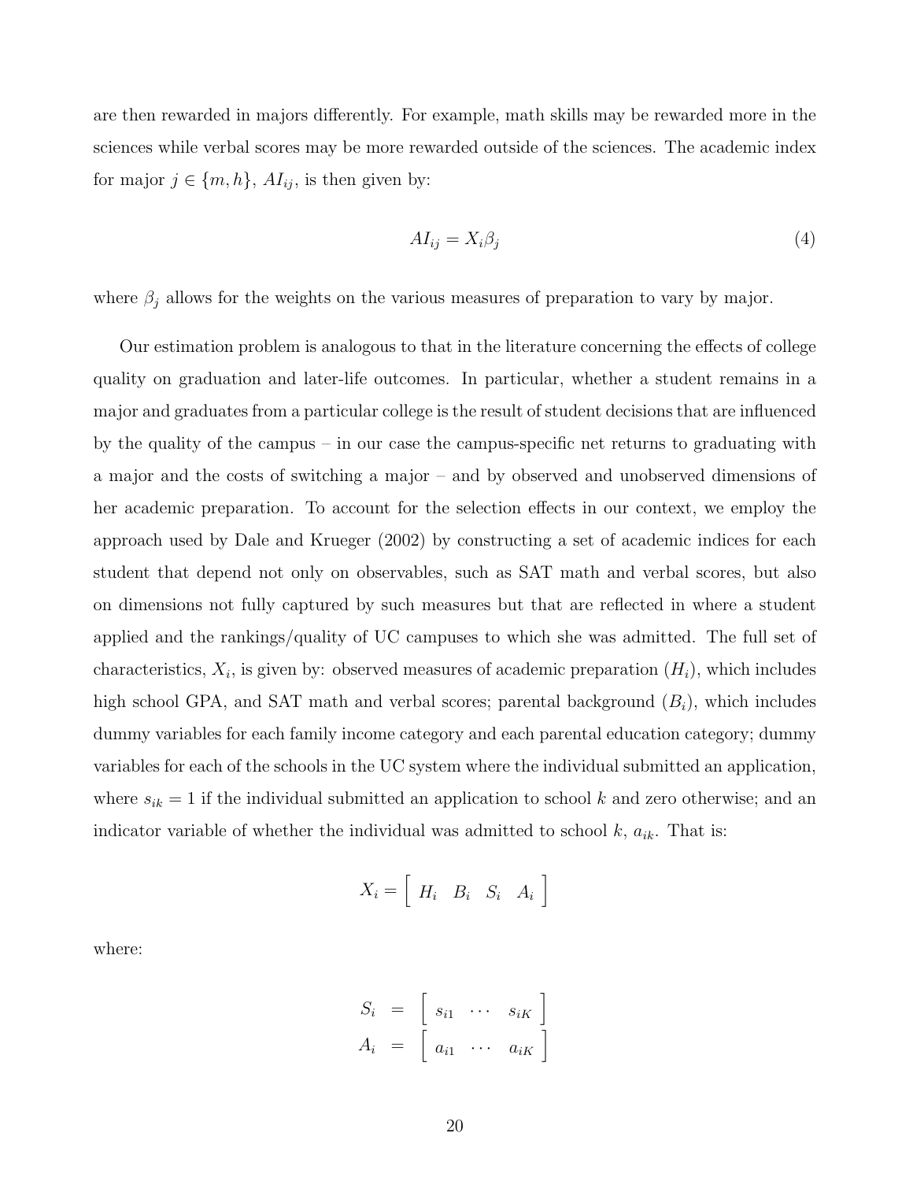are then rewarded in majors differently. For example, math skills may be rewarded more in the sciences while verbal scores may be more rewarded outside of the sciences. The academic index for major $j \in \{m, h\}$, $AI_{ij}$, is then given by:

$$AI_{ij} = X_i \beta_j \tag{4}$$

where $\beta_j$ allows for the weights on the various measures of preparation to vary by major.

Our estimation problem is analogous to that in the literature concerning the effects of college quality on graduation and later-life outcomes. In particular, whether a student remains in a major and graduates from a particular college is the result of student decisions that are influenced by the quality of the campus – in our case the campus-specific net returns to graduating with a major and the costs of switching a major – and by observed and unobserved dimensions of her academic preparation. To account for the selection effects in our context, we employ the approach used by Dale and Krueger (2002) by constructing a set of academic indices for each student that depend not only on observables, such as SAT math and verbal scores, but also on dimensions not fully captured by such measures but that are reflected in where a student applied and the rankings/quality of UC campuses to which she was admitted. The full set of characteristics, $X_i$, is given by: observed measures of academic preparation ($H_i$), which includes high school GPA, and SAT math and verbal scores; parental background ($B_i$), which includes dummy variables for each family income category and each parental education category; dummy variables for each of the schools in the UC system where the individual submitted an application, where $s_{ik} = 1$ if the individual submitted an application to school $k$ and zero otherwise; and an indicator variable of whether the individual was admitted to school $k$, $a_{ik}$. That is:

$$X_i = \begin{bmatrix} H_i & B_i & S_i & A_i \end{bmatrix}$$

where:

$$\begin{aligned} S_i &= \begin{bmatrix} s_{i1} & \cdots & s_{iK} \end{bmatrix} \\ A_i &= \begin{bmatrix} a_{i1} & \cdots & a_{iK} \end{bmatrix} \end{aligned}$$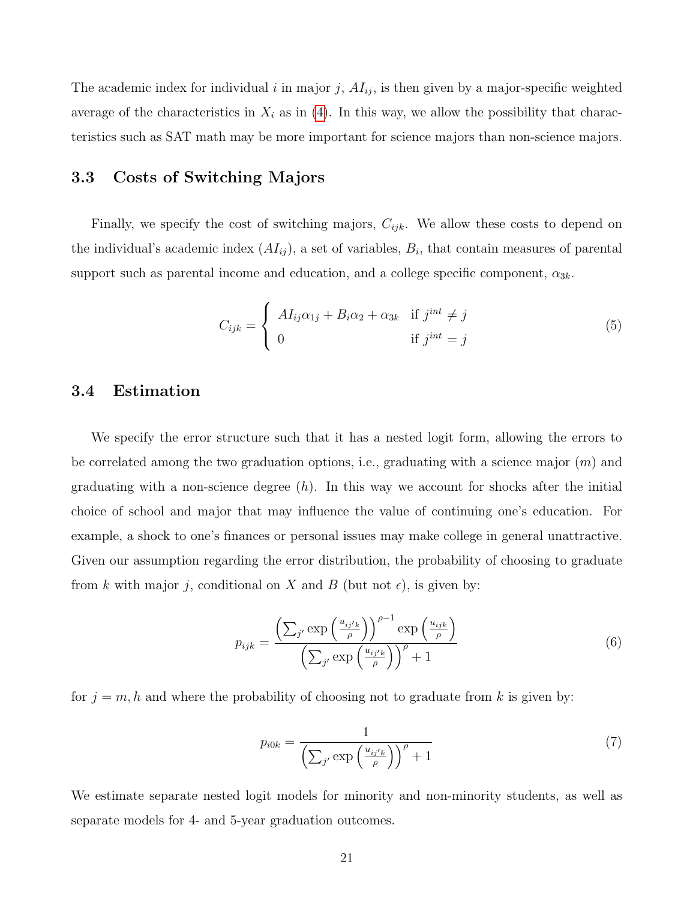The academic index for individual $i$ in major $j$, $AI_{ij}$, is then given by a major-specific weighted average of the characteristics in $X_i$ as in (4). In this way, we allow the possibility that characteristics such as SAT math may be more important for science majors than non-science majors.

### 3.3 Costs of Switching Majors

Finally, we specify the cost of switching majors, $C_{ijk}$. We allow these costs to depend on the individual's academic index ($AI_{ij}$), a set of variables, $B_i$, that contain measures of parental support such as parental income and education, and a college specific component, $\alpha_{3k}$.

$$C_{ijk} = \begin{cases} AI_{ij}\alpha_{1j} + B_i\alpha_2 + \alpha_{3k} & \text{if } j^{int} \neq j \\ 0 & \text{if } j^{int} = j \end{cases} \tag{5}$$

### 3.4 Estimation

We specify the error structure such that it has a nested logit form, allowing the errors to be correlated among the two graduation options, i.e., graduating with a science major ($m$) and graduating with a non-science degree ($h$). In this way we account for shocks after the initial choice of school and major that may influence the value of continuing one's education. For example, a shock to one's finances or personal issues may make college in general unattractive. Given our assumption regarding the error distribution, the probability of choosing to graduate from $k$ with major $j$, conditional on $X$ and $B$ (but not $\epsilon$), is given by:

$$p_{ijk} = \frac{\left(\sum_{j'} \exp\left(\frac{u_{ij'k}}{\rho}\right)\right)^{\rho-1} \exp\left(\frac{u_{ijk}}{\rho}\right)}{\left(\sum_{j'} \exp\left(\frac{u_{ij'k}}{\rho}\right)\right)^{\rho} + 1} \tag{6}$$

for $j = m, h$ and where the probability of choosing not to graduate from $k$ is given by:

$$p_{i0k} = \frac{1}{\left(\sum_{j'} \exp\left(\frac{u_{ij'k}}{\rho}\right)\right)^{\rho} + 1} \tag{7}$$

We estimate separate nested logit models for minority and non-minority students, as well as separate models for 4- and 5-year graduation outcomes.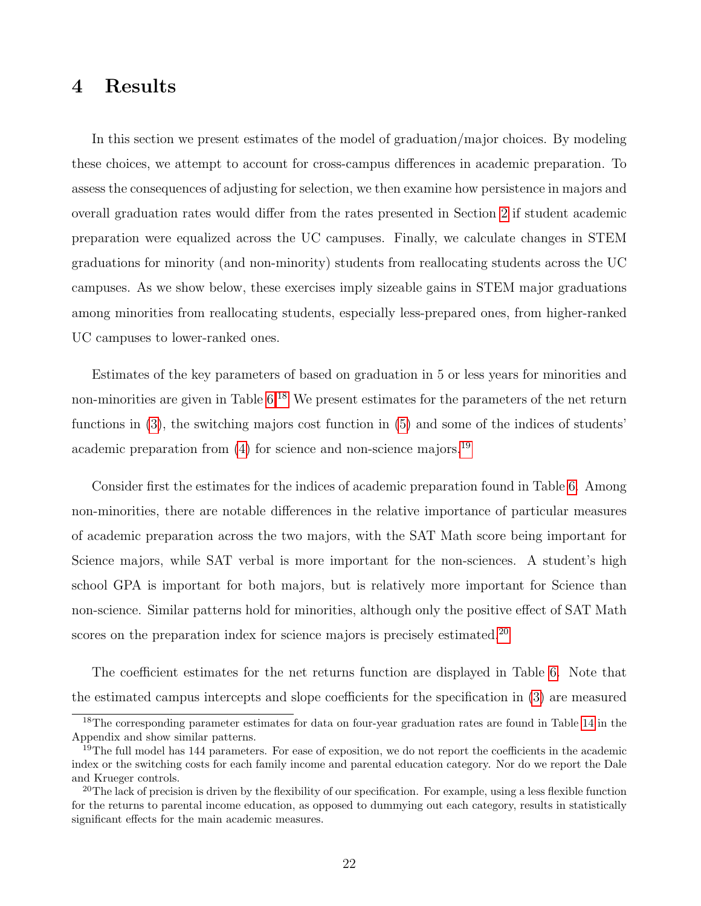# 4 Results

In this section we present estimates of the model of graduation/major choices. By modeling these choices, we attempt to account for cross-campus differences in academic preparation. To assess the consequences of adjusting for selection, we then examine how persistence in majors and overall graduation rates would differ from the rates presented in Section 2 if student academic preparation were equalized across the UC campuses. Finally, we calculate changes in STEM graduations for minority (and non-minority) students from reallocating students across the UC campuses. As we show below, these exercises imply sizeable gains in STEM major graduations among minorities from reallocating students, especially less-prepared ones, from higher-ranked UC campuses to lower-ranked ones.

Estimates of the key parameters of based on graduation in 5 or less years for minorities and non-minorities are given in Table 6.[18] We present estimates for the parameters of the net return functions in (3), the switching majors cost function in (5) and some of the indices of students' academic preparation from (4) for science and non-science majors.[19]

Consider first the estimates for the indices of academic preparation found in Table 6. Among non-minorities, there are notable differences in the relative importance of particular measures of academic preparation across the two majors, with the SAT Math score being important for Science majors, while SAT verbal is more important for the non-sciences. A student's high school GPA is important for both majors, but is relatively more important for Science than non-science. Similar patterns hold for minorities, although only the positive effect of SAT Math scores on the preparation index for science majors is precisely estimated.[20]

The coefficient estimates for the net returns function are displayed in Table 6. Note that the estimated campus intercepts and slope coefficients for the specification in (3) are measured

[18] The corresponding parameter estimates for data on four-year graduation rates are found in Table 14 in the Appendix and show similar patterns.

[19] The full model has 144 parameters. For ease of exposition, we do not report the coefficients in the academic index or the switching costs for each family income and parental education category. Nor do we report the Dale and Krueger controls.

[20] The lack of precision is driven by the flexibility of our specification. For example, using a less flexible function for the returns to parental income education, as opposed to dummying out each category, results in statistically significant effects for the main academic measures.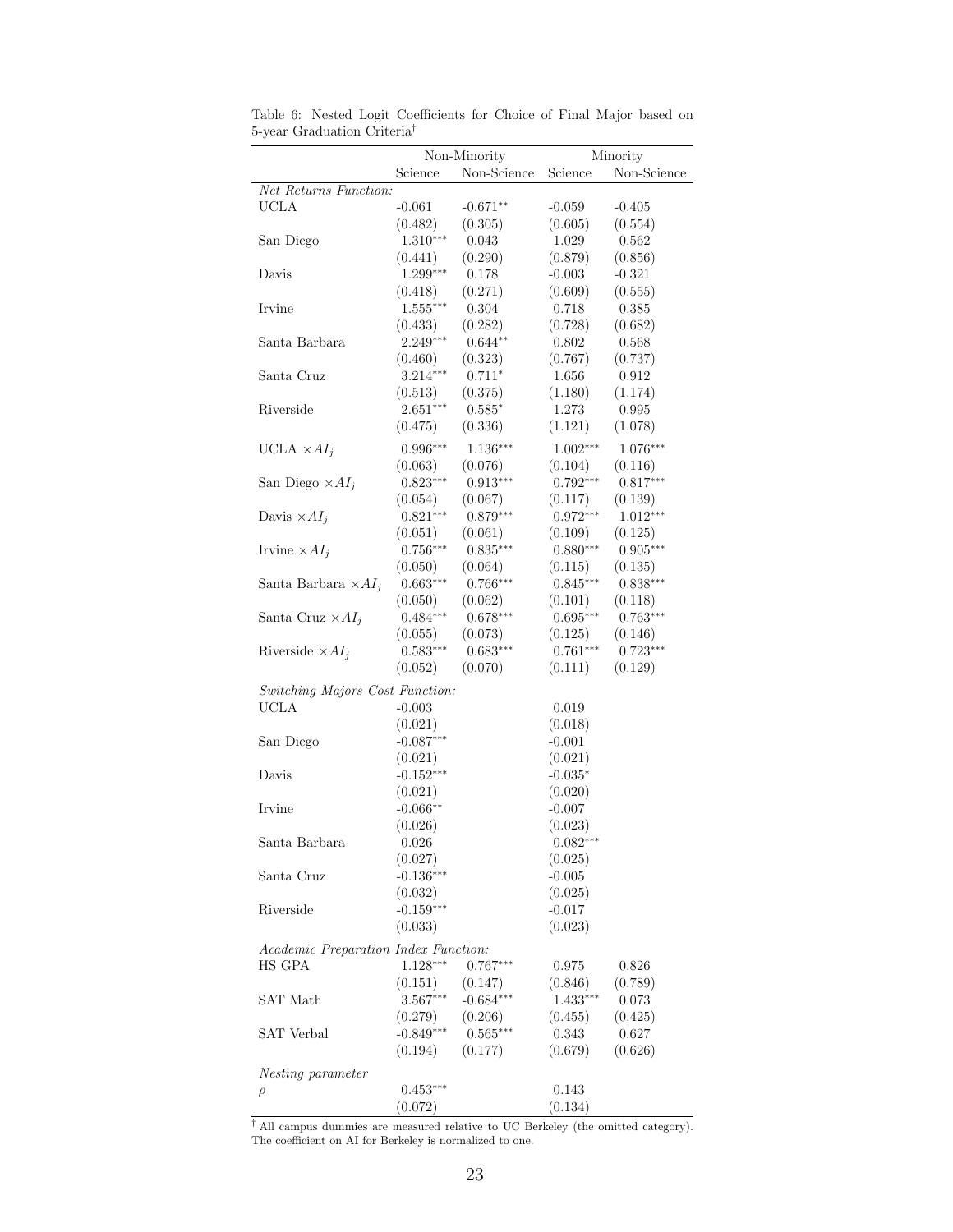Table 6: Nested Logit Coefficients for Choice of Final Major based on 5-year Graduation Criteria†

| | Non-Minority | | Minority | |
|---|---|---|---|---|
| | Science | Non-Science | Science | Non-Science |
| *Net Returns Function:* | | | | |
| UCLA | -0.061 | -0.671** | -0.059 | -0.405 |
| | (0.482) | (0.305) | (0.605) | (0.554) |
| San Diego | 1.310*** | 0.043 | 1.029 | 0.562 |
| | (0.441) | (0.290) | (0.879) | (0.856) |
| Davis | 1.299*** | 0.178 | -0.003 | -0.321 |
| | (0.418) | (0.271) | (0.609) | (0.555) |
| Irvine | 1.555*** | 0.304 | 0.718 | 0.385 |
| | (0.433) | (0.282) | (0.728) | (0.682) |
| Santa Barbara | 2.249*** | 0.644** | 0.802 | 0.568 |
| | (0.460) | (0.323) | (0.767) | (0.737) |
| Santa Cruz | 3.214*** | 0.711* | 1.656 | 0.912 |
| | (0.513) | (0.375) | (1.180) | (1.174) |
| Riverside | 2.651*** | 0.585* | 1.273 | 0.995 |
| | (0.475) | (0.336) | (1.121) | (1.078) |
| UCLA $\times AI_j$ | 0.996*** | 1.136*** | 1.002*** | 1.076*** |
| | (0.063) | (0.076) | (0.104) | (0.116) |
| San Diego $\times AI_j$ | 0.823*** | 0.913*** | 0.792*** | 0.817*** |
| | (0.054) | (0.067) | (0.117) | (0.139) |
| Davis $\times AI_j$ | 0.821*** | 0.879*** | 0.972*** | 1.012*** |
| | (0.051) | (0.061) | (0.109) | (0.125) |
| Irvine $\times AI_j$ | 0.756*** | 0.835*** | 0.880*** | 0.905*** |
| | (0.050) | (0.064) | (0.115) | (0.135) |
| Santa Barbara $\times AI_j$ | 0.663*** | 0.766*** | 0.845*** | 0.838*** |
| | (0.050) | (0.062) | (0.101) | (0.118) |
| Santa Cruz $\times AI_j$ | 0.484*** | 0.678*** | 0.695*** | 0.763*** |
| | (0.055) | (0.073) | (0.125) | (0.146) |
| Riverside $\times AI_j$ | 0.583*** | 0.683*** | 0.761*** | 0.723*** |
| | (0.052) | (0.070) | (0.111) | (0.129) |
| *Switching Majors Cost Function:* | | | | |
| UCLA | -0.003 | | 0.019 | |
| | (0.021) | | (0.018) | |
| San Diego | -0.087*** | | -0.001 | |
| | (0.021) | | (0.021) | |
| Davis | -0.152*** | | -0.035* | |
| | (0.021) | | (0.020) | |
| Irvine | -0.066** | | -0.007 | |
| | (0.026) | | (0.023) | |
| Santa Barbara | 0.026 | | 0.082*** | |
| | (0.027) | | (0.025) | |
| Santa Cruz | -0.136*** | | -0.005 | |
| | (0.032) | | (0.025) | |
| Riverside | -0.159*** | | -0.017 | |
| | (0.033) | | (0.023) | |
| *Academic Preparation Index Function:* | | | | |
| HS GPA | 1.128*** | 0.767*** | 0.975 | 0.826 |
| | (0.151) | (0.147) | (0.846) | (0.789) |
| SAT Math | 3.567*** | -0.684*** | 1.433*** | 0.073 |
| | (0.279) | (0.206) | (0.455) | (0.425) |
| SAT Verbal | -0.849*** | 0.565*** | 0.343 | 0.627 |
| | (0.194) | (0.177) | (0.679) | (0.626) |
| *Nesting parameter* | | | | |
| $\rho$ | 0.453*** | | 0.143 | |
| | (0.072) | | (0.134) | |

† All campus dummies are measured relative to UC Berkeley (the omitted category). The coefficient on AI for Berkeley is normalized to one.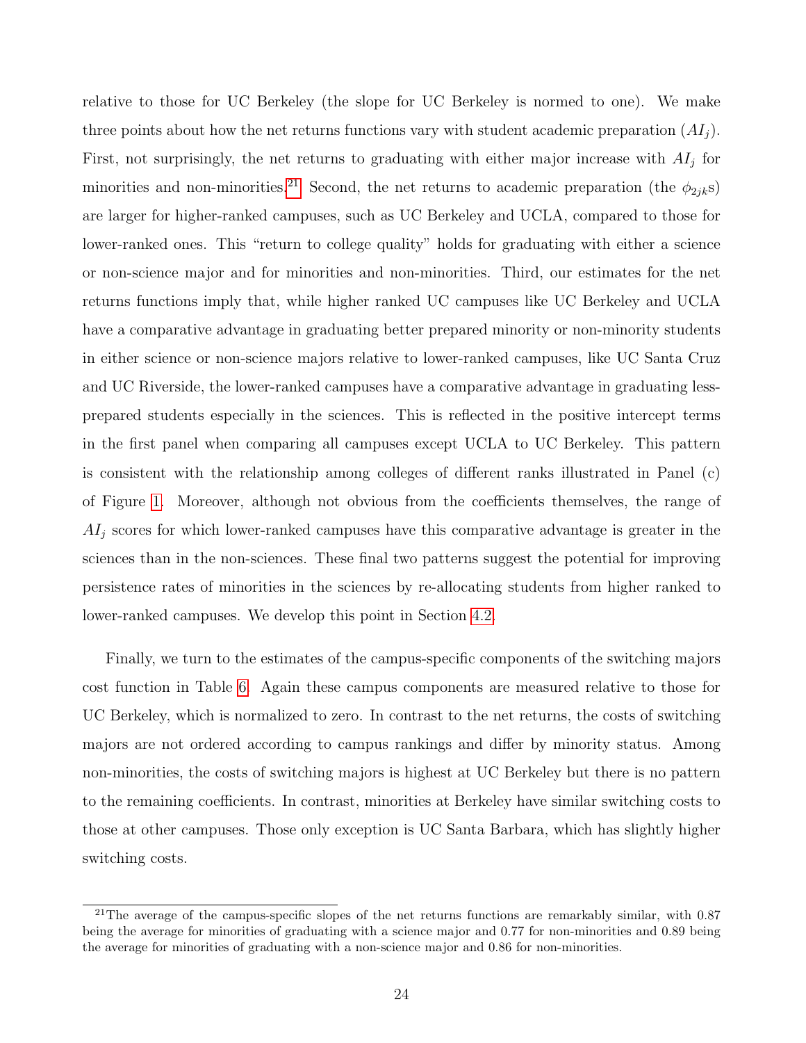relative to those for UC Berkeley (the slope for UC Berkeley is normed to one). We make three points about how the net returns functions vary with student academic preparation ($AI_j$). First, not surprisingly, the net returns to graduating with either major increase with $AI_j$ for minorities and non-minorities.[21] Second, the net returns to academic preparation (the $\phi_{2jk}$s) are larger for higher-ranked campuses, such as UC Berkeley and UCLA, compared to those for lower-ranked ones. This "return to college quality" holds for graduating with either a science or non-science major and for minorities and non-minorities. Third, our estimates for the net returns functions imply that, while higher ranked UC campuses like UC Berkeley and UCLA have a comparative advantage in graduating better prepared minority or non-minority students in either science or non-science majors relative to lower-ranked campuses, like UC Santa Cruz and UC Riverside, the lower-ranked campuses have a comparative advantage in graduating less-prepared students especially in the sciences. This is reflected in the positive intercept terms in the first panel when comparing all campuses except UCLA to UC Berkeley. This pattern is consistent with the relationship among colleges of different ranks illustrated in Panel (c) of Figure 1. Moreover, although not obvious from the coefficients themselves, the range of $AI_j$ scores for which lower-ranked campuses have this comparative advantage is greater in the sciences than in the non-sciences. These final two patterns suggest the potential for improving persistence rates of minorities in the sciences by re-allocating students from higher ranked to lower-ranked campuses. We develop this point in Section 4.2.

Finally, we turn to the estimates of the campus-specific components of the switching majors cost function in Table 6. Again these campus components are measured relative to those for UC Berkeley, which is normalized to zero. In contrast to the net returns, the costs of switching majors are not ordered according to campus rankings and differ by minority status. Among non-minorities, the costs of switching majors is highest at UC Berkeley but there is no pattern to the remaining coefficients. In contrast, minorities at Berkeley have similar switching costs to those at other campuses. Those only exception is UC Santa Barbara, which has slightly higher switching costs.

[21] The average of the campus-specific slopes of the net returns functions are remarkably similar, with 0.87 being the average for minorities of graduating with a science major and 0.77 for non-minorities and 0.89 being the average for minorities of graduating with a non-science major and 0.86 for non-minorities.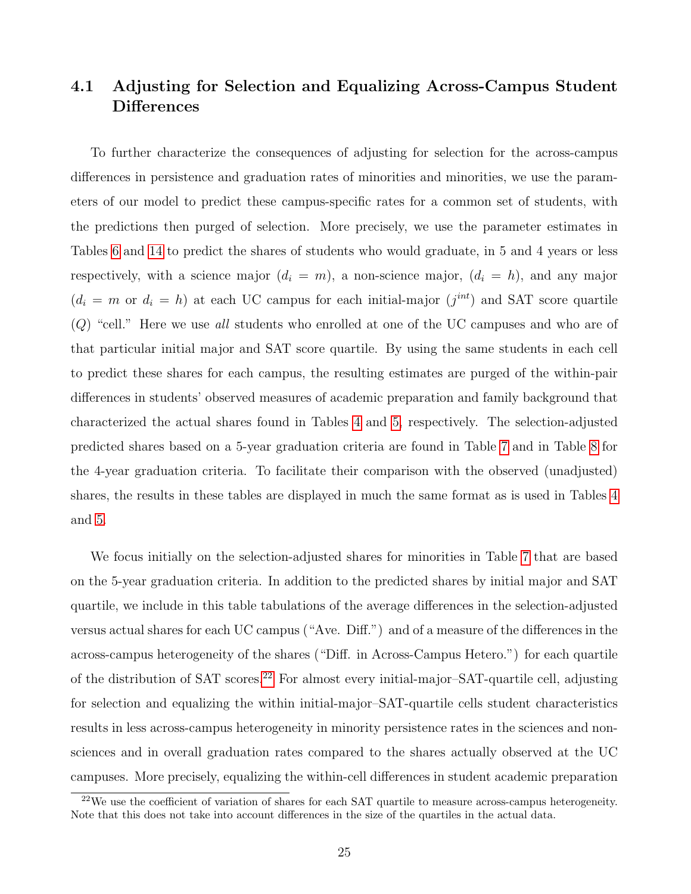### 4.1 Adjusting for Selection and Equalizing Across-Campus Student Differences

To further characterize the consequences of adjusting for selection for the across-campus differences in persistence and graduation rates of minorities and minorities, we use the parameters of our model to predict these campus-specific rates for a common set of students, with the predictions then purged of selection. More precisely, we use the parameter estimates in Tables 6 and 14 to predict the shares of students who would graduate, in 5 and 4 years or less respectively, with a science major ($d_i = m$), a non-science major, ($d_i = h$), and any major ($d_i = m$ or $d_i = h$) at each UC campus for each initial-major ($j^{int}$) and SAT score quartile ($Q$) "cell." Here we use *all* students who enrolled at one of the UC campuses and who are of that particular initial major and SAT score quartile. By using the same students in each cell to predict these shares for each campus, the resulting estimates are purged of the within-pair differences in students' observed measures of academic preparation and family background that characterized the actual shares found in Tables 4 and 5, respectively. The selection-adjusted predicted shares based on a 5-year graduation criteria are found in Table 7 and in Table 8 for the 4-year graduation criteria. To facilitate their comparison with the observed (unadjusted) shares, the results in these tables are displayed in much the same format as is used in Tables 4 and 5.

We focus initially on the selection-adjusted shares for minorities in Table 7 that are based on the 5-year graduation criteria. In addition to the predicted shares by initial major and SAT quartile, we include in this table tabulations of the average differences in the selection-adjusted versus actual shares for each UC campus ("Ave. Diff.") and of a measure of the differences in the across-campus heterogeneity of the shares ("Diff. in Across-Campus Hetero.") for each quartile of the distribution of SAT scores.[22] For almost every initial-major–SAT-quartile cell, adjusting for selection and equalizing the within initial-major–SAT-quartile cells student characteristics results in less across-campus heterogeneity in minority persistence rates in the sciences and non-sciences and in overall graduation rates compared to the shares actually observed at the UC campuses. More precisely, equalizing the within-cell differences in student academic preparation

[22] We use the coefficient of variation of shares for each SAT quartile to measure across-campus heterogeneity. Note that this does not take into account differences in the size of the quartiles in the actual data.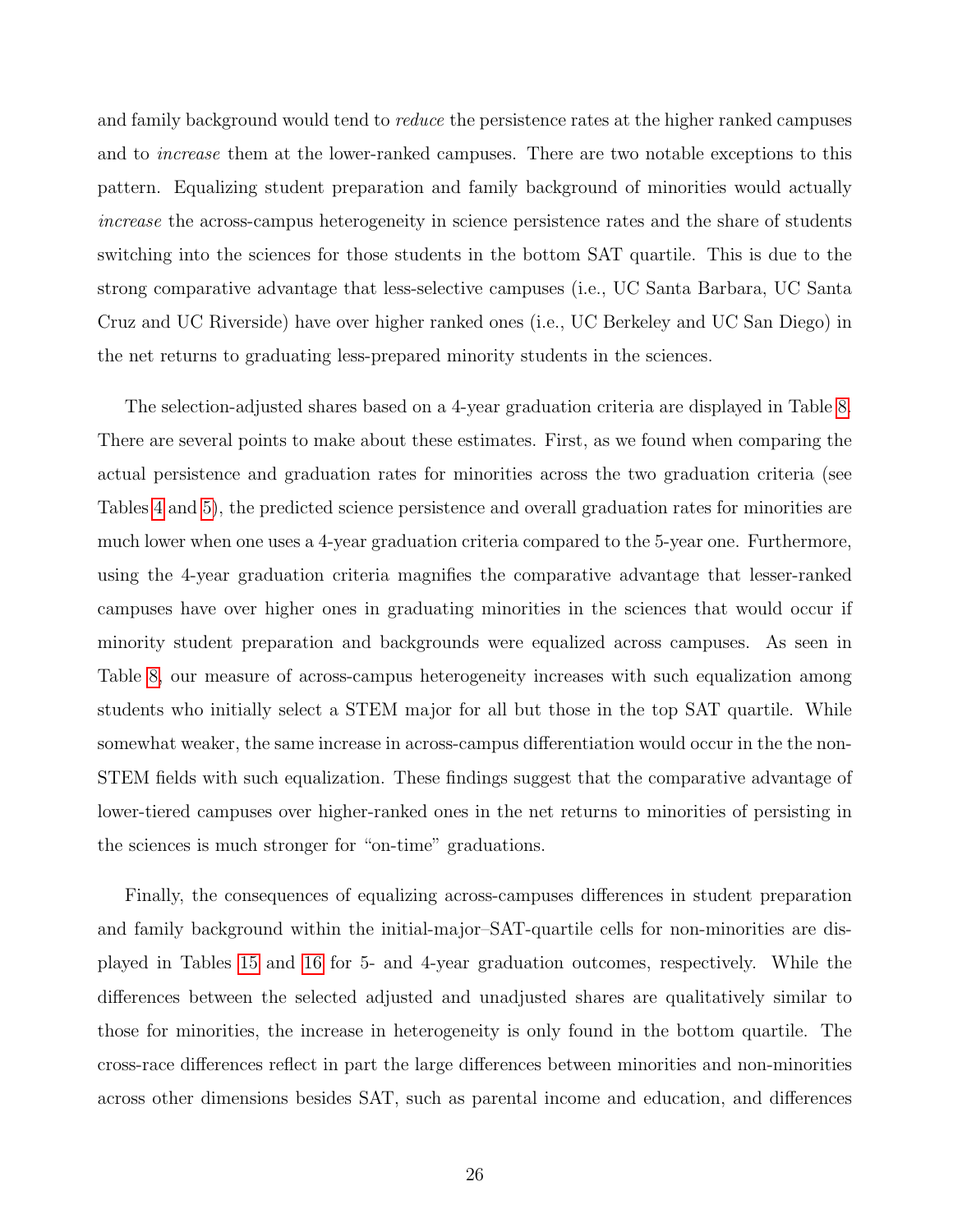and family background would tend to *reduce* the persistence rates at the higher ranked campuses and to *increase* them at the lower-ranked campuses. There are two notable exceptions to this pattern. Equalizing student preparation and family background of minorities would actually *increase* the across-campus heterogeneity in science persistence rates and the share of students switching into the sciences for those students in the bottom SAT quartile. This is due to the strong comparative advantage that less-selective campuses (i.e., UC Santa Barbara, UC Santa Cruz and UC Riverside) have over higher ranked ones (i.e., UC Berkeley and UC San Diego) in the net returns to graduating less-prepared minority students in the sciences.

The selection-adjusted shares based on a 4-year graduation criteria are displayed in Table 8. There are several points to make about these estimates. First, as we found when comparing the actual persistence and graduation rates for minorities across the two graduation criteria (see Tables 4 and 5), the predicted science persistence and overall graduation rates for minorities are much lower when one uses a 4-year graduation criteria compared to the 5-year one. Furthermore, using the 4-year graduation criteria magnifies the comparative advantage that lesser-ranked campuses have over higher ones in graduating minorities in the sciences that would occur if minority student preparation and backgrounds were equalized across campuses. As seen in Table 8, our measure of across-campus heterogeneity increases with such equalization among students who initially select a STEM major for all but those in the top SAT quartile. While somewhat weaker, the same increase in across-campus differentiation would occur in the the non-STEM fields with such equalization. These findings suggest that the comparative advantage of lower-tiered campuses over higher-ranked ones in the net returns to minorities of persisting in the sciences is much stronger for "on-time" graduations.

Finally, the consequences of equalizing across-campuses differences in student preparation and family background within the initial-major–SAT-quartile cells for non-minorities are displayed in Tables 15 and 16 for 5- and 4-year graduation outcomes, respectively. While the differences between the selected adjusted and unadjusted shares are qualitatively similar to those for minorities, the increase in heterogeneity is only found in the bottom quartile. The cross-race differences reflect in part the large differences between minorities and non-minorities across other dimensions besides SAT, such as parental income and education, and differences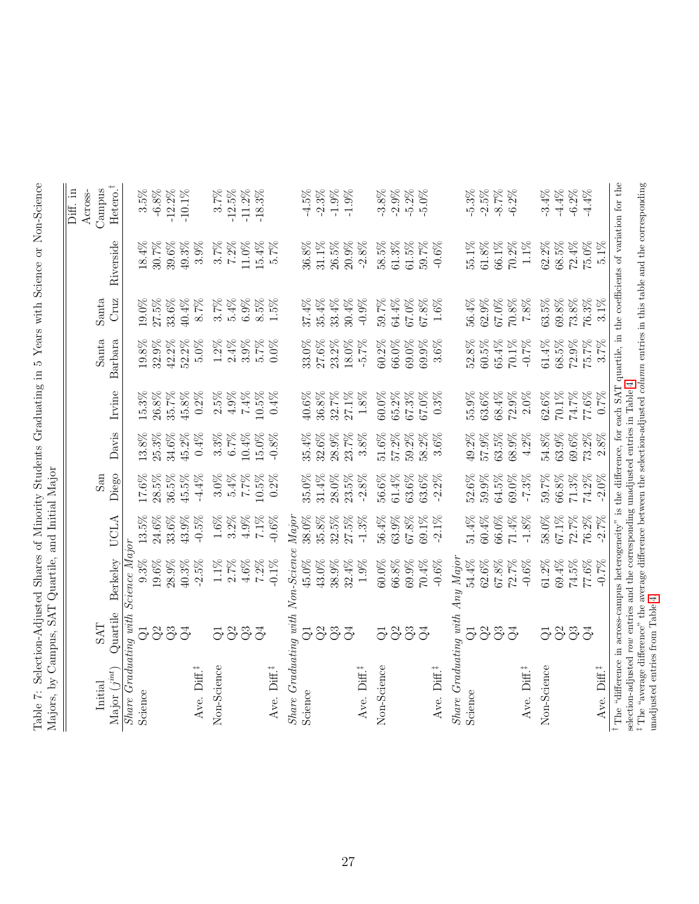Table 7: Selection-Adjusted Shares of Minority Students Graduating in 5 Years with Science or Non-Science Majors, by Campus, SAT Quartile, and Initial Major

| Initial Major ($j^{int}$) | SAT Quartile | Berkeley | UCLA | San Diego | Davis | Irvine | Santa Barbara | Santa Cruz | Riverside | Diff. in Across-Campus Hetero.[†] |
|---|---|---|---|---|---|---|---|---|---|---|
| *Share Graduating with Science Major* | | | | | | | | | | |
| Science | Q1 | 9.3% | 13.5% | 17.6% | 13.8% | 15.3% | 19.8% | 19.0% | 18.4% | 3.5% |
| | Q2 | 19.6% | 24.6% | 28.5% | 25.3% | 26.8% | 32.9% | 27.5% | 30.7% | -6.8% |
| | Q3 | 28.9% | 33.6% | 36.5% | 34.6% | 35.7% | 42.2% | 33.6% | 39.6% | -12.2% |
| | Q4 | 40.3% | 43.9% | 45.5% | 45.2% | 45.8% | 52.2% | 40.4% | 49.3% | -10.1% |
| Ave. Diff.[‡] | | -2.5% | -0.5% | -4.4% | 0.4% | 0.2% | 5.0% | 8.7% | 3.9% | |
| Non-Science | Q1 | 1.1% | 1.6% | 3.0% | 3.3% | 2.5% | 1.2% | 3.7% | 3.7% | 3.7% |
| | Q2 | 2.7% | 3.2% | 5.4% | 6.7% | 4.9% | 2.4% | 5.4% | 7.2% | -12.5% |
| | Q3 | 4.6% | 4.9% | 7.7% | 10.4% | 7.4% | 3.9% | 6.9% | 11.0% | -11.2% |
| | Q4 | 7.2% | 7.1% | 10.5% | 15.0% | 10.5% | 5.7% | 8.5% | 15.4% | -18.3% |
| Ave. Diff.[‡] | | -0.1% | -0.6% | 0.2% | -0.8% | 0.4% | 0.0% | 1.5% | 5.7% | |
| *Share Graduating with Non-Science Major* | | | | | | | | | | |
| Science | Q1 | 45.0% | 38.0% | 35.0% | 35.4% | 40.6% | 33.0% | 37.4% | 36.8% | -4.5% |
| | Q2 | 43.0% | 35.8% | 31.4% | 32.6% | 36.8% | 27.6% | 35.4% | 31.1% | -2.3% |
| | Q3 | 38.9% | 32.5% | 28.0% | 28.9% | 32.7% | 23.2% | 33.4% | 26.5% | -1.9% |
| | Q4 | 32.4% | 27.5% | 23.5% | 23.7% | 27.1% | 18.0% | 30.4% | 20.9% | -1.9% |
| Ave. Diff.[‡] | | 1.9% | -1.3% | -2.8% | 3.8% | 1.8% | -5.7% | -0.9% | -2.8% | |
| Non-Science | Q1 | 60.0% | 56.4% | 56.6% | 51.6% | 60.0% | 60.2% | 59.7% | 58.5% | -3.8% |
| | Q2 | 66.8% | 63.9% | 61.4% | 57.2% | 65.2% | 66.0% | 64.4% | 61.3% | -2.9% |
| | Q3 | 69.9% | 67.8% | 63.6% | 59.2% | 67.3% | 69.0% | 67.0% | 61.5% | -5.2% |
| | Q4 | 70.4% | 69.1% | 63.6% | 58.2% | 67.0% | 69.9% | 67.8% | 59.7% | -5.0% |
| Ave. Diff.[‡] | | -0.6% | -2.1% | -2.2% | 3.6% | 0.3% | 3.6% | 1.6% | -0.6% | |
| *Share Graduating with Any Major* | | | | | | | | | | |
| Science | Q1 | 54.4% | 51.4% | 52.6% | 49.2% | 55.9% | 52.8% | 56.4% | 55.1% | -5.3% |
| | Q2 | 62.6% | 60.4% | 59.9% | 57.9% | 63.6% | 60.5% | 62.9% | 61.8% | -2.5% |
| | Q3 | 67.8% | 66.0% | 64.5% | 63.5% | 68.4% | 65.4% | 67.0% | 66.1% | -8.7% |
| | Q4 | 72.7% | 71.4% | 69.0% | 68.9% | 72.9% | 70.1% | 70.8% | 70.2% | -6.2% |
| Ave. Diff.[‡] | | -0.6% | -1.8% | -7.3% | 4.2% | 2.0% | -0.7% | 7.8% | 1.1% | |
| Non-Science | Q1 | 61.2% | 58.0% | 59.7% | 54.8% | 62.6% | 61.4% | 63.5% | 62.2% | -3.4% |
| | Q2 | 69.4% | 67.1% | 66.8% | 63.9% | 70.1% | 68.5% | 69.8% | 68.5% | -4.4% |
| | Q3 | 74.5% | 72.7% | 71.3% | 69.6% | 74.7% | 72.9% | 73.8% | 72.4% | -6.2% |
| | Q4 | 77.6% | 76.2% | 74.2% | 73.2% | 77.6% | 75.7% | 76.3% | 75.0% | -4.4% |
| Ave. Diff.[‡] | | -0.7% | -2.7% | -2.0% | 2.8% | 0.7% | 3.7% | 3.1% | 5.1% | |

[†] The "difference in across-campus heterogeneity" is the difference, for each SAT quartile, in the coefficients of variation for the selection-adjusted *row* entries and the corresponding unadjusted entries in Table 4.

[‡] The "average difference" the average difference between the selection-adjusted *column* entries in this table and the corresponding unadjusted entries from Table 4.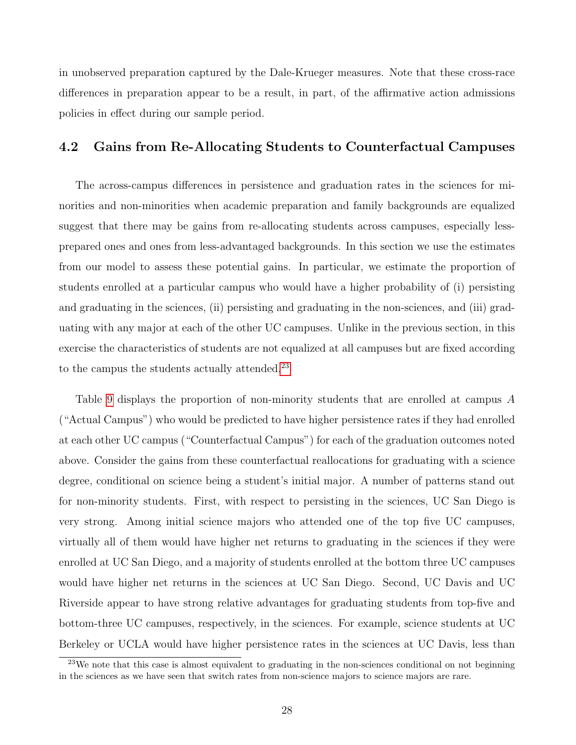in unobserved preparation captured by the Dale-Krueger measures. Note that these cross-race differences in preparation appear to be a result, in part, of the affirmative action admissions policies in effect during our sample period.

## 4.2 Gains from Re-Allocating Students to Counterfactual Campuses

The across-campus differences in persistence and graduation rates in the sciences for minorities and non-minorities when academic preparation and family backgrounds are equalized suggest that there may be gains from re-allocating students across campuses, especially less-prepared ones and ones from less-advantaged backgrounds. In this section we use the estimates from our model to assess these potential gains. In particular, we estimate the proportion of students enrolled at a particular campus who would have a higher probability of (i) persisting and graduating in the sciences, (ii) persisting and graduating in the non-sciences, and (iii) graduating with any major at each of the other UC campuses. Unlike in the previous section, in this exercise the characteristics of students are not equalized at all campuses but are fixed according to the campus the students actually attended.[23]

Table 9 displays the proportion of non-minority students that are enrolled at campus $A$ ("Actual Campus") who would be predicted to have higher persistence rates if they had enrolled at each other UC campus ("Counterfactual Campus") for each of the graduation outcomes noted above. Consider the gains from these counterfactual reallocations for graduating with a science degree, conditional on science being a student's initial major. A number of patterns stand out for non-minority students. First, with respect to persisting in the sciences, UC San Diego is very strong. Among initial science majors who attended one of the top five UC campuses, virtually all of them would have higher net returns to graduating in the sciences if they were enrolled at UC San Diego, and a majority of students enrolled at the bottom three UC campuses would have higher net returns in the sciences at UC San Diego. Second, UC Davis and UC Riverside appear to have strong relative advantages for graduating students from top-five and bottom-three UC campuses, respectively, in the sciences. For example, science students at UC Berkeley or UCLA would have higher persistence rates in the sciences at UC Davis, less than

[23]We note that this case is almost equivalent to graduating in the non-sciences conditional on not beginning in the sciences as we have seen that switch rates from non-science majors to science majors are rare.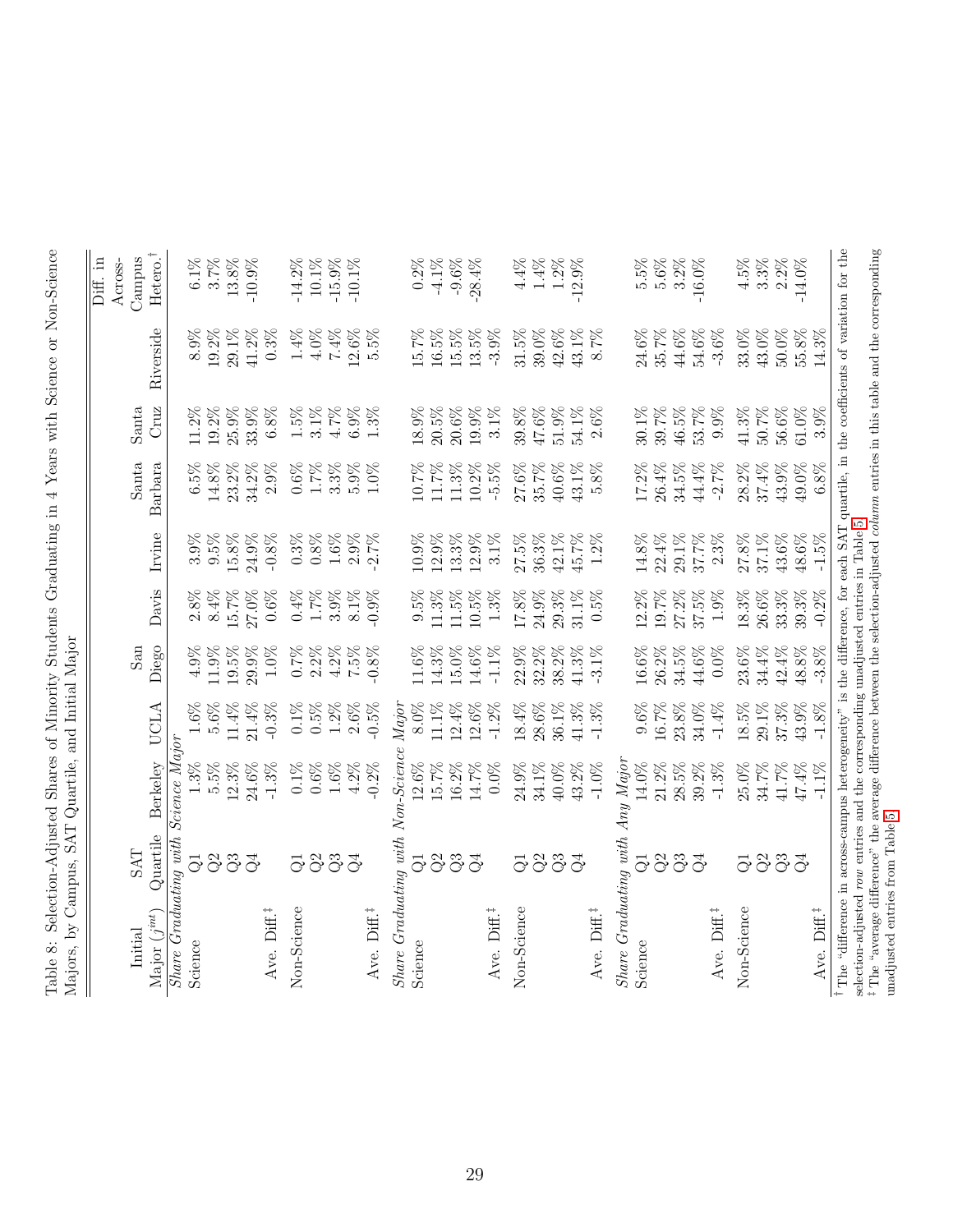Table 8: Selection-Adjusted Shares of Minority Students Graduating in 4 Years with Science or Non-Science Majors, by Campus, SAT Quartile, and Initial Major

| Initial Major ($j^{int}$) | SAT Quartile | Berkeley | UCLA | San Diego | Davis | Irvine | Santa Barbara | Santa Cruz | Riverside | Diff. in Across-Campus Hetero.[†] |
|---|---|---|---|---|---|---|---|---|---|---|
| *Share Graduating with Science Major* | | | | | | | | | | |
| Science | Q1 | 1.3% | 1.6% | 4.9% | 2.8% | 3.9% | 6.5% | 11.2% | 8.9% | 6.1% |
| | Q2 | 5.5% | 5.6% | 11.9% | 8.4% | 9.5% | 14.8% | 19.2% | 19.2% | 3.7% |
| | Q3 | 12.3% | 11.4% | 19.5% | 15.7% | 15.8% | 23.2% | 25.9% | 29.1% | 13.8% |
| | Q4 | 24.6% | 21.4% | 29.9% | 27.0% | 24.9% | 34.2% | 33.9% | 41.2% | -10.9% |
| Ave. Diff.[‡] | | -1.3% | -0.3% | 1.0% | 0.6% | -0.8% | 2.9% | 6.8% | 0.3% | |
| Non-Science | Q1 | 0.1% | 0.1% | 0.7% | 0.4% | 0.3% | 0.6% | 1.5% | 1.4% | -14.2% |
| | Q2 | 0.6% | 0.5% | 2.2% | 1.7% | 0.8% | 1.7% | 3.1% | 4.0% | 10.1% |
| | Q3 | 1.6% | 1.2% | 4.2% | 3.9% | 1.6% | 3.3% | 4.7% | 7.4% | -15.9% |
| | Q4 | 4.2% | 2.6% | 7.5% | 8.1% | 2.9% | 5.9% | 6.9% | 12.6% | -10.1% |
| Ave. Diff.[‡] | | -0.2% | -0.5% | -0.8% | -0.9% | -2.7% | 1.0% | 1.3% | 5.5% | |
| *Share Graduating with Non-Science Major* | | | | | | | | | | |
| Science | Q1 | 12.6% | 8.0% | 11.6% | 9.5% | 10.9% | 10.7% | 18.9% | 15.7% | 0.2% |
| | Q2 | 15.7% | 11.1% | 14.3% | 11.3% | 12.9% | 11.7% | 20.5% | 16.5% | -4.1% |
| | Q3 | 16.2% | 12.4% | 15.0% | 11.5% | 13.3% | 11.3% | 20.6% | 15.5% | -9.6% |
| | Q4 | 14.7% | 12.6% | 14.6% | 10.5% | 12.9% | 10.2% | 19.9% | 13.5% | -28.4% |
| Ave. Diff.[‡] | | 0.0% | -1.2% | -1.1% | 1.3% | 3.1% | -5.5% | 3.1% | -3.9% | |
| Non-Science | Q1 | 24.9% | 18.4% | 22.9% | 17.8% | 27.5% | 27.6% | 39.8% | 31.5% | 4.4% |
| | Q2 | 34.1% | 28.6% | 32.2% | 24.9% | 36.3% | 35.7% | 47.6% | 39.0% | 1.4% |
| | Q3 | 40.0% | 36.1% | 38.2% | 29.3% | 42.1% | 40.6% | 51.9% | 42.6% | 1.2% |
| | Q4 | 43.2% | 41.3% | 41.3% | 31.1% | 45.7% | 43.1% | 54.1% | 43.1% | -12.9% |
| Ave. Diff.[‡] | | -1.0% | -1.3% | -3.1% | 0.5% | 1.2% | 5.8% | 2.6% | 8.7% | |
| *Share Graduating with Any Major* | | | | | | | | | | |
| Science | Q1 | 14.0% | 9.6% | 16.6% | 12.2% | 14.8% | 17.2% | 30.1% | 24.6% | 5.5% |
| | Q2 | 21.2% | 16.7% | 26.2% | 19.7% | 22.4% | 26.4% | 39.7% | 35.7% | 5.6% |
| | Q3 | 28.5% | 23.8% | 34.5% | 27.2% | 29.1% | 34.5% | 46.5% | 44.6% | 3.2% |
| | Q4 | 39.2% | 34.0% | 44.6% | 37.5% | 37.7% | 44.4% | 53.7% | 54.6% | -16.0% |
| Ave. Diff.[‡] | | -1.3% | -1.4% | 0.0% | 1.9% | 2.3% | -2.7% | 9.9% | -3.6% | |
| Non-Science | Q1 | 25.0% | 18.5% | 23.6% | 18.3% | 27.8% | 28.2% | 41.3% | 33.0% | 4.5% |
| | Q2 | 34.7% | 29.1% | 34.4% | 26.6% | 37.1% | 37.4% | 50.7% | 43.0% | 3.3% |
| | Q3 | 41.7% | 37.3% | 42.4% | 33.3% | 43.6% | 43.9% | 56.6% | 50.0% | 2.2% |
| | Q4 | 47.4% | 43.9% | 48.8% | 39.3% | 48.6% | 49.0% | 61.0% | 55.8% | -14.0% |
| Ave. Diff.[‡] | | -1.1% | -1.8% | -3.8% | -0.2% | -1.5% | 6.8% | 3.9% | 14.3% | |

[†] The "difference in across-campus heterogeneity" is the difference, for each SAT quartile, in the coefficients of variation for the selection-adjusted *row* entries and the corresponding unadjusted entries in Table 5.
[‡] The "average difference" the average difference between the selection-adjusted *column* entries in this table and the corresponding unadjusted entries from Table 5.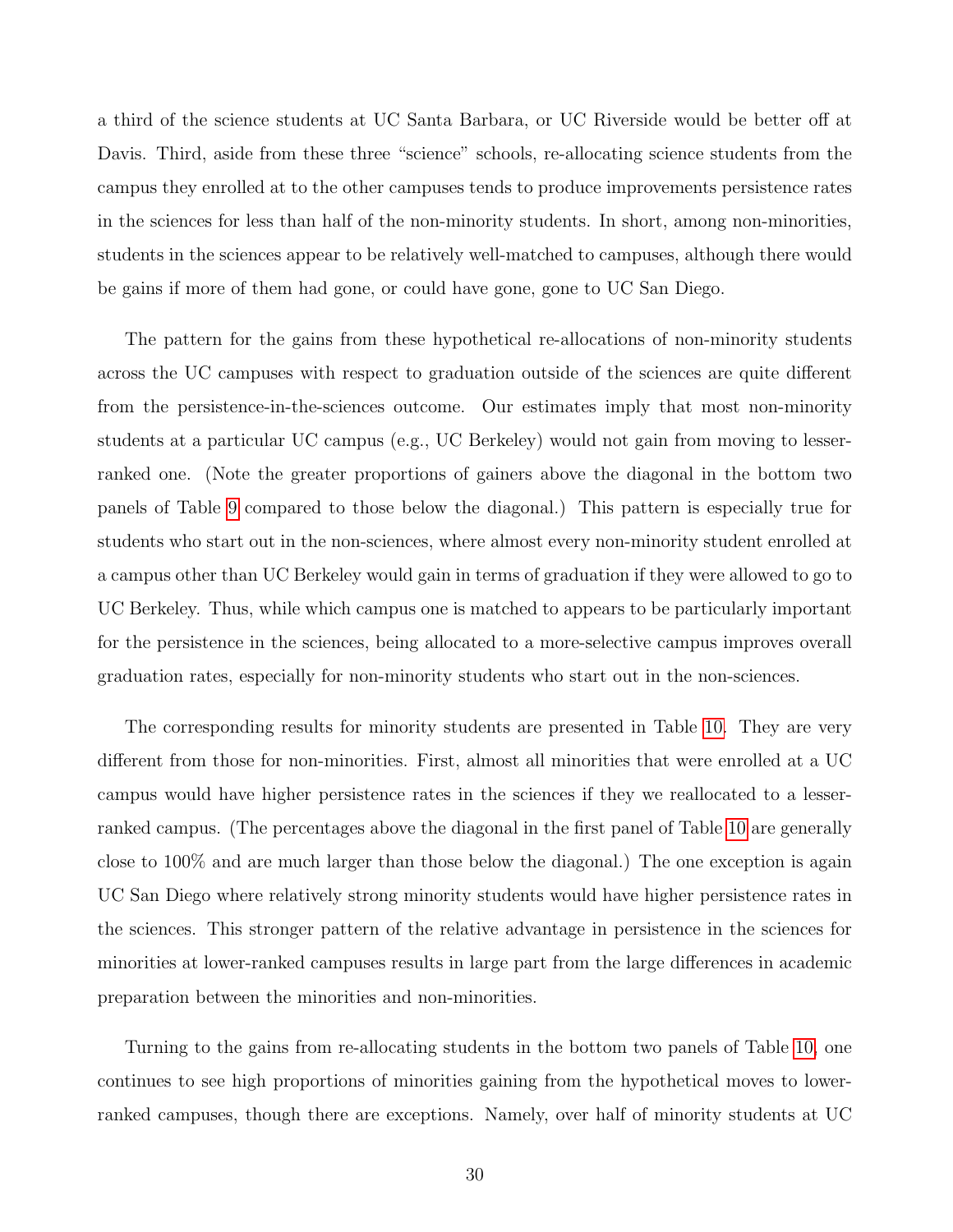a third of the science students at UC Santa Barbara, or UC Riverside would be better off at Davis. Third, aside from these three "science" schools, re-allocating science students from the campus they enrolled at to the other campuses tends to produce improvements persistence rates in the sciences for less than half of the non-minority students. In short, among non-minorities, students in the sciences appear to be relatively well-matched to campuses, although there would be gains if more of them had gone, or could have gone, gone to UC San Diego.

The pattern for the gains from these hypothetical re-allocations of non-minority students across the UC campuses with respect to graduation outside of the sciences are quite different from the persistence-in-the-sciences outcome. Our estimates imply that most non-minority students at a particular UC campus (e.g., UC Berkeley) would not gain from moving to lesser-ranked one. (Note the greater proportions of gainers above the diagonal in the bottom two panels of Table 9 compared to those below the diagonal.) This pattern is especially true for students who start out in the non-sciences, where almost every non-minority student enrolled at a campus other than UC Berkeley would gain in terms of graduation if they were allowed to go to UC Berkeley. Thus, while which campus one is matched to appears to be particularly important for the persistence in the sciences, being allocated to a more-selective campus improves overall graduation rates, especially for non-minority students who start out in the non-sciences.

The corresponding results for minority students are presented in Table 10. They are very different from those for non-minorities. First, almost all minorities that were enrolled at a UC campus would have higher persistence rates in the sciences if they we reallocated to a lesser-ranked campus. (The percentages above the diagonal in the first panel of Table 10 are generally close to 100% and are much larger than those below the diagonal.) The one exception is again UC San Diego where relatively strong minority students would have higher persistence rates in the sciences. This stronger pattern of the relative advantage in persistence in the sciences for minorities at lower-ranked campuses results in large part from the large differences in academic preparation between the minorities and non-minorities.

Turning to the gains from re-allocating students in the bottom two panels of Table 10, one continues to see high proportions of minorities gaining from the hypothetical moves to lower-ranked campuses, though there are exceptions. Namely, over half of minority students at UC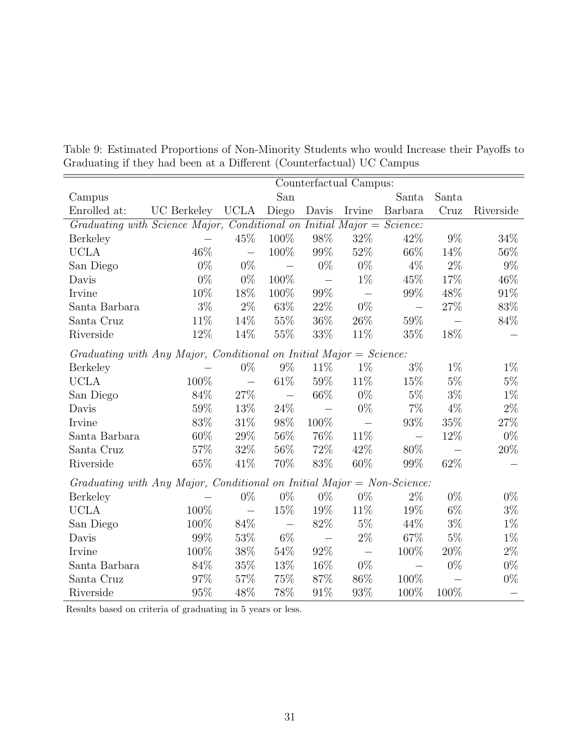Table 9: Estimated Proportions of Non-Minority Students who would Increase their Payoffs to Graduating if they had been at a Different (Counterfactual) UC Campus

| Campus Enrolled at: | Counterfactual Campus: UC Berkeley | UCLA | San Diego | Davis | Irvine | Santa Barbara | Santa Cruz | Riverside |
|---|---|---|---|---|---|---|---|---|
| *Graduating with Science Major, Conditional on Initial Major = Science:* | | | | | | | | |
| Berkeley | – | 45% | 100% | 98% | 32% | 42% | 9% | 34% |
| UCLA | 46% | – | 100% | 99% | 52% | 66% | 14% | 56% |
| San Diego | 0% | 0% | – | 0% | 0% | 4% | 2% | 9% |
| Davis | 0% | 0% | 100% | – | 1% | 45% | 17% | 46% |
| Irvine | 10% | 18% | 100% | 99% | – | 99% | 48% | 91% |
| Santa Barbara | 3% | 2% | 63% | 22% | 0% | – | 27% | 83% |
| Santa Cruz | 11% | 14% | 55% | 36% | 26% | 59% | – | 84% |
| Riverside | 12% | 14% | 55% | 33% | 11% | 35% | 18% | – |
| *Graduating with Any Major, Conditional on Initial Major = Science:* | | | | | | | | |
| Berkeley | – | 0% | 9% | 11% | 1% | 3% | 1% | 1% |
| UCLA | 100% | – | 61% | 59% | 11% | 15% | 5% | 5% |
| San Diego | 84% | 27% | – | 66% | 0% | 5% | 3% | 1% |
| Davis | 59% | 13% | 24% | – | 0% | 7% | 4% | 2% |
| Irvine | 83% | 31% | 98% | 100% | – | 93% | 35% | 27% |
| Santa Barbara | 60% | 29% | 56% | 76% | 11% | – | 12% | 0% |
| Santa Cruz | 57% | 32% | 56% | 72% | 42% | 80% | – | 20% |
| Riverside | 65% | 41% | 70% | 83% | 60% | 99% | 62% | – |
| *Graduating with Any Major, Conditional on Initial Major = Non-Science:* | | | | | | | | |
| Berkeley | – | 0% | 0% | 0% | 0% | 2% | 0% | 0% |
| UCLA | 100% | – | 15% | 19% | 11% | 19% | 6% | 3% |
| San Diego | 100% | 84% | – | 82% | 5% | 44% | 3% | 1% |
| Davis | 99% | 53% | 6% | – | 2% | 67% | 5% | 1% |
| Irvine | 100% | 38% | 54% | 92% | – | 100% | 20% | 2% |
| Santa Barbara | 84% | 35% | 13% | 16% | 0% | – | 0% | 0% |
| Santa Cruz | 97% | 57% | 75% | 87% | 86% | 100% | – | 0% |
| Riverside | 95% | 48% | 78% | 91% | 93% | 100% | 100% | – |

Results based on criteria of graduating in 5 years or less.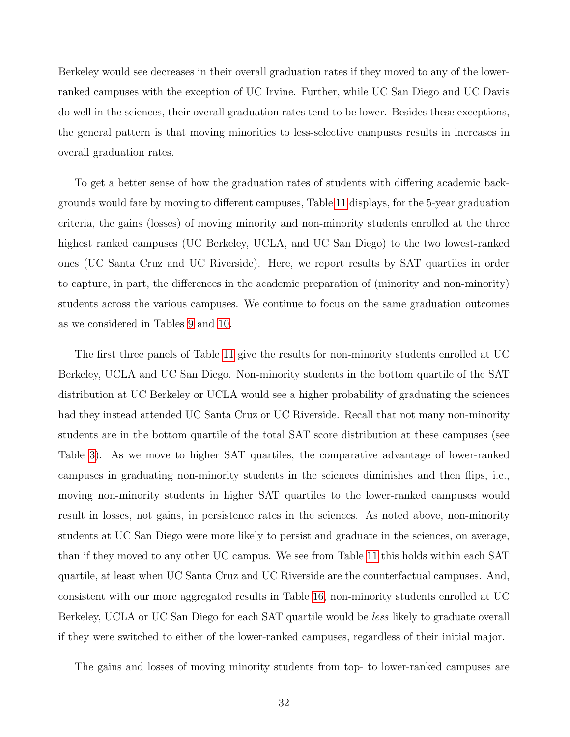Berkeley would see decreases in their overall graduation rates if they moved to any of the lower-ranked campuses with the exception of UC Irvine. Further, while UC San Diego and UC Davis do well in the sciences, their overall graduation rates tend to be lower. Besides these exceptions, the general pattern is that moving minorities to less-selective campuses results in increases in overall graduation rates.

To get a better sense of how the graduation rates of students with differing academic backgrounds would fare by moving to different campuses, Table 11 displays, for the 5-year graduation criteria, the gains (losses) of moving minority and non-minority students enrolled at the three highest ranked campuses (UC Berkeley, UCLA, and UC San Diego) to the two lowest-ranked ones (UC Santa Cruz and UC Riverside). Here, we report results by SAT quartiles in order to capture, in part, the differences in the academic preparation of (minority and non-minority) students across the various campuses. We continue to focus on the same graduation outcomes as we considered in Tables 9 and 10.

The first three panels of Table 11 give the results for non-minority students enrolled at UC Berkeley, UCLA and UC San Diego. Non-minority students in the bottom quartile of the SAT distribution at UC Berkeley or UCLA would see a higher probability of graduating the sciences had they instead attended UC Santa Cruz or UC Riverside. Recall that not many non-minority students are in the bottom quartile of the total SAT score distribution at these campuses (see Table 3). As we move to higher SAT quartiles, the comparative advantage of lower-ranked campuses in graduating non-minority students in the sciences diminishes and then flips, i.e., moving non-minority students in higher SAT quartiles to the lower-ranked campuses would result in losses, not gains, in persistence rates in the sciences. As noted above, non-minority students at UC San Diego were more likely to persist and graduate in the sciences, on average, than if they moved to any other UC campus. We see from Table 11 this holds within each SAT quartile, at least when UC Santa Cruz and UC Riverside are the counterfactual campuses. And, consistent with our more aggregated results in Table 16, non-minority students enrolled at UC Berkeley, UCLA or UC San Diego for each SAT quartile would be *less* likely to graduate overall if they were switched to either of the lower-ranked campuses, regardless of their initial major.

The gains and losses of moving minority students from top- to lower-ranked campuses are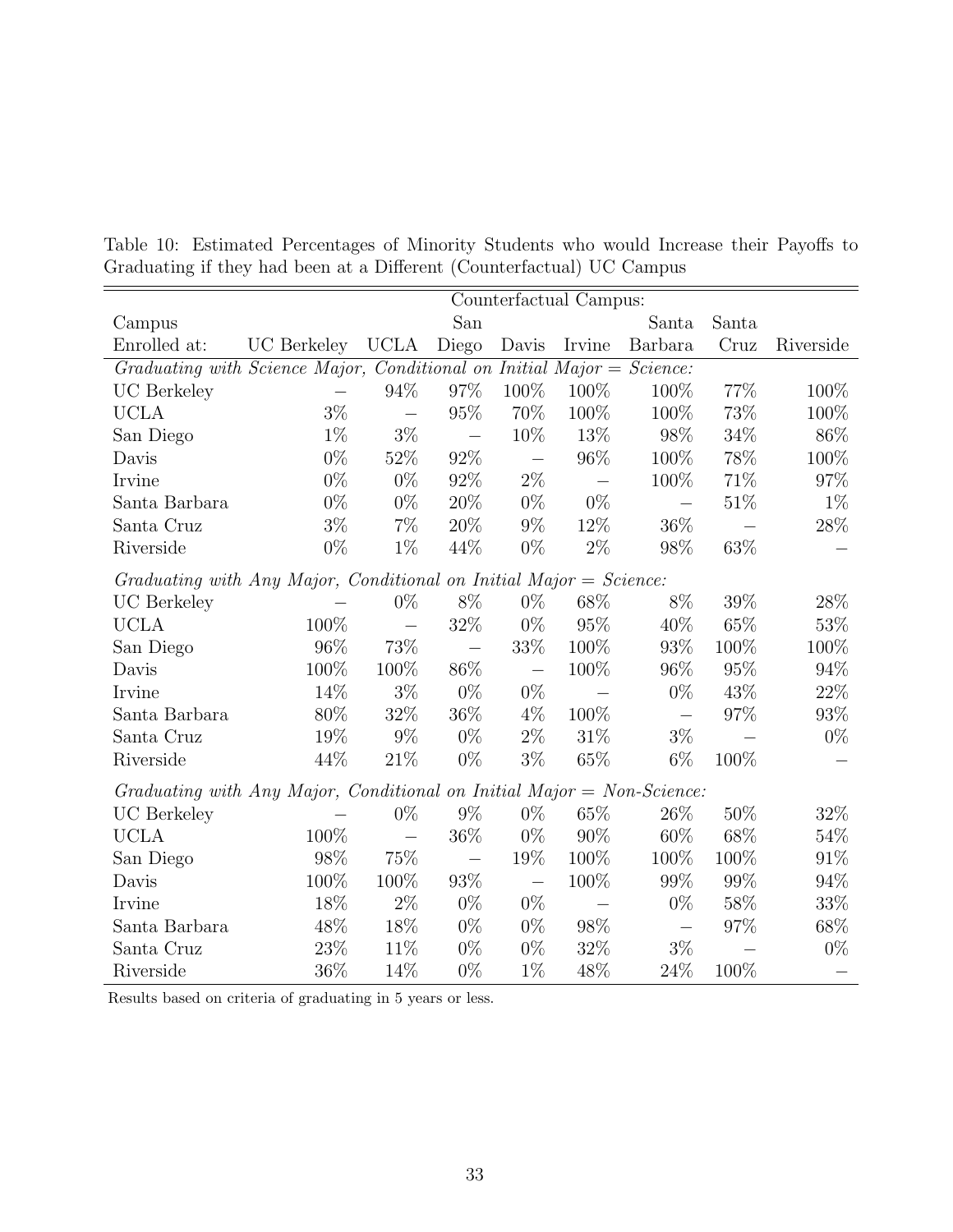Table 10: Estimated Percentages of Minority Students who would Increase their Payoffs to Graduating if they had been at a Different (Counterfactual) UC Campus

| Campus Enrolled at: | Counterfactual Campus: UC Berkeley | UCLA | San Diego | Davis | Irvine | Santa Barbara | Santa Cruz | Riverside |
|---|---|---|---|---|---|---|---|---|
| *Graduating with Science Major, Conditional on Initial Major = Science:* | | | | | | | | |
| UC Berkeley | – | 94% | 97% | 100% | 100% | 100% | 77% | 100% |
| UCLA | 3% | – | 95% | 70% | 100% | 100% | 73% | 100% |
| San Diego | 1% | 3% | – | 10% | 13% | 98% | 34% | 86% |
| Davis | 0% | 52% | 92% | – | 96% | 100% | 78% | 100% |
| Irvine | 0% | 0% | 92% | 2% | – | 100% | 71% | 97% |
| Santa Barbara | 0% | 0% | 20% | 0% | 0% | – | 51% | 1% |
| Santa Cruz | 3% | 7% | 20% | 9% | 12% | 36% | – | 28% |
| Riverside | 0% | 1% | 44% | 0% | 2% | 98% | 63% | – |
| *Graduating with Any Major, Conditional on Initial Major = Science:* | | | | | | | | |
| UC Berkeley | – | 0% | 8% | 0% | 68% | 8% | 39% | 28% |
| UCLA | 100% | – | 32% | 0% | 95% | 40% | 65% | 53% |
| San Diego | 96% | 73% | – | 33% | 100% | 93% | 100% | 100% |
| Davis | 100% | 100% | 86% | – | 100% | 96% | 95% | 94% |
| Irvine | 14% | 3% | 0% | 0% | – | 0% | 43% | 22% |
| Santa Barbara | 80% | 32% | 36% | 4% | 100% | – | 97% | 93% |
| Santa Cruz | 19% | 9% | 0% | 2% | 31% | 3% | – | 0% |
| Riverside | 44% | 21% | 0% | 3% | 65% | 6% | 100% | – |
| *Graduating with Any Major, Conditional on Initial Major = Non-Science:* | | | | | | | | |
| UC Berkeley | – | 0% | 9% | 0% | 65% | 26% | 50% | 32% |
| UCLA | 100% | – | 36% | 0% | 90% | 60% | 68% | 54% |
| San Diego | 98% | 75% | – | 19% | 100% | 100% | 100% | 91% |
| Davis | 100% | 100% | 93% | – | 100% | 99% | 99% | 94% |
| Irvine | 18% | 2% | 0% | 0% | – | 0% | 58% | 33% |
| Santa Barbara | 48% | 18% | 0% | 0% | 98% | – | 97% | 68% |
| Santa Cruz | 23% | 11% | 0% | 0% | 32% | 3% | – | 0% |
| Riverside | 36% | 14% | 0% | 1% | 48% | 24% | 100% | – |

Results based on criteria of graduating in 5 years or less.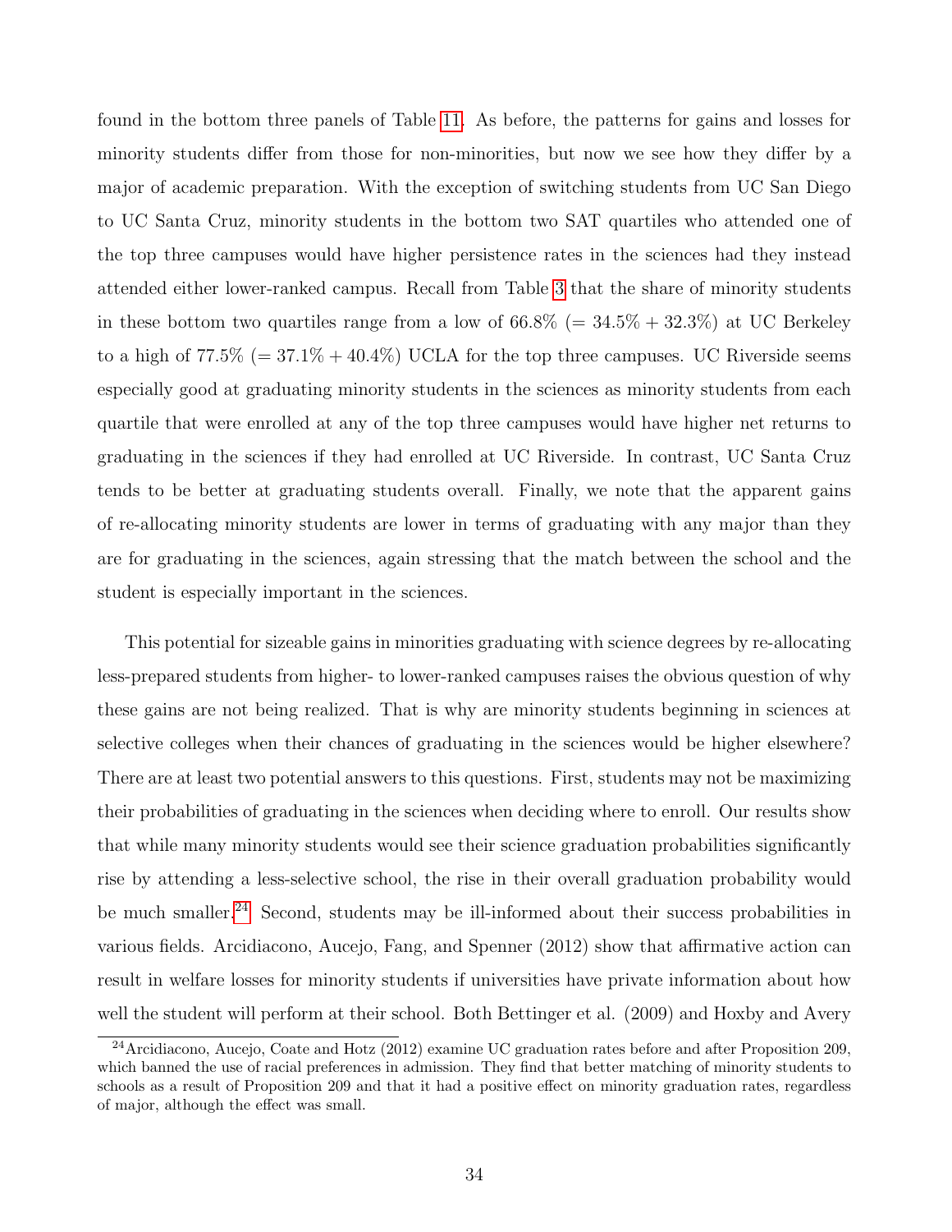found in the bottom three panels of Table 11. As before, the patterns for gains and losses for minority students differ from those for non-minorities, but now we see how they differ by a major of academic preparation. With the exception of switching students from UC San Diego to UC Santa Cruz, minority students in the bottom two SAT quartiles who attended one of the top three campuses would have higher persistence rates in the sciences had they instead attended either lower-ranked campus. Recall from Table 3 that the share of minority students in these bottom two quartiles range from a low of 66.8% (= 34.5% + 32.3%) at UC Berkeley to a high of 77.5% (= 37.1% + 40.4%) UCLA for the top three campuses. UC Riverside seems especially good at graduating minority students in the sciences as minority students from each quartile that were enrolled at any of the top three campuses would have higher net returns to graduating in the sciences if they had enrolled at UC Riverside. In contrast, UC Santa Cruz tends to be better at graduating students overall. Finally, we note that the apparent gains of re-allocating minority students are lower in terms of graduating with any major than they are for graduating in the sciences, again stressing that the match between the school and the student is especially important in the sciences.

This potential for sizeable gains in minorities graduating with science degrees by re-allocating less-prepared students from higher- to lower-ranked campuses raises the obvious question of why these gains are not being realized. That is why are minority students beginning in sciences at selective colleges when their chances of graduating in the sciences would be higher elsewhere? There are at least two potential answers to this questions. First, students may not be maximizing their probabilities of graduating in the sciences when deciding where to enroll. Our results show that while many minority students would see their science graduation probabilities significantly rise by attending a less-selective school, the rise in their overall graduation probability would be much smaller.[24] Second, students may be ill-informed about their success probabilities in various fields. Arcidiacono, Aucejo, Fang, and Spenner (2012) show that affirmative action can result in welfare losses for minority students if universities have private information about how well the student will perform at their school. Both Bettinger et al. (2009) and Hoxby and Avery

[24]Arcidiacono, Aucejo, Coate and Hotz (2012) examine UC graduation rates before and after Proposition 209, which banned the use of racial preferences in admission. They find that better matching of minority students to schools as a result of Proposition 209 and that it had a positive effect on minority graduation rates, regardless of major, although the effect was small.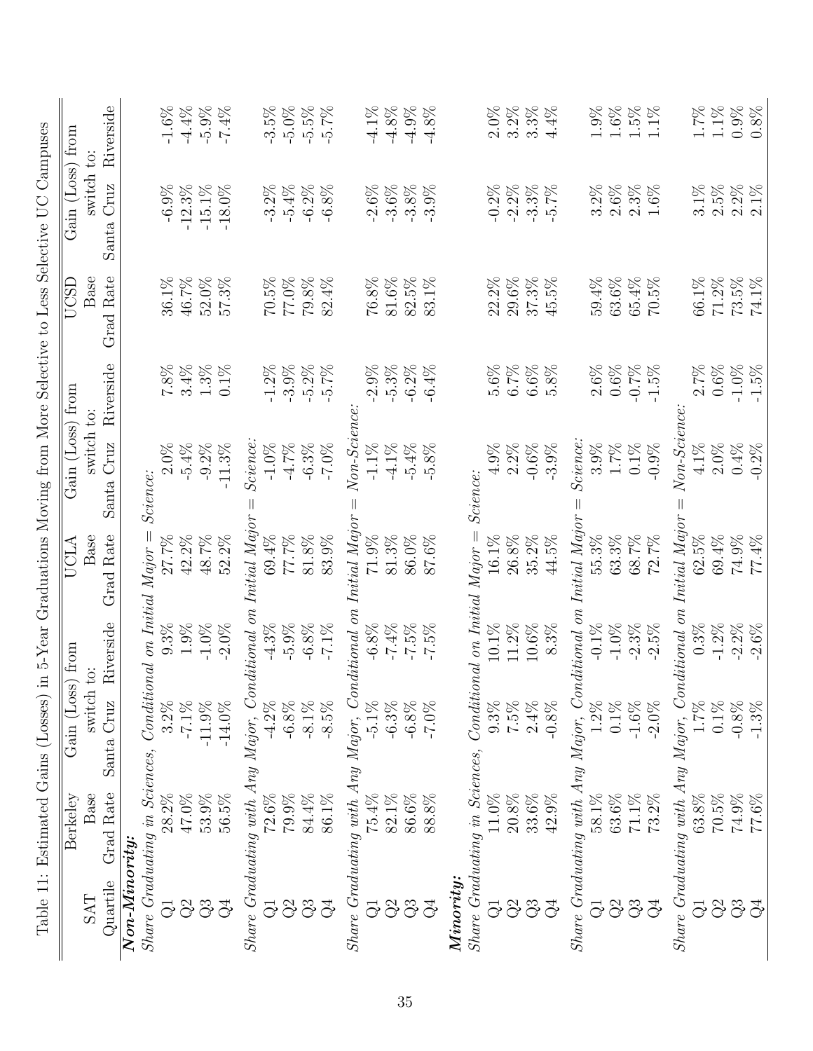Table 11: Estimated Gains (Losses) in 5-Year Graduations Moving from More Selective to Less Selective UC Campuses

| SAT Quartile | Berkeley Base Grad Rate | Gain (Loss) from switch to: Santa Cruz | Riverside | UCLA Base Grad Rate | Gain (Loss) from switch to: Santa Cruz | Riverside | UCSD Base Grad Rate | Gain (Loss) from switch to: Santa Cruz | Riverside |
|---|---|---|---|---|---|---|---|---|---|
| ***Non-Minority:*** | | | | | | | | | |
| *Share Graduating in Sciences, Conditional on Initial Major = Science:* | | | | | | | | | |
| Q1 | 28.2% | 3.2% | 9.3% | 27.7% | 2.0% | 7.8% | 36.1% | -6.9% | -1.6% |
| Q2 | 47.0% | -7.1% | 1.9% | 42.2% | -5.4% | 3.4% | 46.7% | -12.3% | -4.4% |
| Q3 | 53.9% | -11.9% | -1.0% | 48.7% | -9.2% | 1.3% | 52.0% | -15.1% | -5.9% |
| Q4 | 56.5% | -14.0% | -2.0% | 52.2% | -11.3% | 0.1% | 57.3% | -18.0% | -7.4% |
| *Share Graduating with Any Major, Conditional on Initial Major = Science:* | | | | | | | | | |
| Q1 | 72.6% | -4.2% | -4.3% | 69.4% | -1.0% | -1.2% | 70.5% | -3.2% | -3.5% |
| Q2 | 79.9% | -6.8% | -5.9% | 77.7% | -4.7% | -3.9% | 77.0% | -5.4% | -5.0% |
| Q3 | 84.4% | -8.1% | -6.8% | 81.8% | -6.3% | -5.2% | 79.8% | -6.2% | -5.5% |
| Q4 | 86.1% | -8.5% | -7.1% | 83.9% | -7.0% | -5.7% | 82.4% | -6.8% | -5.7% |
| *Share Graduating with Any Major, Conditional on Initial Major = Non-Science:* | | | | | | | | | |
| Q1 | 75.4% | -5.1% | -6.8% | 71.9% | -1.1% | -2.9% | 76.8% | -2.6% | -4.1% |
| Q2 | 82.1% | -6.3% | -7.4% | 81.3% | -4.1% | -5.3% | 81.6% | -3.6% | -4.8% |
| Q3 | 86.6% | -6.8% | -7.5% | 86.0% | -5.4% | -6.2% | 82.5% | -3.8% | -4.9% |
| Q4 | 88.8% | -7.0% | -7.5% | 87.6% | -5.8% | -6.4% | 83.1% | -3.9% | -4.8% |
| ***Minority:*** | | | | | | | | | |
| *Share Graduating in Sciences, Conditional on Initial Major = Science:* | | | | | | | | | |
| Q1 | 11.0% | 9.3% | 10.1% | 16.1% | 4.9% | 5.6% | 22.2% | -0.2% | 2.0% |
| Q2 | 20.8% | 7.5% | 11.2% | 26.8% | 2.2% | 6.7% | 29.6% | -2.2% | 3.2% |
| Q3 | 33.6% | 2.4% | 10.6% | 35.2% | -0.6% | 6.6% | 37.3% | -3.3% | 3.3% |
| Q4 | 42.9% | -0.8% | 8.3% | 44.5% | -3.9% | 5.8% | 45.5% | -5.7% | 4.4% |
| *Share Graduating with Any Major, Conditional on Initial Major = Science:* | | | | | | | | | |
| Q1 | 58.1% | 1.2% | -0.1% | 55.3% | 3.9% | 2.6% | 59.4% | 3.2% | 1.9% |
| Q2 | 63.6% | 0.1% | -1.0% | 63.3% | 1.7% | 0.6% | 63.6% | 2.6% | 1.6% |
| Q3 | 71.1% | -1.6% | -2.3% | 68.7% | 0.1% | -0.7% | 65.4% | 2.3% | 1.5% |
| Q4 | 73.2% | -2.0% | -2.5% | 72.7% | -0.9% | -1.5% | 70.5% | 1.6% | 1.1% |
| *Share Graduating with Any Major, Conditional on Initial Major = Non-Science:* | | | | | | | | | |
| Q1 | 63.8% | 1.7% | 0.3% | 62.5% | 4.1% | 2.7% | 66.1% | 3.1% | 1.7% |
| Q2 | 70.5% | 0.1% | -1.2% | 69.4% | 2.0% | 0.6% | 71.2% | 2.5% | 1.1% |
| Q3 | 74.9% | -0.8% | -2.2% | 74.9% | 0.4% | -1.0% | 73.5% | 2.2% | 0.9% |
| Q4 | 77.6% | -1.3% | -2.6% | 77.4% | -0.2% | -1.5% | 74.1% | 2.1% | 0.8% |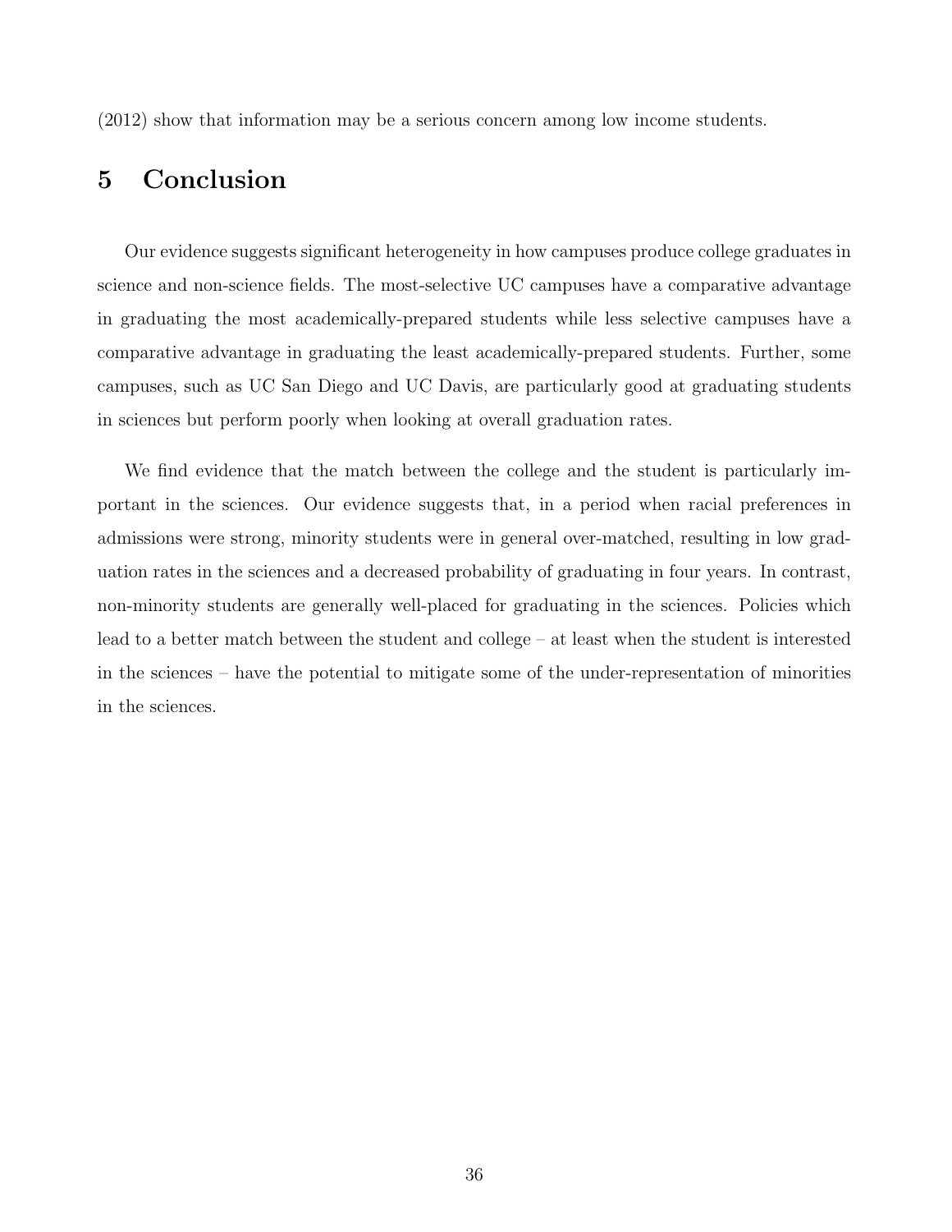(2012) show that information may be a serious concern among low income students.

# 5 Conclusion

Our evidence suggests significant heterogeneity in how campuses produce college graduates in science and non-science fields. The most-selective UC campuses have a comparative advantage in graduating the most academically-prepared students while less selective campuses have a comparative advantage in graduating the least academically-prepared students. Further, some campuses, such as UC San Diego and UC Davis, are particularly good at graduating students in sciences but perform poorly when looking at overall graduation rates.

We find evidence that the match between the college and the student is particularly important in the sciences. Our evidence suggests that, in a period when racial preferences in admissions were strong, minority students were in general over-matched, resulting in low graduation rates in the sciences and a decreased probability of graduating in four years. In contrast, non-minority students are generally well-placed for graduating in the sciences. Policies which lead to a better match between the student and college – at least when the student is interested in the sciences – have the potential to mitigate some of the under-representation of minorities in the sciences.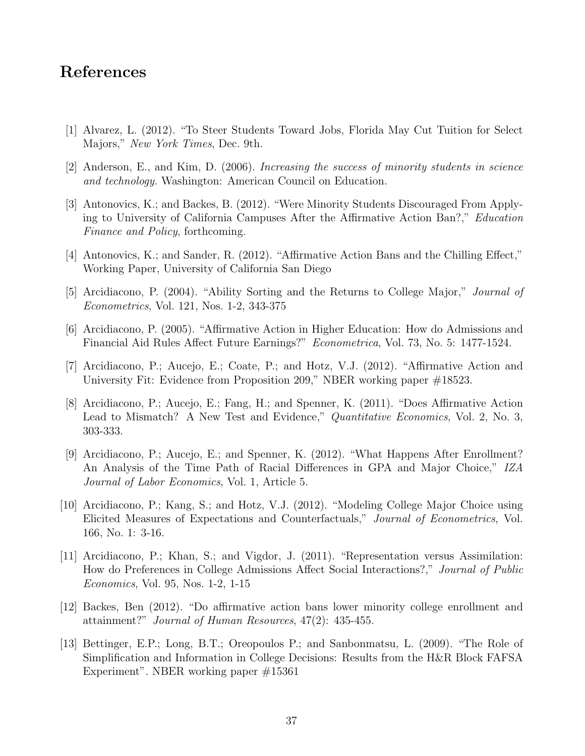# References

[1] Alvarez, L. (2012). "To Steer Students Toward Jobs, Florida May Cut Tuition for Select Majors," *New York Times*, Dec. 9th.

[2] Anderson, E., and Kim, D. (2006). *Increasing the success of minority students in science and technology*. Washington: American Council on Education.

[3] Antonovics, K.; and Backes, B. (2012). "Were Minority Students Discouraged From Applying to University of California Campuses After the Affirmative Action Ban?," *Education Finance and Policy*, forthcoming.

[4] Antonovics, K.; and Sander, R. (2012). "Affirmative Action Bans and the Chilling Effect," Working Paper, University of California San Diego

[5] Arcidiacono, P. (2004). "Ability Sorting and the Returns to College Major," *Journal of Econometrics*, Vol. 121, Nos. 1-2, 343-375

[6] Arcidiacono, P. (2005). "Affirmative Action in Higher Education: How do Admissions and Financial Aid Rules Affect Future Earnings?" *Econometrica*, Vol. 73, No. 5: 1477-1524.

[7] Arcidiacono, P.; Aucejo, E.; Coate, P.; and Hotz, V.J. (2012). "Affirmative Action and University Fit: Evidence from Proposition 209," NBER working paper #18523.

[8] Arcidiacono, P.; Aucejo, E.; Fang, H.; and Spenner, K. (2011). "Does Affirmative Action Lead to Mismatch? A New Test and Evidence," *Quantitative Economics*, Vol. 2, No. 3, 303-333.

[9] Arcidiacono, P.; Aucejo, E.; and Spenner, K. (2012). "What Happens After Enrollment? An Analysis of the Time Path of Racial Differences in GPA and Major Choice," *IZA Journal of Labor Economics*, Vol. 1, Article 5.

[10] Arcidiacono, P.; Kang, S.; and Hotz, V.J. (2012). "Modeling College Major Choice using Elicited Measures of Expectations and Counterfactuals," *Journal of Econometrics*, Vol. 166, No. 1: 3-16.

[11] Arcidiacono, P.; Khan, S.; and Vigdor, J. (2011). "Representation versus Assimilation: How do Preferences in College Admissions Affect Social Interactions?," *Journal of Public Economics*, Vol. 95, Nos. 1-2, 1-15

[12] Backes, Ben (2012). "Do affirmative action bans lower minority college enrollment and attainment?" *Journal of Human Resources*, 47(2): 435-455.

[13] Bettinger, E.P.; Long, B.T.; Oreopoulos P.; and Sanbonmatsu, L. (2009). "The Role of Simplification and Information in College Decisions: Results from the H&R Block FAFSA Experiment". NBER working paper #15361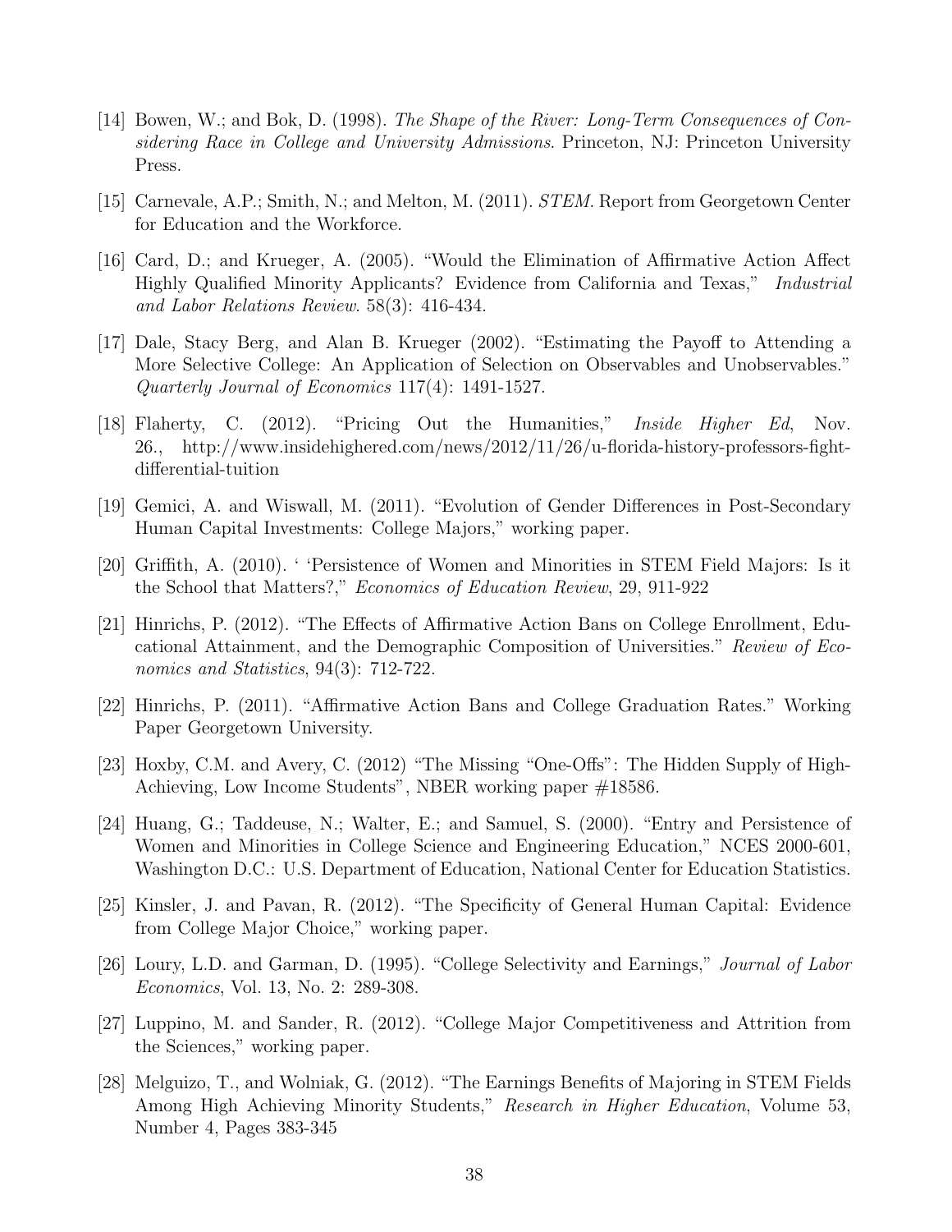[14] Bowen, W.; and Bok, D. (1998). *The Shape of the River: Long-Term Consequences of Considering Race in College and University Admissions*. Princeton, NJ: Princeton University Press.

[15] Carnevale, A.P.; Smith, N.; and Melton, M. (2011). *STEM*. Report from Georgetown Center for Education and the Workforce.

[16] Card, D.; and Krueger, A. (2005). "Would the Elimination of Affirmative Action Affect Highly Qualified Minority Applicants? Evidence from California and Texas," *Industrial and Labor Relations Review*. 58(3): 416-434.

[17] Dale, Stacy Berg, and Alan B. Krueger (2002). "Estimating the Payoff to Attending a More Selective College: An Application of Selection on Observables and Unobservables." *Quarterly Journal of Economics* 117(4): 1491-1527.

[18] Flaherty, C. (2012). "Pricing Out the Humanities," *Inside Higher Ed*, Nov. 26., http://www.insidehighered.com/news/2012/11/26/u-florida-history-professors-fight-differential-tuition

[19] Gemici, A. and Wiswall, M. (2011). "Evolution of Gender Differences in Post-Secondary Human Capital Investments: College Majors," working paper.

[20] Griffith, A. (2010). ' 'Persistence of Women and Minorities in STEM Field Majors: Is it the School that Matters?," *Economics of Education Review*, 29, 911-922

[21] Hinrichs, P. (2012). "The Effects of Affirmative Action Bans on College Enrollment, Educational Attainment, and the Demographic Composition of Universities." *Review of Economics and Statistics*, 94(3): 712-722.

[22] Hinrichs, P. (2011). "Affirmative Action Bans and College Graduation Rates." Working Paper Georgetown University.

[23] Hoxby, C.M. and Avery, C. (2012) "The Missing "One-Offs": The Hidden Supply of High-Achieving, Low Income Students", NBER working paper #18586.

[24] Huang, G.; Taddeuse, N.; Walter, E.; and Samuel, S. (2000). "Entry and Persistence of Women and Minorities in College Science and Engineering Education," NCES 2000-601, Washington D.C.: U.S. Department of Education, National Center for Education Statistics.

[25] Kinsler, J. and Pavan, R. (2012). "The Specificity of General Human Capital: Evidence from College Major Choice," working paper.

[26] Loury, L.D. and Garman, D. (1995). "College Selectivity and Earnings," *Journal of Labor Economics*, Vol. 13, No. 2: 289-308.

[27] Luppino, M. and Sander, R. (2012). "College Major Competitiveness and Attrition from the Sciences," working paper.

[28] Melguizo, T., and Wolniak, G. (2012). "The Earnings Benefits of Majoring in STEM Fields Among High Achieving Minority Students," *Research in Higher Education*, Volume 53, Number 4, Pages 383-345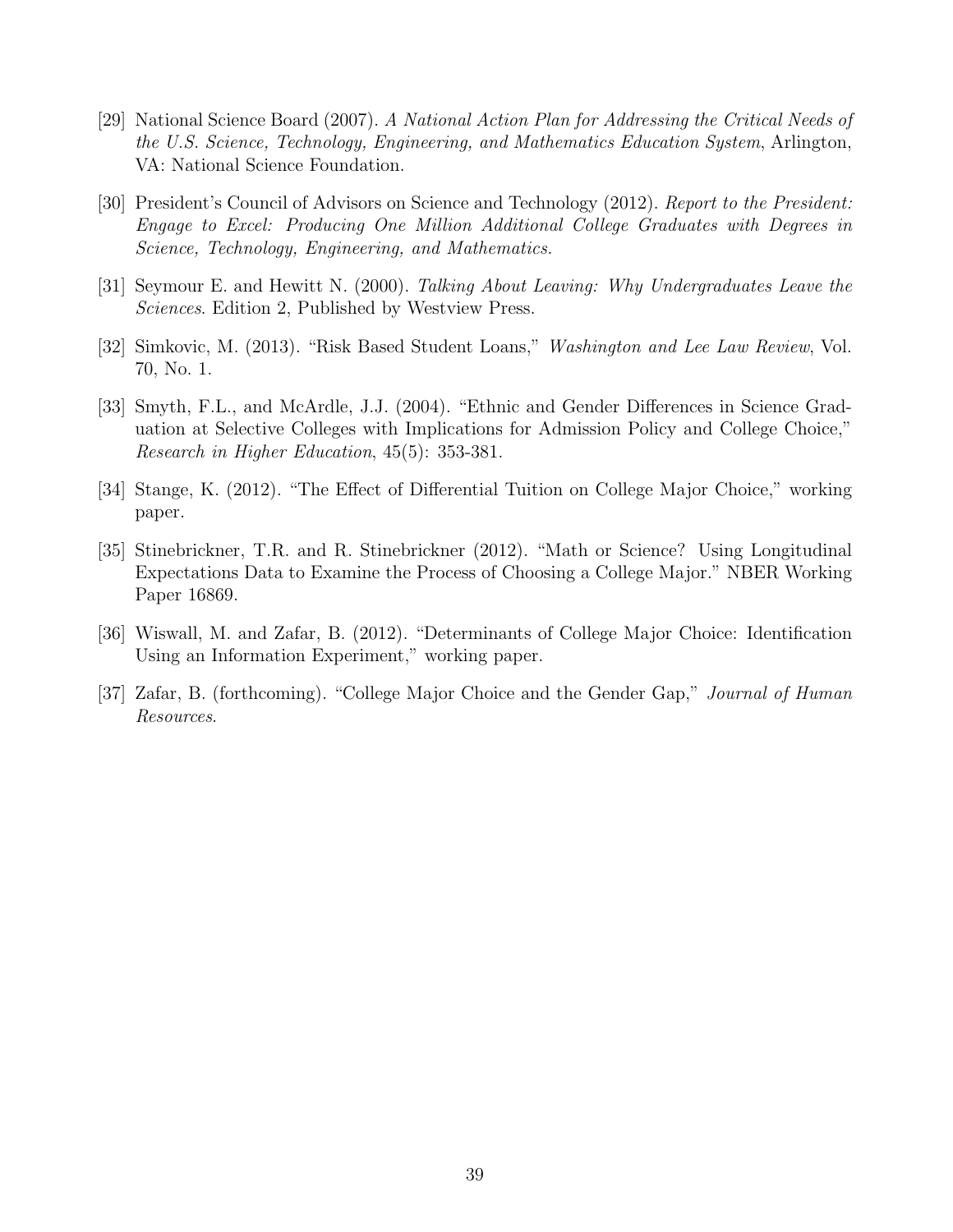[29] National Science Board (2007). *A National Action Plan for Addressing the Critical Needs of the U.S. Science, Technology, Engineering, and Mathematics Education System*, Arlington, VA: National Science Foundation.

[30] President's Council of Advisors on Science and Technology (2012). *Report to the President: Engage to Excel: Producing One Million Additional College Graduates with Degrees in Science, Technology, Engineering, and Mathematics.*

[31] Seymour E. and Hewitt N. (2000). *Talking About Leaving: Why Undergraduates Leave the Sciences*. Edition 2, Published by Westview Press.

[32] Simkovic, M. (2013). "Risk Based Student Loans," *Washington and Lee Law Review*, Vol. 70, No. 1.

[33] Smyth, F.L., and McArdle, J.J. (2004). "Ethnic and Gender Differences in Science Graduation at Selective Colleges with Implications for Admission Policy and College Choice," *Research in Higher Education*, 45(5): 353-381.

[34] Stange, K. (2012). "The Effect of Differential Tuition on College Major Choice," working paper.

[35] Stinebrickner, T.R. and R. Stinebrickner (2012). "Math or Science? Using Longitudinal Expectations Data to Examine the Process of Choosing a College Major." NBER Working Paper 16869.

[36] Wiswall, M. and Zafar, B. (2012). "Determinants of College Major Choice: Identification Using an Information Experiment," working paper.

[37] Zafar, B. (forthcoming). "College Major Choice and the Gender Gap," *Journal of Human Resources*.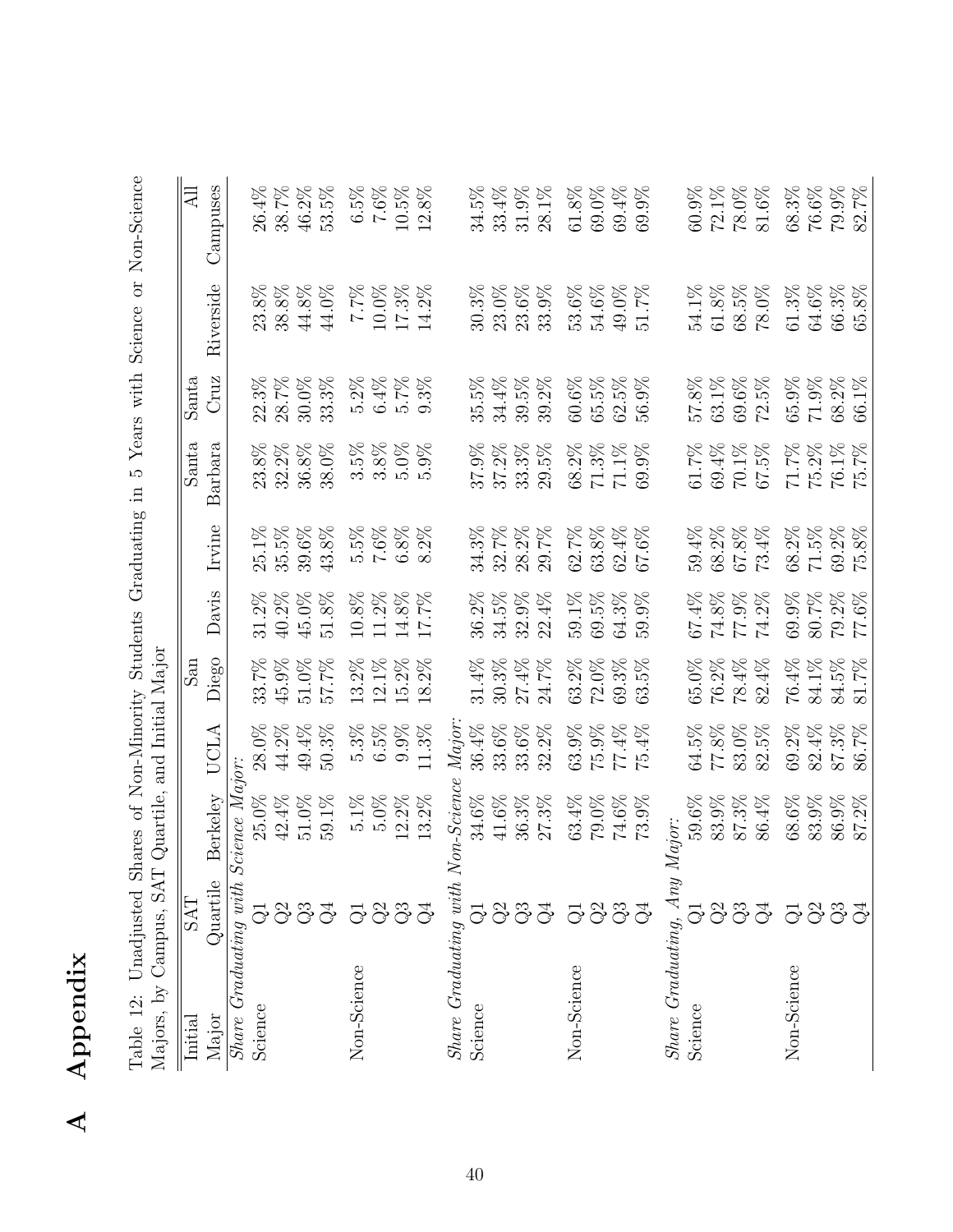# A Appendix

Table 12: Unadjusted Shares of Non-Minority Students Graduating in 5 Years with Science or Non-Science Majors, by Campus, SAT Quartile, and Initial Major

| Initial Major | SAT Quartile | Berkeley | UCLA | San Diego | Davis | Irvine | Santa Barbara | Santa Cruz | Riverside | All Campuses |
|---|---|---|---|---|---|---|---|---|---|---|
| *Share Graduating with Science Major:* | | | | | | | | | | |
| Science | Q1 | 25.0% | 28.0% | 33.7% | 31.2% | 25.1% | 23.8% | 22.3% | 23.8% | 26.4% |
| | Q2 | 42.4% | 44.2% | 45.9% | 40.2% | 35.5% | 32.2% | 28.7% | 38.8% | 38.7% |
| | Q3 | 51.0% | 49.4% | 51.0% | 45.0% | 39.6% | 36.8% | 30.0% | 44.8% | 46.2% |
| | Q4 | 59.1% | 50.3% | 57.7% | 51.8% | 43.8% | 38.0% | 33.3% | 44.0% | 53.5% |
| Non-Science | Q1 | 5.1% | 5.3% | 13.2% | 10.8% | 5.5% | 3.5% | 5.2% | 7.7% | 6.5% |
| | Q2 | 5.0% | 6.5% | 12.1% | 11.2% | 7.6% | 3.8% | 6.4% | 10.0% | 7.6% |
| | Q3 | 12.2% | 9.9% | 15.2% | 14.8% | 6.8% | 5.0% | 5.7% | 17.3% | 10.5% |
| | Q4 | 13.2% | 11.3% | 18.2% | 17.7% | 8.2% | 5.9% | 9.3% | 14.2% | 12.8% |
| *Share Graduating with Non-Science Major:* | | | | | | | | | | |
| Science | Q1 | 34.6% | 36.4% | 31.4% | 36.2% | 34.3% | 37.9% | 35.5% | 30.3% | 34.5% |
| | Q2 | 41.6% | 33.6% | 30.3% | 34.5% | 32.7% | 37.2% | 34.4% | 23.0% | 33.4% |
| | Q3 | 36.3% | 33.6% | 27.4% | 32.9% | 28.2% | 33.3% | 39.5% | 23.6% | 31.9% |
| | Q4 | 27.3% | 32.2% | 24.7% | 22.4% | 29.7% | 29.5% | 39.2% | 33.9% | 28.1% |
| Non-Science | Q1 | 63.4% | 63.9% | 63.2% | 59.1% | 62.7% | 68.2% | 60.6% | 53.6% | 61.8% |
| | Q2 | 79.0% | 75.9% | 72.0% | 69.5% | 63.8% | 71.3% | 65.5% | 54.6% | 69.0% |
| | Q3 | 74.6% | 77.4% | 69.3% | 64.3% | 62.4% | 71.1% | 62.5% | 49.0% | 69.4% |
| | Q4 | 73.9% | 75.4% | 63.5% | 59.9% | 67.6% | 69.9% | 56.9% | 51.7% | 69.9% |
| *Share Graduating, Any Major:* | | | | | | | | | | |
| Science | Q1 | 59.6% | 64.5% | 65.0% | 67.4% | 59.4% | 61.7% | 57.8% | 54.1% | 60.9% |
| | Q2 | 83.9% | 77.8% | 76.2% | 74.8% | 68.2% | 69.4% | 63.1% | 61.8% | 72.1% |
| | Q3 | 87.3% | 83.0% | 78.4% | 77.9% | 67.8% | 70.1% | 69.6% | 68.5% | 78.0% |
| | Q4 | 86.4% | 82.5% | 82.4% | 74.2% | 73.4% | 67.5% | 72.5% | 78.0% | 81.6% |
| Non-Science | Q1 | 68.6% | 69.2% | 76.4% | 69.9% | 68.2% | 71.7% | 65.9% | 61.3% | 68.3% |
| | Q2 | 83.9% | 82.4% | 84.1% | 80.7% | 71.5% | 75.2% | 71.9% | 64.6% | 76.6% |
| | Q3 | 86.9% | 87.3% | 84.5% | 79.2% | 69.2% | 76.1% | 68.2% | 66.3% | 79.9% |
| | Q4 | 87.2% | 86.7% | 81.7% | 77.6% | 75.8% | 75.7% | 66.1% | 65.8% | 82.7% |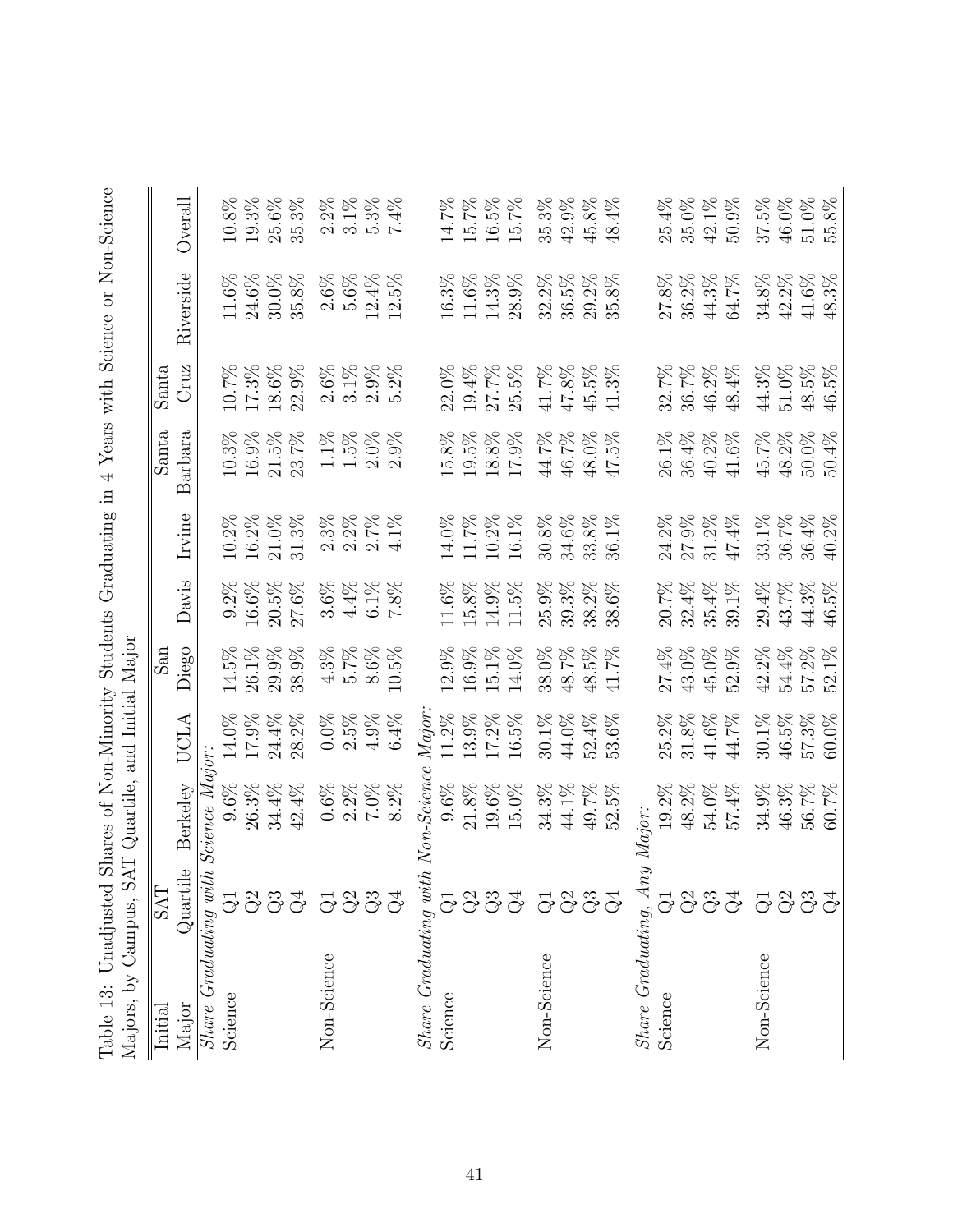Table 13: Unadjusted Shares of Non-Minority Students Graduating in 4 Years with Science or Non-Science Majors, by Campus, SAT Quartile, and Initial Major

| Initial Major | SAT Quartile | Berkeley | UCLA | San Diego | Davis | Irvine | Santa Barbara | Santa Cruz | Riverside | Overall |
|---|---|---|---|---|---|---|---|---|---|---|
| *Share Graduating with Science Major:* | | | | | | | | | | |
| Science | Q1 | 9.6% | 14.0% | 14.5% | 9.2% | 10.2% | 10.3% | 10.7% | 11.6% | 10.8% |
| | Q2 | 26.3% | 17.9% | 26.1% | 16.6% | 16.2% | 16.9% | 17.3% | 24.6% | 19.3% |
| | Q3 | 34.4% | 24.4% | 29.9% | 20.5% | 21.0% | 21.5% | 18.6% | 30.0% | 25.6% |
| | Q4 | 42.4% | 28.2% | 38.9% | 27.6% | 31.3% | 23.7% | 22.9% | 35.8% | 35.3% |
| Non-Science | Q1 | 0.6% | 0.0% | 4.3% | 3.6% | 2.3% | 1.1% | 2.6% | 2.6% | 2.2% |
| | Q2 | 2.2% | 2.5% | 5.7% | 4.4% | 2.2% | 1.5% | 3.1% | 5.6% | 3.1% |
| | Q3 | 7.0% | 4.9% | 8.6% | 6.1% | 2.7% | 2.0% | 2.9% | 12.4% | 5.3% |
| | Q4 | 8.2% | 6.4% | 10.5% | 7.8% | 4.1% | 2.9% | 5.2% | 12.5% | 7.4% |
| *Share Graduating with Non-Science Major:* | | | | | | | | | | |
| Science | Q1 | 9.6% | 11.2% | 12.9% | 11.6% | 14.0% | 15.8% | 22.0% | 16.3% | 14.7% |
| | Q2 | 21.8% | 13.9% | 16.9% | 15.8% | 11.7% | 19.5% | 19.4% | 11.6% | 15.7% |
| | Q3 | 19.6% | 17.2% | 15.1% | 14.9% | 10.2% | 18.8% | 27.7% | 14.3% | 16.5% |
| | Q4 | 15.0% | 16.5% | 14.0% | 11.5% | 16.1% | 17.9% | 25.5% | 28.9% | 15.7% |
| Non-Science | Q1 | 34.3% | 30.1% | 38.0% | 25.9% | 30.8% | 44.7% | 41.7% | 32.2% | 35.3% |
| | Q2 | 44.1% | 44.0% | 48.7% | 39.3% | 34.6% | 46.7% | 47.8% | 36.5% | 42.9% |
| | Q3 | 49.7% | 52.4% | 48.5% | 38.2% | 33.8% | 48.0% | 45.5% | 29.2% | 45.8% |
| | Q4 | 52.5% | 53.6% | 41.7% | 38.6% | 36.1% | 47.5% | 41.3% | 35.8% | 48.4% |
| *Share Graduating, Any Major:* | | | | | | | | | | |
| Science | Q1 | 19.2% | 25.2% | 27.4% | 20.7% | 24.2% | 26.1% | 32.7% | 27.8% | 25.4% |
| | Q2 | 48.2% | 31.8% | 43.0% | 32.4% | 27.9% | 36.4% | 36.7% | 36.2% | 35.0% |
| | Q3 | 54.0% | 41.6% | 45.0% | 35.4% | 31.2% | 40.2% | 46.2% | 44.3% | 42.1% |
| | Q4 | 57.4% | 44.7% | 52.9% | 39.1% | 47.4% | 41.6% | 48.4% | 64.7% | 50.9% |
| Non-Science | Q1 | 34.9% | 30.1% | 42.2% | 29.4% | 33.1% | 45.7% | 44.3% | 34.8% | 37.5% |
| | Q2 | 46.3% | 46.5% | 54.4% | 43.7% | 36.7% | 48.2% | 51.0% | 42.2% | 46.0% |
| | Q3 | 56.7% | 57.3% | 57.2% | 44.3% | 36.4% | 50.0% | 48.5% | 41.6% | 51.0% |
| | Q4 | 60.7% | 60.0% | 52.1% | 46.5% | 40.2% | 50.4% | 46.5% | 48.3% | 55.8% |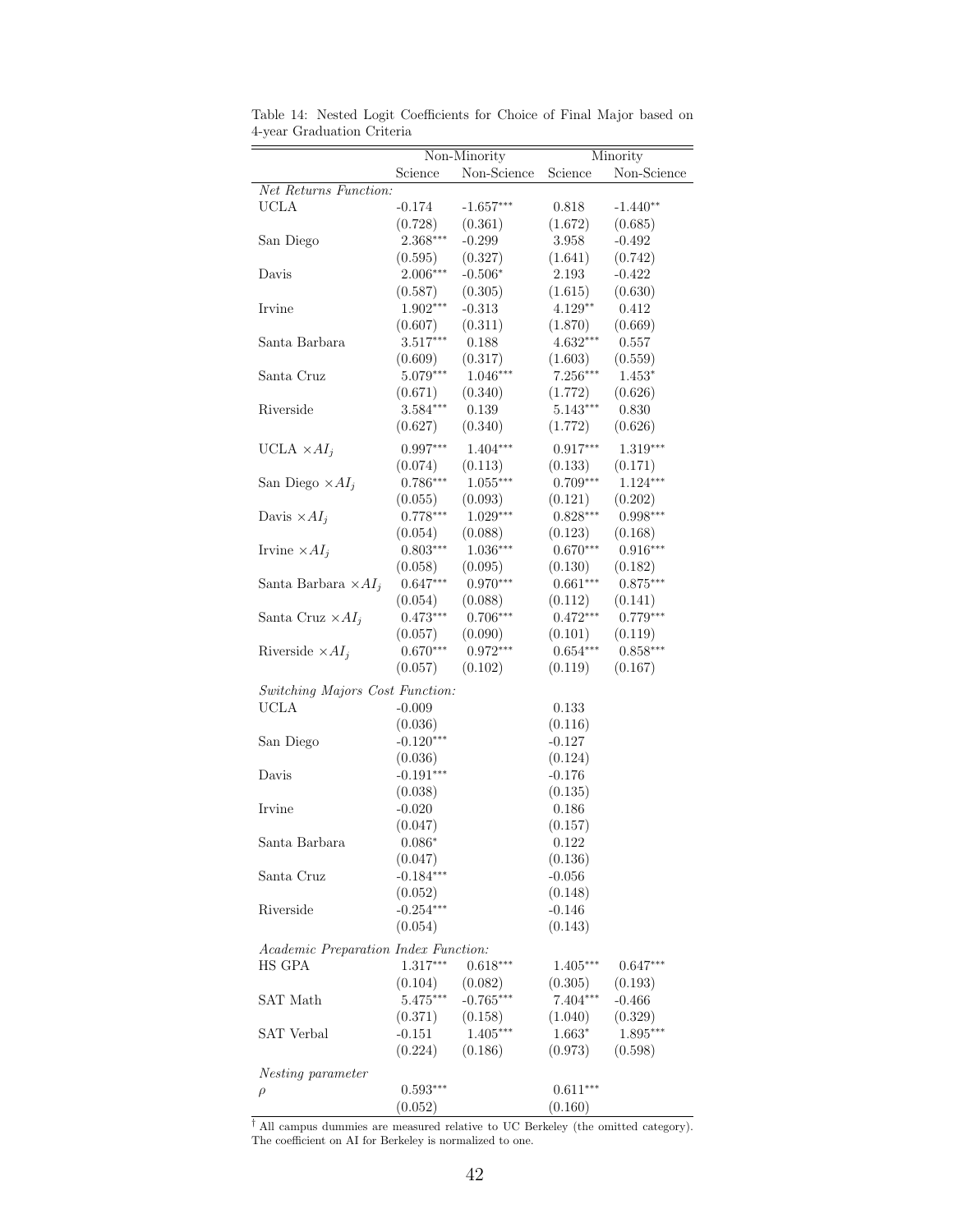Table 14: Nested Logit Coefficients for Choice of Final Major based on 4-year Graduation Criteria

| | Non-Minority | | Minority | |
|---|---|---|---|---|
| | Science | Non-Science | Science | Non-Science |
| *Net Returns Function:* | | | | |
| UCLA | -0.174 | -1.657*** | 0.818 | -1.440** |
| | (0.728) | (0.361) | (1.672) | (0.685) |
| San Diego | 2.368*** | -0.299 | 3.958 | -0.492 |
| | (0.595) | (0.327) | (1.641) | (0.742) |
| Davis | 2.006*** | -0.506* | 2.193 | -0.422 |
| | (0.587) | (0.305) | (1.615) | (0.630) |
| Irvine | 1.902*** | -0.313 | 4.129** | 0.412 |
| | (0.607) | (0.311) | (1.870) | (0.669) |
| Santa Barbara | 3.517*** | 0.188 | 4.632*** | 0.557 |
| | (0.609) | (0.317) | (1.603) | (0.559) |
| Santa Cruz | 5.079*** | 1.046*** | 7.256*** | 1.453* |
| | (0.671) | (0.340) | (1.772) | (0.626) |
| Riverside | 3.584*** | 0.139 | 5.143*** | 0.830 |
| | (0.627) | (0.340) | (1.772) | (0.626) |
| UCLA $\times AI_j$ | 0.997*** | 1.404*** | 0.917*** | 1.319*** |
| | (0.074) | (0.113) | (0.133) | (0.171) |
| San Diego $\times AI_j$ | 0.786*** | 1.055*** | 0.709*** | 1.124*** |
| | (0.055) | (0.093) | (0.121) | (0.202) |
| Davis $\times AI_j$ | 0.778*** | 1.029*** | 0.828*** | 0.998*** |
| | (0.054) | (0.088) | (0.123) | (0.168) |
| Irvine $\times AI_j$ | 0.803*** | 1.036*** | 0.670*** | 0.916*** |
| | (0.058) | (0.095) | (0.130) | (0.182) |
| Santa Barbara $\times AI_j$ | 0.647*** | 0.970*** | 0.661*** | 0.875*** |
| | (0.054) | (0.088) | (0.112) | (0.141) |
| Santa Cruz $\times AI_j$ | 0.473*** | 0.706*** | 0.472*** | 0.779*** |
| | (0.057) | (0.090) | (0.101) | (0.119) |
| Riverside $\times AI_j$ | 0.670*** | 0.972*** | 0.654*** | 0.858*** |
| | (0.057) | (0.102) | (0.119) | (0.167) |
| *Switching Majors Cost Function:* | | | | |
| UCLA | -0.009 | | 0.133 | |
| | (0.036) | | (0.116) | |
| San Diego | -0.120*** | | -0.127 | |
| | (0.036) | | (0.124) | |
| Davis | -0.191*** | | -0.176 | |
| | (0.038) | | (0.135) | |
| Irvine | -0.020 | | 0.186 | |
| | (0.047) | | (0.157) | |
| Santa Barbara | 0.086* | | 0.122 | |
| | (0.047) | | (0.136) | |
| Santa Cruz | -0.184*** | | -0.056 | |
| | (0.052) | | (0.148) | |
| Riverside | -0.254*** | | -0.146 | |
| | (0.054) | | (0.143) | |
| *Academic Preparation Index Function:* | | | | |
| HS GPA | 1.317*** | 0.618*** | 1.405*** | 0.647*** |
| | (0.104) | (0.082) | (0.305) | (0.193) |
| SAT Math | 5.475*** | -0.765*** | 7.404*** | -0.466 |
| | (0.371) | (0.158) | (1.040) | (0.329) |
| SAT Verbal | -0.151 | 1.405*** | 1.663* | 1.895*** |
| | (0.224) | (0.186) | (0.973) | (0.598) |
| *Nesting parameter* | | | | |
| $\rho$ | 0.593*** | | 0.611*** | |
| | (0.052) | | (0.160) | |

† All campus dummies are measured relative to UC Berkeley (the omitted category). The coefficient on AI for Berkeley is normalized to one.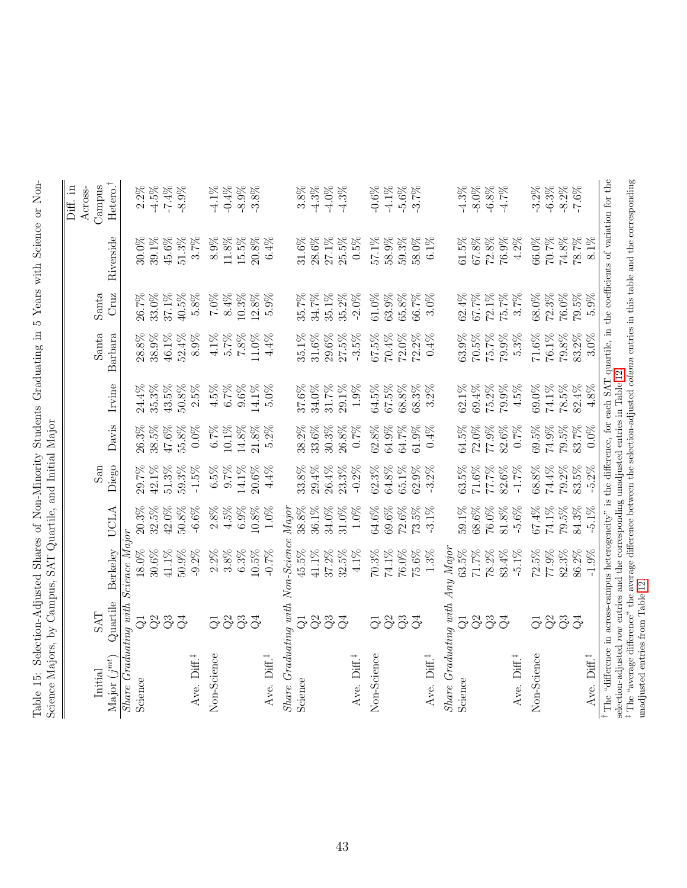Table 15: Selection-Adjusted Shares of Non-Minority Students Graduating in 5 Years with Science or Non-Science Majors, by Campus, SAT Quartile, and Initial Major

| Initial Major ($j^{int}$) | SAT Quartile | Berkeley | UCLA | San Diego | Davis | Irvine | Santa Barbara | Santa Cruz | Riverside | Diff. in Across-Campus Hetero.[†] |
|---|---|---|---|---|---|---|---|---|---|---|
| *Share Graduating with Science Major* | | | | | | | | | | |
| Science | Q1 | 18.0% | 20.3% | 29.7% | 26.3% | 24.4% | 28.8% | 26.7% | 30.0% | 2.2% |
| | Q2 | 30.6% | 32.5% | 42.1% | 38.5% | 35.3% | 38.9% | 33.0% | 39.1% | -4.5% |
| | Q3 | 41.1% | 42.0% | 51.3% | 47.6% | 43.5% | 46.1% | 37.1% | 45.6% | -7.4% |
| | Q4 | 50.9% | 50.8% | 59.3% | 55.8% | 50.8% | 52.4% | 40.5% | 51.3% | -8.9% |
| Ave. Diff.[‡] | | -9.2% | -6.6% | -1.5% | 0.0% | 2.5% | 8.9% | 5.8% | 3.7% | |
| Non-Science | Q1 | 2.2% | 2.8% | 6.5% | 6.7% | 4.5% | 4.1% | 7.0% | 8.9% | -4.1% |
| | Q2 | 3.8% | 4.5% | 9.7% | 10.1% | 6.7% | 5.7% | 8.4% | 11.8% | -0.4% |
| | Q3 | 6.3% | 6.9% | 14.1% | 14.8% | 9.6% | 7.8% | 10.3% | 15.5% | -8.9% |
| | Q4 | 10.5% | 10.8% | 20.6% | 21.8% | 14.1% | 11.0% | 12.8% | 20.8% | -3.8% |
| Ave. Diff.[‡] | | -0.7% | 1.0% | 4.4% | 5.2% | 5.0% | 4.4% | 5.9% | 6.4% | |
| *Share Graduating with Non-Science Major* | | | | | | | | | | |
| Science | Q1 | 45.5% | 38.8% | 33.8% | 38.2% | 37.6% | 35.1% | 35.7% | 31.6% | 3.8% |
| | Q2 | 41.1% | 36.1% | 29.4% | 33.6% | 34.0% | 31.6% | 34.7% | 28.6% | -4.3% |
| | Q3 | 37.2% | 34.0% | 26.4% | 30.3% | 31.7% | 29.6% | 35.1% | 27.1% | -4.0% |
| | Q4 | 32.5% | 31.0% | 23.3% | 26.8% | 29.1% | 27.5% | 35.2% | 25.5% | -4.3% |
| Ave. Diff.[‡] | | 4.1% | 1.0% | -0.2% | 0.7% | 1.9% | -3.5% | -2.0% | 0.5% | |
| Non-Science | Q1 | 70.3% | 64.6% | 62.3% | 62.8% | 64.5% | 67.5% | 61.0% | 57.1% | -0.6% |
| | Q2 | 74.1% | 69.6% | 64.8% | 64.9% | 67.5% | 70.4% | 63.9% | 58.9% | -4.1% |
| | Q3 | 76.0% | 72.6% | 65.1% | 64.7% | 68.8% | 72.0% | 65.8% | 59.3% | -5.6% |
| | Q4 | 75.6% | 73.5% | 62.9% | 61.9% | 68.3% | 72.2% | 66.7% | 58.0% | -3.7% |
| Ave. Diff.[‡] | | 1.3% | -3.1% | -3.2% | 0.4% | 3.2% | 0.4% | 3.0% | 6.1% | |
| *Share Graduating with Any Major* | | | | | | | | | | |
| Science | Q1 | 63.5% | 59.1% | 63.5% | 64.5% | 62.1% | 63.9% | 62.4% | 61.5% | -4.3% |
| | Q2 | 71.7% | 68.6% | 71.6% | 72.0% | 69.4% | 70.5% | 67.7% | 67.8% | -8.0% |
| | Q3 | 78.2% | 76.0% | 77.7% | 77.9% | 75.2% | 75.7% | 72.1% | 72.8% | -6.8% |
| | Q4 | 83.4% | 81.8% | 82.6% | 82.6% | 79.9% | 79.9% | 75.7% | 76.9% | -4.7% |
| Ave. Diff.[‡] | | -5.1% | -5.6% | -1.7% | 0.7% | 4.5% | 5.3% | 3.7% | 4.2% | |
| Non-Science | Q1 | 72.5% | 67.4% | 68.8% | 69.5% | 69.0% | 71.6% | 68.0% | 66.0% | -3.2% |
| | Q2 | 77.9% | 74.1% | 74.4% | 74.9% | 74.1% | 76.1% | 72.3% | 70.7% | -6.3% |
| | Q3 | 82.3% | 79.5% | 79.2% | 79.5% | 78.5% | 79.8% | 76.0% | 74.8% | -8.2% |
| | Q4 | 86.2% | 84.3% | 83.5% | 83.7% | 82.4% | 83.2% | 79.5% | 78.7% | -7.6% |
| Ave. Diff.[‡] | | -1.9% | -5.1% | -5.2% | 0.0% | 4.8% | 3.0% | 5.9% | 8.1% | |

[†] The "difference in across-campus heterogeneity" is the difference, for each SAT quartile, in the coefficients of variation for the selection-adjusted *row* entries and the corresponding unadjusted entries in Table 12.

[‡] The "average difference" the average difference between the selection-adjusted *column* entries in this table and the corresponding unadjusted entries from Table 12.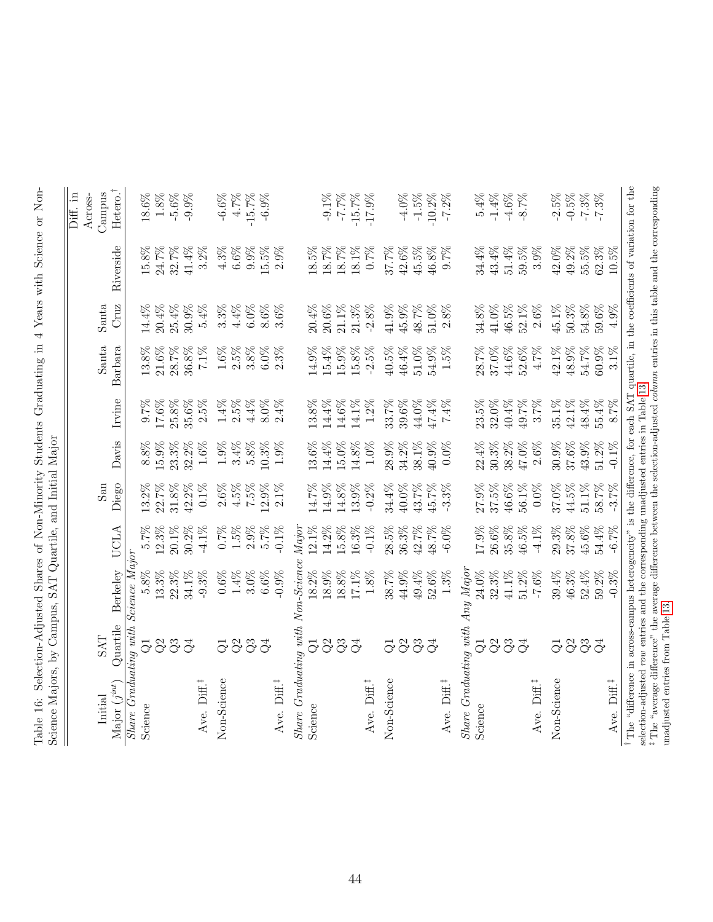Table 16: Selection-Adjusted Shares of Non-Minority Students Graduating in 4 Years with Science or Non-Science Majors, by Campus, SAT Quartile, and Initial Major

| Initial Major ($j^{int}$) | SAT Quartile | Berkeley | UCLA | San Diego | Davis | Irvine | Santa Barbara | Santa Cruz | Riverside | Diff. in Across-Campus Hetero.[†] |
|---|---|---|---|---|---|---|---|---|---|---|
| *Share Graduating with Science Major* | | | | | | | | | | |
| Science | Q1 | 5.8% | 5.7% | 13.2% | 8.8% | 9.7% | 13.8% | 14.4% | 15.8% | 18.6% |
| | Q2 | 13.3% | 12.3% | 22.7% | 15.9% | 17.6% | 21.6% | 20.4% | 24.7% | 1.8% |
| | Q3 | 22.3% | 20.1% | 31.8% | 23.3% | 25.8% | 28.7% | 25.4% | 32.7% | -5.6% |
| | Q4 | 34.1% | 30.2% | 42.2% | 32.2% | 35.6% | 36.8% | 30.9% | 41.4% | -9.9% |
| Ave. Diff.[‡] | | -9.3% | -4.1% | 0.1% | 1.6% | 2.5% | 7.1% | 5.4% | 3.2% | |
| Non-Science | Q1 | 0.6% | 0.7% | 2.6% | 1.9% | 1.4% | 1.6% | 3.3% | 4.3% | -6.6% |
| | Q2 | 1.4% | 1.5% | 4.5% | 3.4% | 2.5% | 2.5% | 4.4% | 6.6% | 4.7% |
| | Q3 | 3.0% | 2.9% | 7.5% | 5.8% | 4.4% | 3.8% | 6.0% | 9.9% | -15.7% |
| | Q4 | 6.6% | 5.7% | 12.9% | 10.3% | 8.0% | 6.0% | 8.6% | 15.5% | -6.9% |
| Ave. Diff.[‡] | | -0.9% | -0.1% | 2.1% | 1.9% | 2.4% | 2.3% | 3.6% | 2.9% | |
| *Share Graduating with Non-Science Major* | | | | | | | | | | |
| Science | Q1 | 18.2% | 12.1% | 14.7% | 13.6% | 13.8% | 14.9% | 20.4% | 18.5% | |
| | Q2 | 18.9% | 14.2% | 14.9% | 14.4% | 14.4% | 15.4% | 20.6% | 18.7% | -9.1% |
| | Q3 | 18.8% | 15.8% | 14.8% | 15.0% | 14.6% | 15.9% | 21.1% | 18.7% | -7.7% |
| | Q4 | 17.1% | 16.3% | 13.9% | 14.8% | 14.1% | 15.8% | 21.3% | 18.1% | -15.7% |
| Ave. Diff.[‡] | | 1.8% | -0.1% | -0.2% | 1.0% | 1.2% | -2.5% | -2.8% | 0.7% | -17.9% |
| Non-Science | Q1 | 38.7% | 28.5% | 34.4% | 28.9% | 33.7% | 40.5% | 41.9% | 37.7% | |
| | Q2 | 44.9% | 36.3% | 40.0% | 34.2% | 39.6% | 46.4% | 45.9% | 42.6% | -4.0% |
| | Q3 | 49.4% | 42.7% | 43.7% | 38.1% | 44.0% | 51.0% | 48.7% | 45.5% | -1.5% |
| | Q4 | 52.6% | 48.7% | 45.7% | 40.9% | 47.4% | 54.9% | 51.0% | 46.8% | -10.2% |
| Ave. Diff.[‡] | | 1.3% | -6.0% | -3.3% | 0.0% | 7.4% | 1.5% | 2.8% | 9.7% | -7.2% |
| *Share Graduating with Any Major* | | | | | | | | | | |
| Science | Q1 | 24.0% | 17.9% | 27.9% | 22.4% | 23.5% | 28.7% | 34.8% | 34.4% | 5.4% |
| | Q2 | 32.3% | 26.6% | 37.5% | 30.3% | 32.0% | 37.0% | 41.0% | 43.4% | -1.4% |
| | Q3 | 41.1% | 35.8% | 46.6% | 38.2% | 40.4% | 44.6% | 46.5% | 51.4% | -4.6% |
| | Q4 | 51.2% | 46.5% | 56.1% | 47.0% | 49.7% | 52.6% | 52.1% | 59.5% | -8.7% |
| Ave. Diff.[‡] | | -7.6% | -4.1% | 0.0% | 2.6% | 3.7% | 4.7% | 2.6% | 3.9% | |
| Non-Science | Q1 | 39.4% | 29.3% | 37.0% | 30.9% | 35.1% | 42.1% | 45.1% | 42.0% | -2.5% |
| | Q2 | 46.3% | 37.8% | 44.5% | 37.6% | 42.1% | 48.9% | 50.3% | 49.2% | -0.5% |
| | Q3 | 52.4% | 45.6% | 51.1% | 43.9% | 48.4% | 54.7% | 54.8% | 55.5% | -7.3% |
| | Q4 | 59.2% | 54.4% | 58.7% | 51.2% | 55.4% | 60.9% | 59.6% | 62.3% | -7.3% |
| Ave. Diff.[‡] | | -0.3% | -6.7% | -3.7% | -0.1% | 8.7% | 3.1% | 4.9% | 10.5% | |

[†] The "difference in across-campus heterogeneity" is the difference, for each SAT quartile, in the coefficients of variation for the selection-adjusted *row* entries and the corresponding unadjusted entries in Table 13.
[‡] The "average difference" the average difference between the selection-adjusted *column* entries in this table and the corresponding unadjusted entries from Table 13.